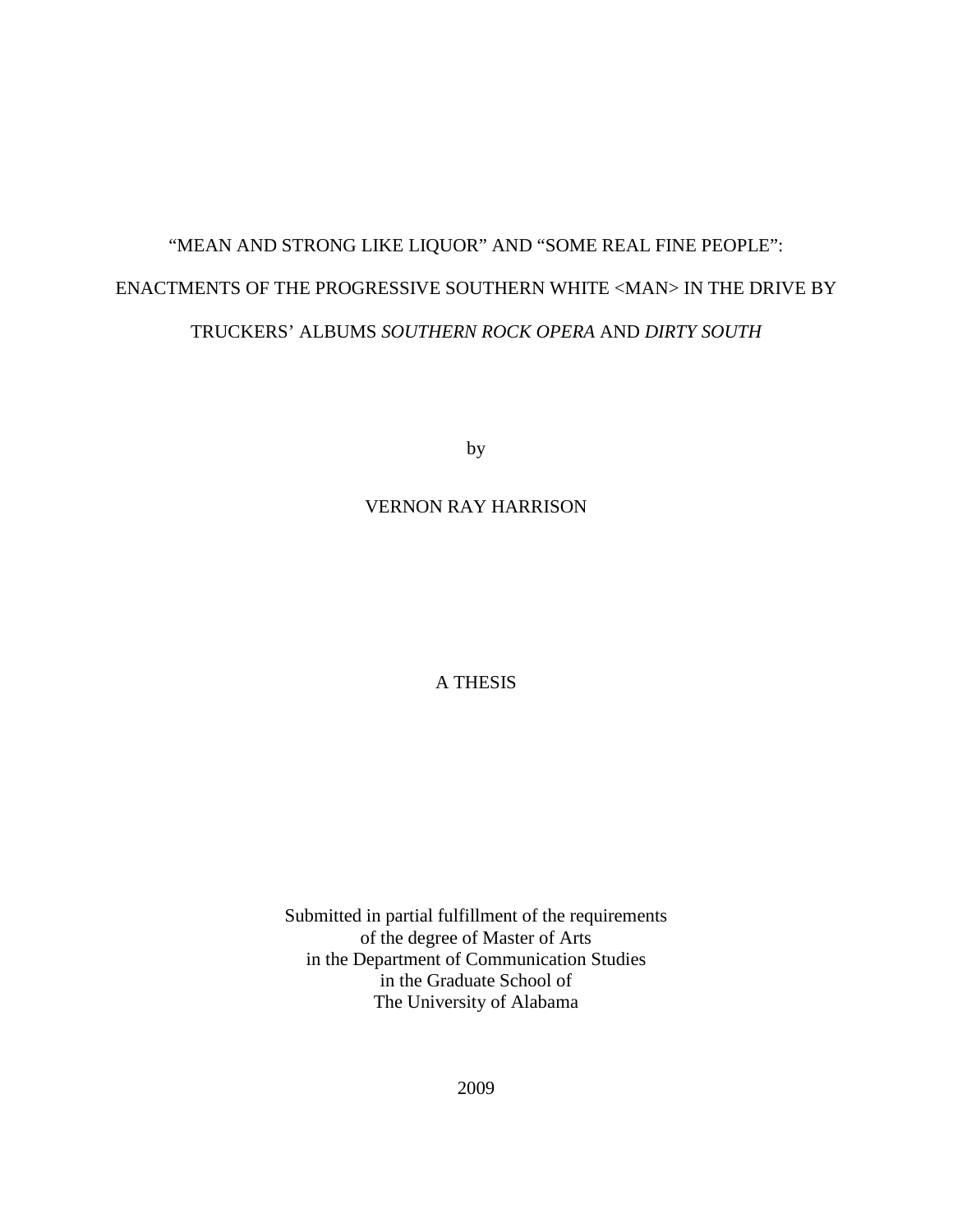# "MEAN AND STRONG LIKE LIQUOR" AND "SOME REAL FINE PEOPLE": ENACTMENTS OF THE PROGRESSIVE SOUTHERN WHITE <MAN> IN THE DRIVE BY TRUCKERS' ALBUMS *SOUTHERN ROCK OPERA* AND *DIRTY SOUTH*

by

VERNON RAY HARRISON

A THESIS

Submitted in partial fulfillment of the requirements
of the degree of Master of Arts
in the Department of Communication Studies
in the Graduate School of
The University of Alabama

2009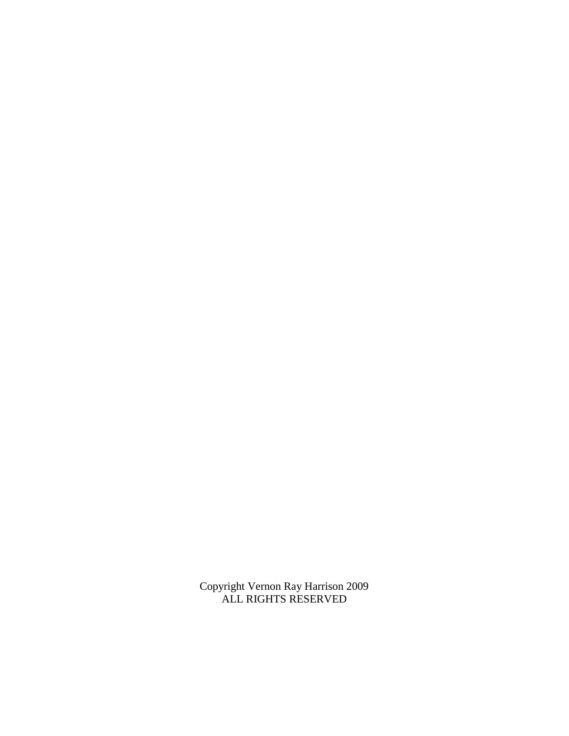Copyright Vernon Ray Harrison 2009
ALL RIGHTS RESERVED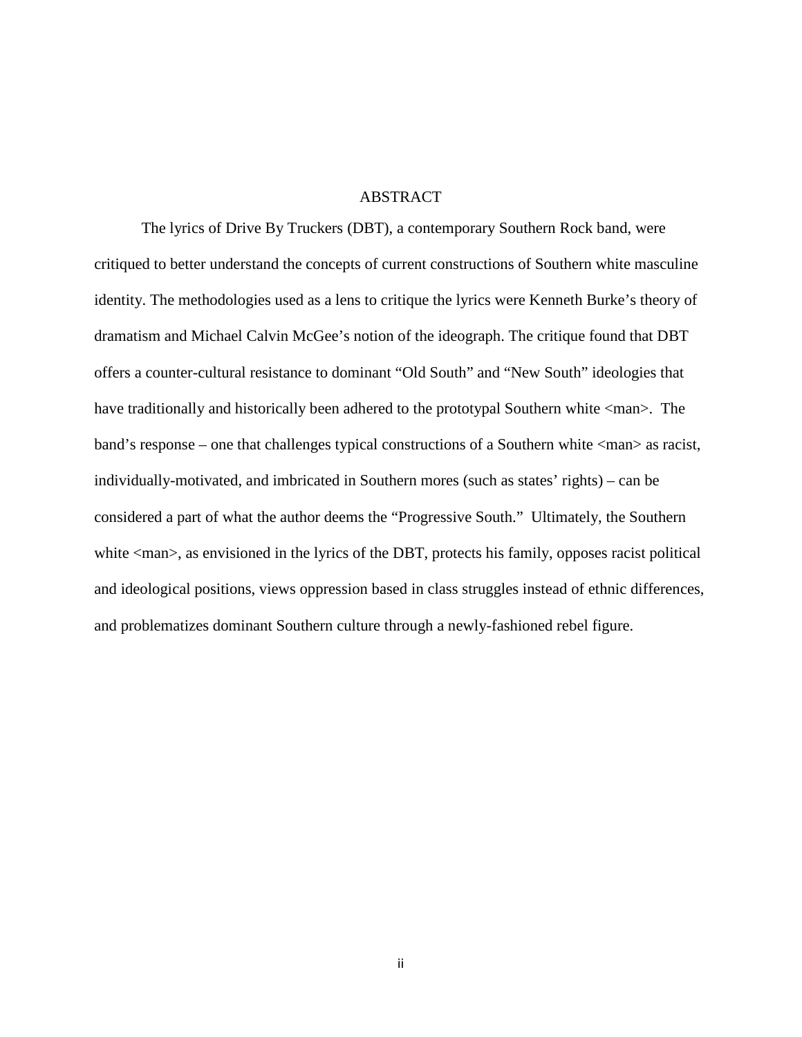# ABSTRACT

The lyrics of Drive By Truckers (DBT), a contemporary Southern Rock band, were critiqued to better understand the concepts of current constructions of Southern white masculine identity. The methodologies used as a lens to critique the lyrics were Kenneth Burke's theory of dramatism and Michael Calvin McGee's notion of the ideograph. The critique found that DBT offers a counter-cultural resistance to dominant "Old South" and "New South" ideologies that have traditionally and historically been adhered to the prototypal Southern white <man>. The band's response – one that challenges typical constructions of a Southern white <man> as racist, individually-motivated, and imbricated in Southern mores (such as states' rights) – can be considered a part of what the author deems the "Progressive South." Ultimately, the Southern white <man>, as envisioned in the lyrics of the DBT, protects his family, opposes racist political and ideological positions, views oppression based in class struggles instead of ethnic differences, and problematizes dominant Southern culture through a newly-fashioned rebel figure.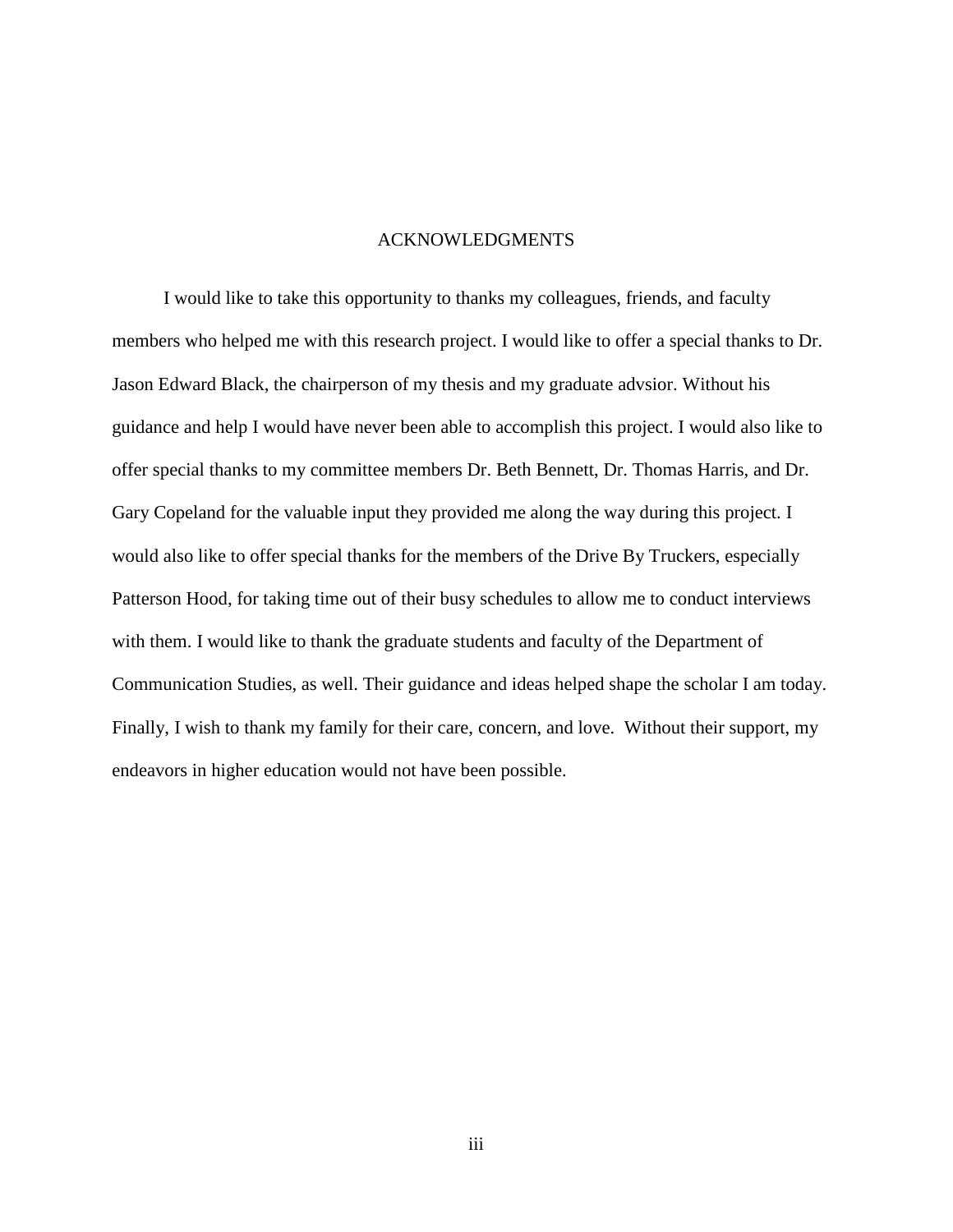# ACKNOWLEDGMENTS

I would like to take this opportunity to thanks my colleagues, friends, and faculty members who helped me with this research project. I would like to offer a special thanks to Dr. Jason Edward Black, the chairperson of my thesis and my graduate advsior. Without his guidance and help I would have never been able to accomplish this project. I would also like to offer special thanks to my committee members Dr. Beth Bennett, Dr. Thomas Harris, and Dr. Gary Copeland for the valuable input they provided me along the way during this project. I would also like to offer special thanks for the members of the Drive By Truckers, especially Patterson Hood, for taking time out of their busy schedules to allow me to conduct interviews with them. I would like to thank the graduate students and faculty of the Department of Communication Studies, as well. Their guidance and ideas helped shape the scholar I am today. Finally, I wish to thank my family for their care, concern, and love. Without their support, my endeavors in higher education would not have been possible.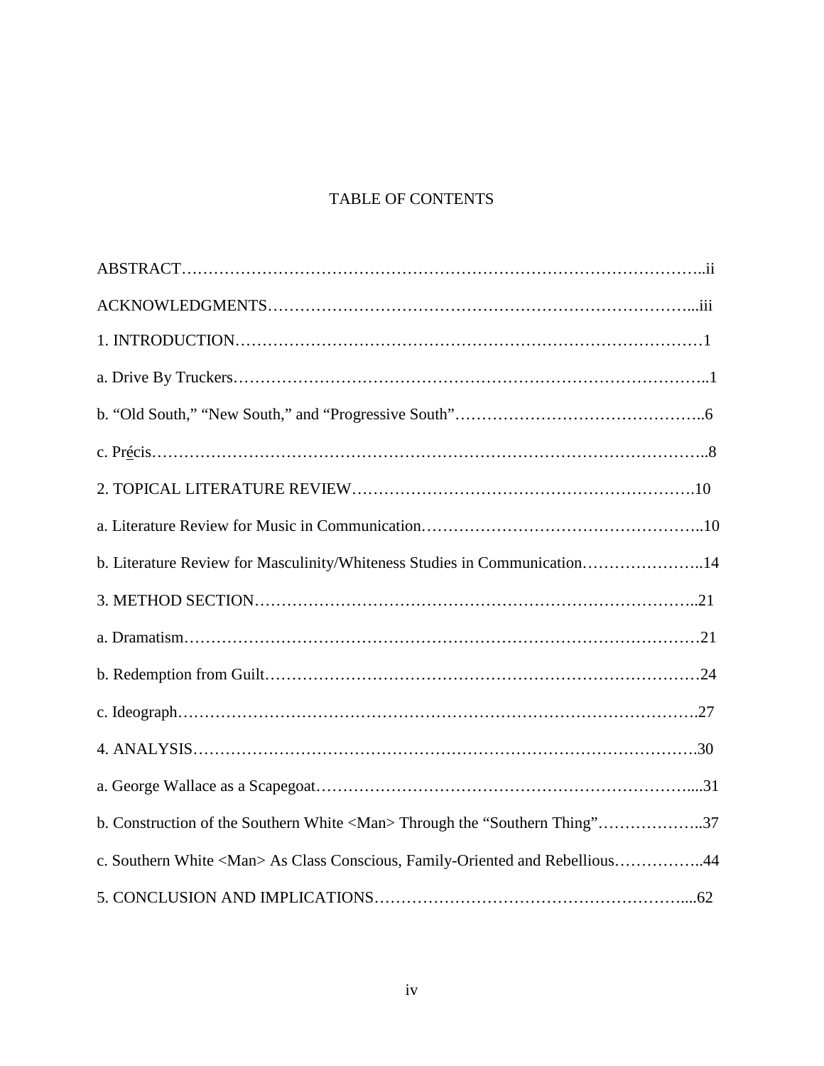# TABLE OF CONTENTS

ABSTRACT…………………………………………………………………………………..ii

ACKNOWLEDGMENTS……………………………………………………………………...iii

1. INTRODUCTION……………………………………………………………………………1

a. Drive By Truckers…………………………………………………………………………..1

b. "Old South," "New South," and "Progressive South"………………………………………..6

c. Précis………………………………………………………………………………………..8

2. TOPICAL LITERATURE REVIEW…………………………………………………….10

a. Literature Review for Music in Communication…………………………………………..10

b. Literature Review for Masculinity/Whiteness Studies in Communication…………………..14

3. METHOD SECTION………………………………………………………………………..21

a. Dramatism…………………………………………………………………………………21

b. Redemption from Guilt……………………………………………………………………24

c. Ideograph…………………………………………………………………………………….27

4. ANALYSIS………………………………………………………………………………….30

a. George Wallace as a Scapegoat…………………………………………………………....31

b. Construction of the Southern White <Man> Through the "Southern Thing"………………..37

c. Southern White <Man> As Class Conscious, Family-Oriented and Rebellious……………..44

5. CONCLUSION AND IMPLICATIONS…………………………………………………....62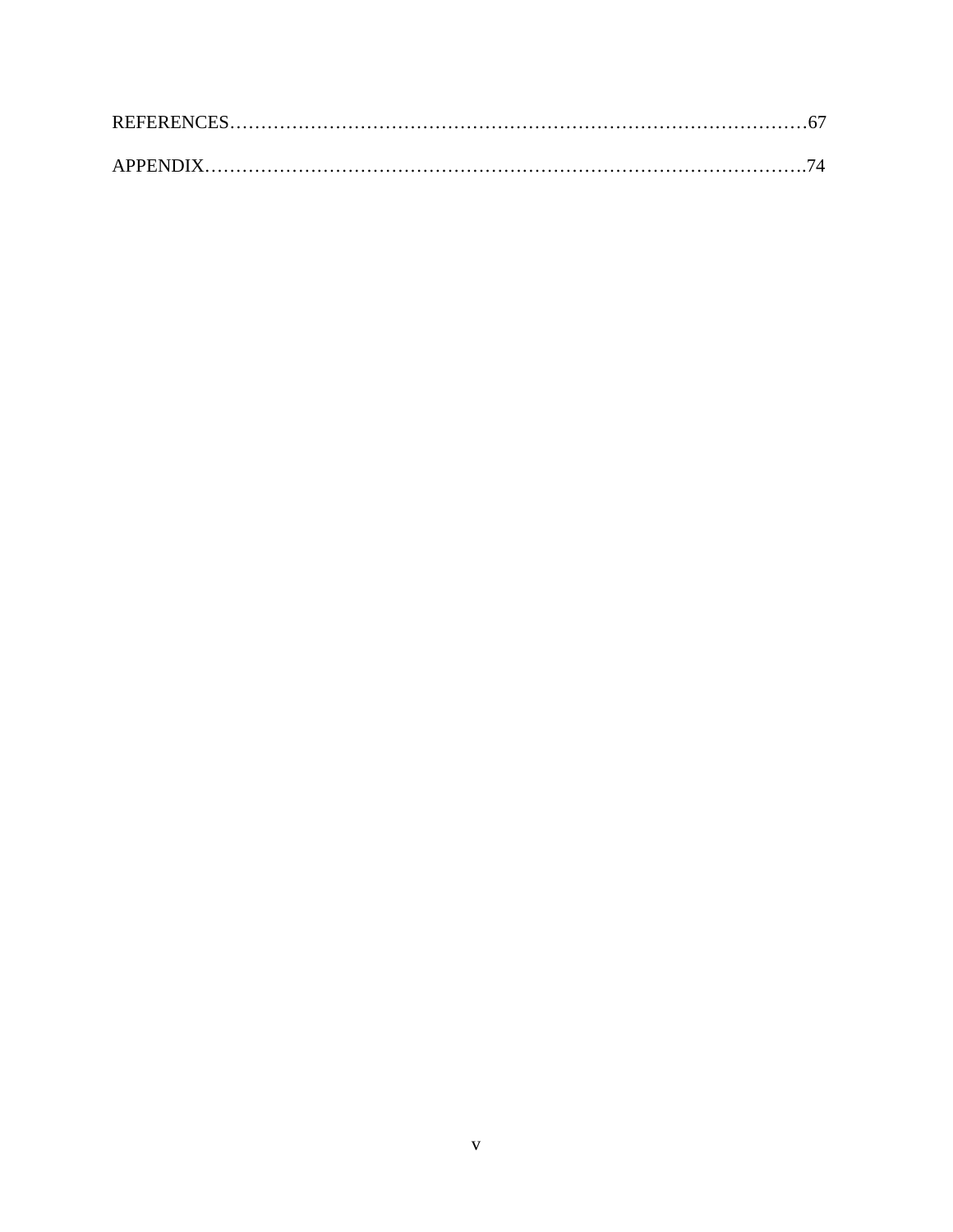REFERENCES……………………………………………………………………………………67

APPENDIX……………………………………………………………………………………….74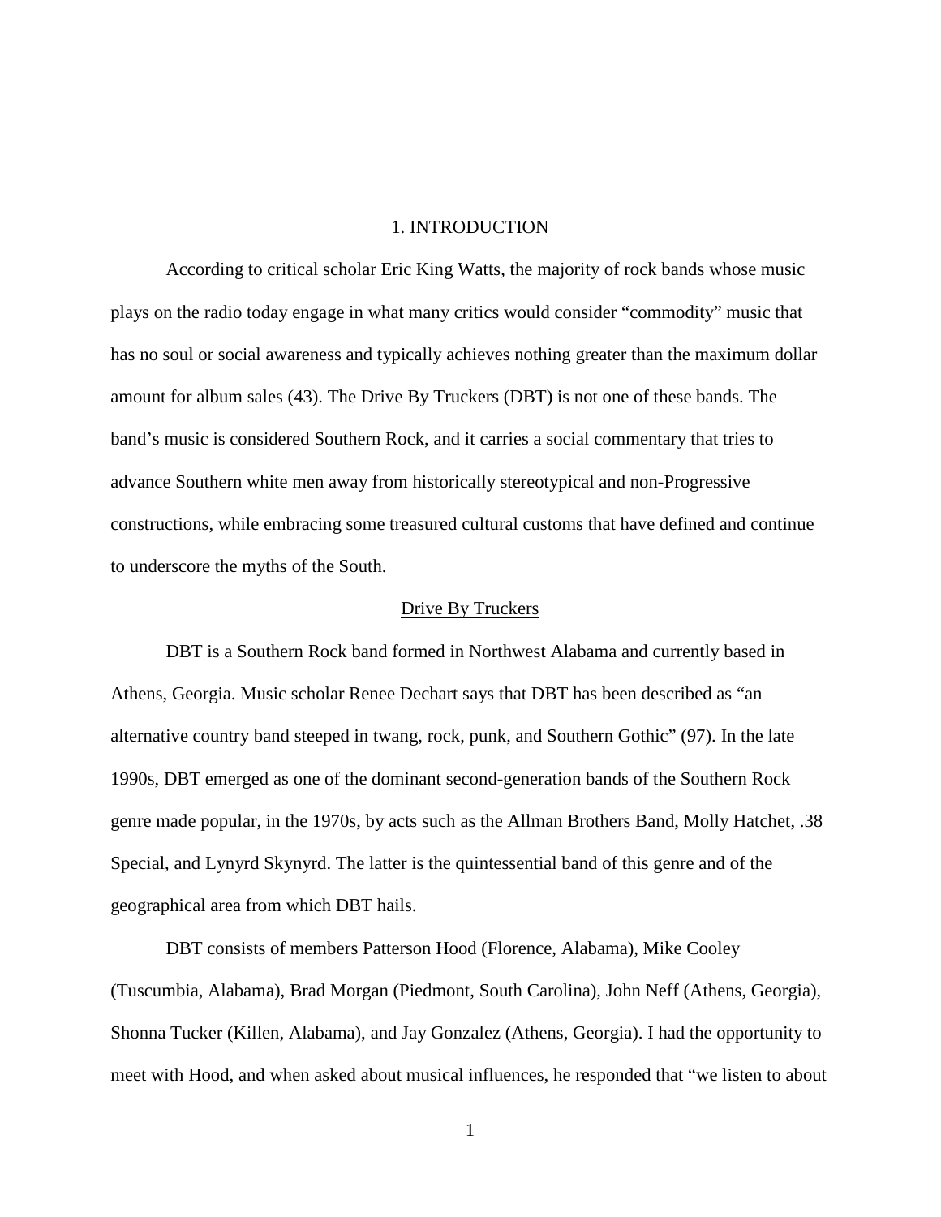# 1. INTRODUCTION

According to critical scholar Eric King Watts, the majority of rock bands whose music plays on the radio today engage in what many critics would consider "commodity" music that has no soul or social awareness and typically achieves nothing greater than the maximum dollar amount for album sales (43). The Drive By Truckers (DBT) is not one of these bands. The band's music is considered Southern Rock, and it carries a social commentary that tries to advance Southern white men away from historically stereotypical and non-Progressive constructions, while embracing some treasured cultural customs that have defined and continue to underscore the myths of the South.

## Drive By Truckers

DBT is a Southern Rock band formed in Northwest Alabama and currently based in Athens, Georgia. Music scholar Renee Dechart says that DBT has been described as "an alternative country band steeped in twang, rock, punk, and Southern Gothic" (97). In the late 1990s, DBT emerged as one of the dominant second-generation bands of the Southern Rock genre made popular, in the 1970s, by acts such as the Allman Brothers Band, Molly Hatchet, .38 Special, and Lynyrd Skynyrd. The latter is the quintessential band of this genre and of the geographical area from which DBT hails.

DBT consists of members Patterson Hood (Florence, Alabama), Mike Cooley (Tuscumbia, Alabama), Brad Morgan (Piedmont, South Carolina), John Neff (Athens, Georgia), Shonna Tucker (Killen, Alabama), and Jay Gonzalez (Athens, Georgia). I had the opportunity to meet with Hood, and when asked about musical influences, he responded that "we listen to about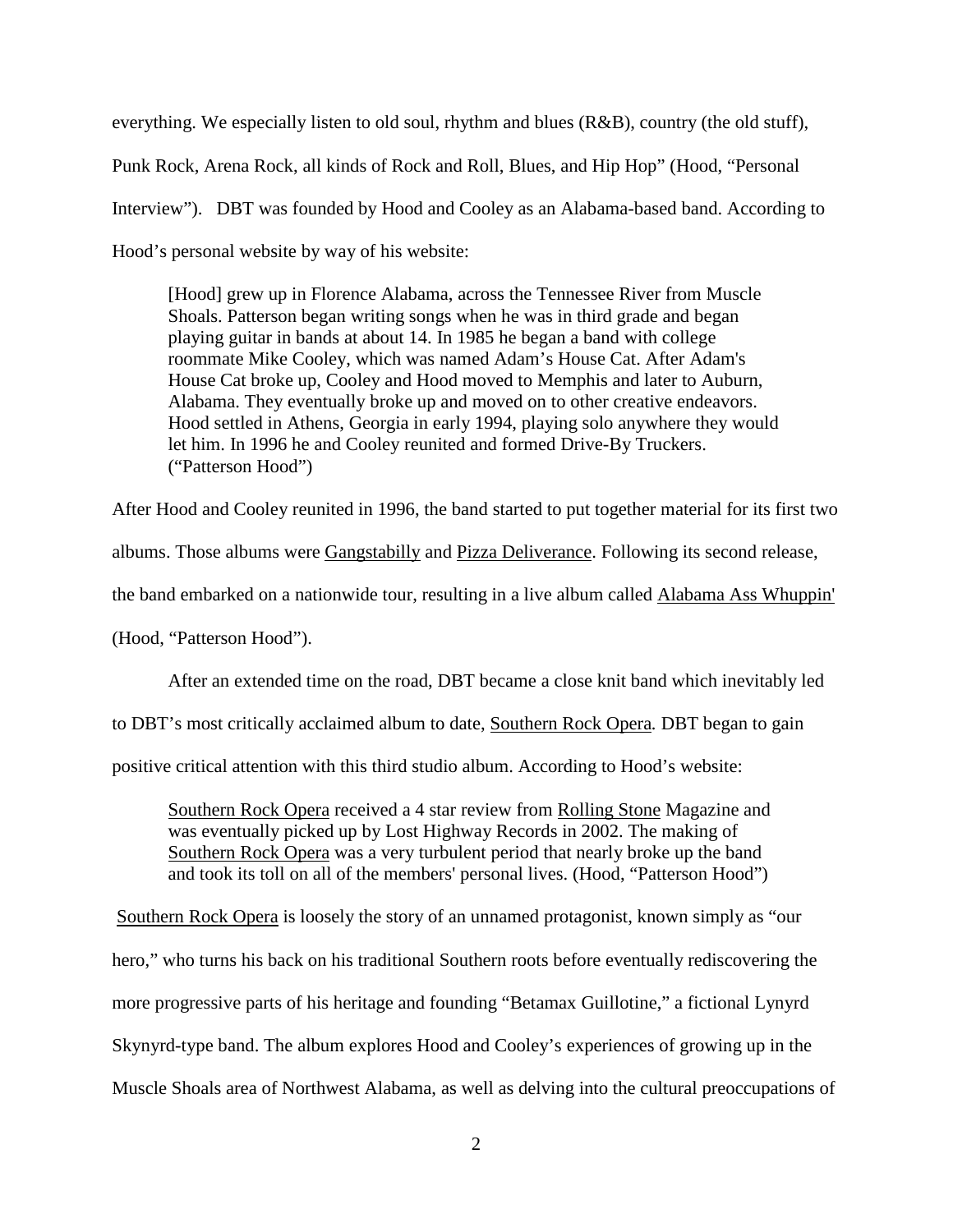everything. We especially listen to old soul, rhythm and blues (R&B), country (the old stuff), Punk Rock, Arena Rock, all kinds of Rock and Roll, Blues, and Hip Hop" (Hood, "Personal Interview"). DBT was founded by Hood and Cooley as an Alabama-based band. According to Hood's personal website by way of his website:

> [Hood] grew up in Florence Alabama, across the Tennessee River from Muscle Shoals. Patterson began writing songs when he was in third grade and began playing guitar in bands at about 14. In 1985 he began a band with college roommate Mike Cooley, which was named Adam's House Cat. After Adam's House Cat broke up, Cooley and Hood moved to Memphis and later to Auburn, Alabama. They eventually broke up and moved on to other creative endeavors. Hood settled in Athens, Georgia in early 1994, playing solo anywhere they would let him. In 1996 he and Cooley reunited and formed Drive-By Truckers. ("Patterson Hood")

After Hood and Cooley reunited in 1996, the band started to put together material for its first two albums. Those albums were Gangstabilly and Pizza Deliverance. Following its second release, the band embarked on a nationwide tour, resulting in a live album called Alabama Ass Whuppin' (Hood, "Patterson Hood").

After an extended time on the road, DBT became a close knit band which inevitably led to DBT's most critically acclaimed album to date, Southern Rock Opera. DBT began to gain positive critical attention with this third studio album. According to Hood's website:

> Southern Rock Opera received a 4 star review from Rolling Stone Magazine and was eventually picked up by Lost Highway Records in 2002. The making of Southern Rock Opera was a very turbulent period that nearly broke up the band and took its toll on all of the members' personal lives. (Hood, "Patterson Hood")

Southern Rock Opera is loosely the story of an unnamed protagonist, known simply as "our hero," who turns his back on his traditional Southern roots before eventually rediscovering the more progressive parts of his heritage and founding "Betamax Guillotine," a fictional Lynyrd Skynyrd-type band. The album explores Hood and Cooley's experiences of growing up in the Muscle Shoals area of Northwest Alabama, as well as delving into the cultural preoccupations of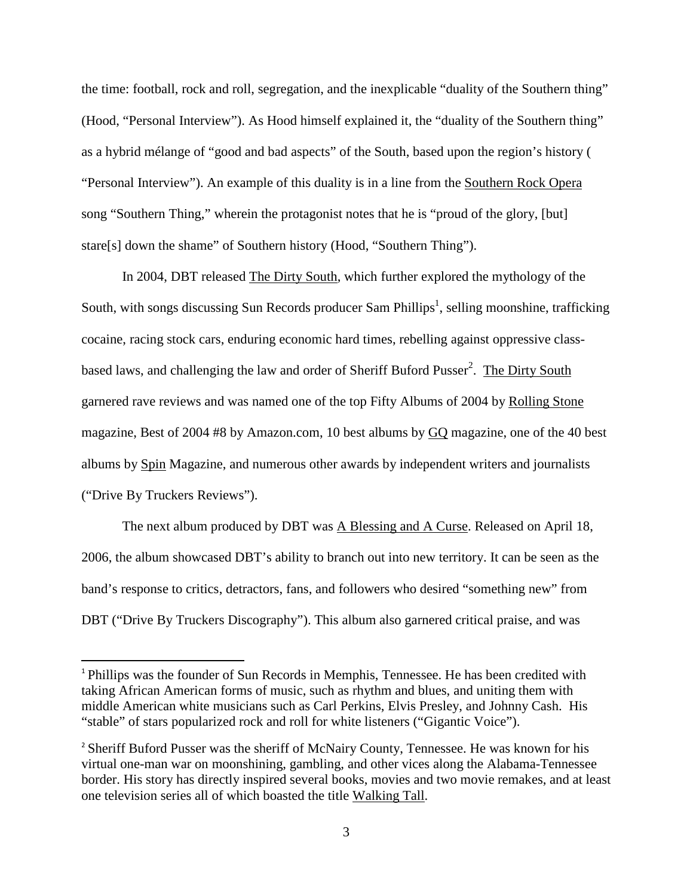the time: football, rock and roll, segregation, and the inexplicable "duality of the Southern thing" (Hood, "Personal Interview"). As Hood himself explained it, the "duality of the Southern thing" as a hybrid mélange of "good and bad aspects" of the South, based upon the region's history ( "Personal Interview"). An example of this duality is in a line from the Southern Rock Opera song "Southern Thing," wherein the protagonist notes that he is "proud of the glory, [but] stare[s] down the shame" of Southern history (Hood, "Southern Thing").

In 2004, DBT released The Dirty South, which further explored the mythology of the South, with songs discussing Sun Records producer Sam Phillips[1], selling moonshine, trafficking cocaine, racing stock cars, enduring economic hard times, rebelling against oppressive class-based laws, and challenging the law and order of Sheriff Buford Pusser[2]. The Dirty South garnered rave reviews and was named one of the top Fifty Albums of 2004 by Rolling Stone magazine, Best of 2004 #8 by Amazon.com, 10 best albums by GQ magazine, one of the 40 best albums by Spin Magazine, and numerous other awards by independent writers and journalists ("Drive By Truckers Reviews").

The next album produced by DBT was A Blessing and A Curse. Released on April 18, 2006, the album showcased DBT's ability to branch out into new territory. It can be seen as the band's response to critics, detractors, fans, and followers who desired "something new" from DBT ("Drive By Truckers Discography"). This album also garnered critical praise, and was

---

[1] Phillips was the founder of Sun Records in Memphis, Tennessee. He has been credited with taking African American forms of music, such as rhythm and blues, and uniting them with middle American white musicians such as Carl Perkins, Elvis Presley, and Johnny Cash. His "stable" of stars popularized rock and roll for white listeners ("Gigantic Voice").

[2] Sheriff Buford Pusser was the sheriff of McNairy County, Tennessee. He was known for his virtual one-man war on moonshining, gambling, and other vices along the Alabama-Tennessee border. His story has directly inspired several books, movies and two movie remakes, and at least one television series all of which boasted the title Walking Tall.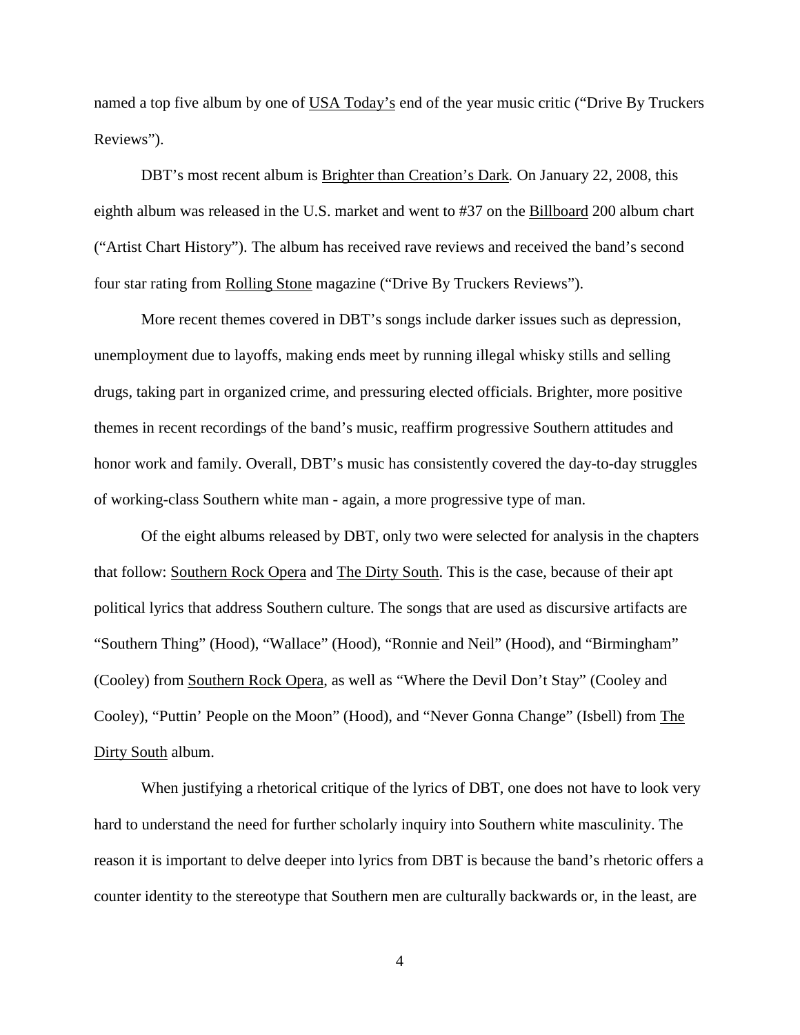named a top five album by one of USA Today's end of the year music critic ("Drive By Truckers Reviews").

DBT's most recent album is Brighter than Creation's Dark. On January 22, 2008, this eighth album was released in the U.S. market and went to #37 on the Billboard 200 album chart ("Artist Chart History"). The album has received rave reviews and received the band's second four star rating from Rolling Stone magazine ("Drive By Truckers Reviews").

More recent themes covered in DBT's songs include darker issues such as depression, unemployment due to layoffs, making ends meet by running illegal whisky stills and selling drugs, taking part in organized crime, and pressuring elected officials. Brighter, more positive themes in recent recordings of the band's music, reaffirm progressive Southern attitudes and honor work and family. Overall, DBT's music has consistently covered the day-to-day struggles of working-class Southern white man - again, a more progressive type of man.

Of the eight albums released by DBT, only two were selected for analysis in the chapters that follow: Southern Rock Opera and The Dirty South. This is the case, because of their apt political lyrics that address Southern culture. The songs that are used as discursive artifacts are "Southern Thing" (Hood), "Wallace" (Hood), "Ronnie and Neil" (Hood), and "Birmingham" (Cooley) from Southern Rock Opera, as well as "Where the Devil Don't Stay" (Cooley and Cooley), "Puttin' People on the Moon" (Hood), and "Never Gonna Change" (Isbell) from The Dirty South album.

When justifying a rhetorical critique of the lyrics of DBT, one does not have to look very hard to understand the need for further scholarly inquiry into Southern white masculinity. The reason it is important to delve deeper into lyrics from DBT is because the band's rhetoric offers a counter identity to the stereotype that Southern men are culturally backwards or, in the least, are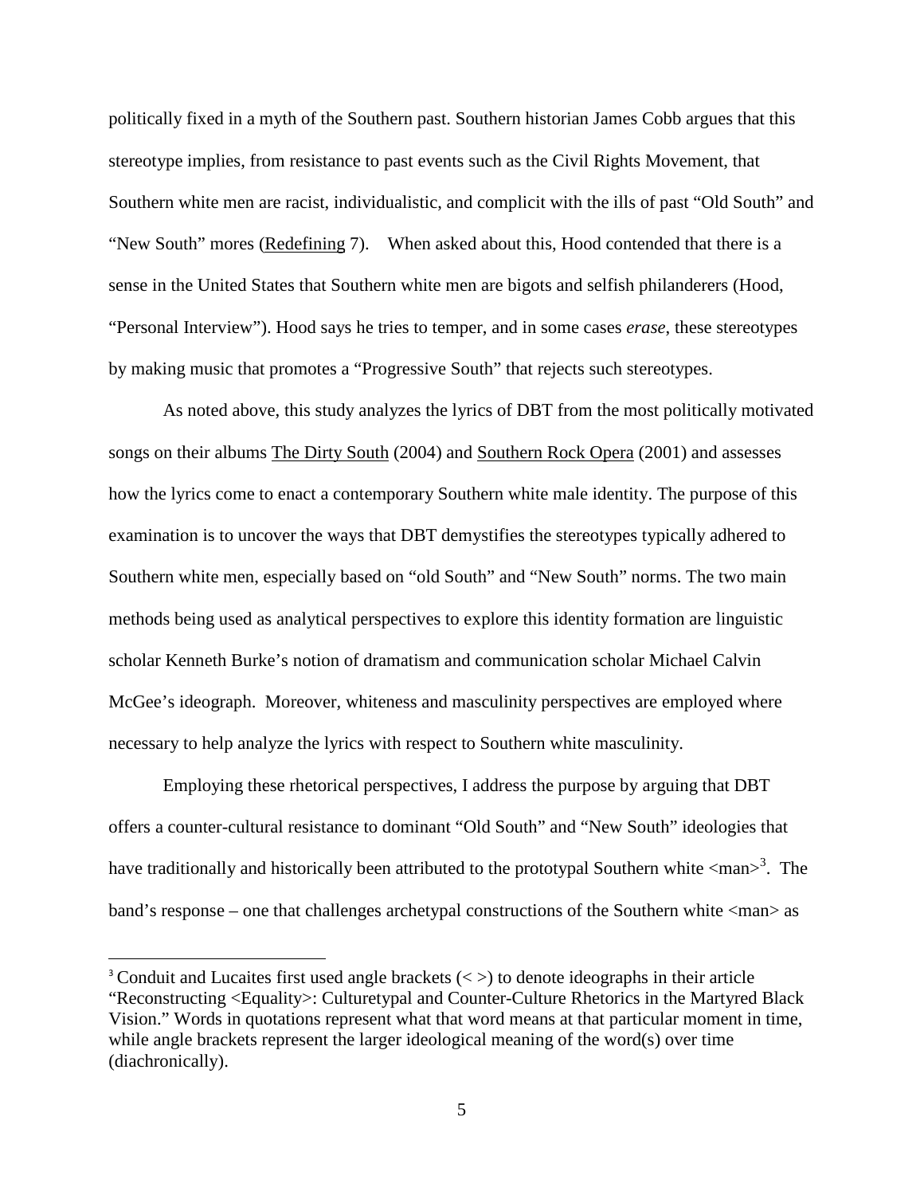politically fixed in a myth of the Southern past. Southern historian James Cobb argues that this stereotype implies, from resistance to past events such as the Civil Rights Movement, that Southern white men are racist, individualistic, and complicit with the ills of past "Old South" and "New South" mores (Redefining 7).  When asked about this, Hood contended that there is a sense in the United States that Southern white men are bigots and selfish philanderers (Hood, "Personal Interview"). Hood says he tries to temper, and in some cases *erase*, these stereotypes by making music that promotes a "Progressive South" that rejects such stereotypes.

As noted above, this study analyzes the lyrics of DBT from the most politically motivated songs on their albums The Dirty South (2004) and Southern Rock Opera (2001) and assesses how the lyrics come to enact a contemporary Southern white male identity. The purpose of this examination is to uncover the ways that DBT demystifies the stereotypes typically adhered to Southern white men, especially based on "old South" and "New South" norms. The two main methods being used as analytical perspectives to explore this identity formation are linguistic scholar Kenneth Burke's notion of dramatism and communication scholar Michael Calvin McGee's ideograph.  Moreover, whiteness and masculinity perspectives are employed where necessary to help analyze the lyrics with respect to Southern white masculinity.

Employing these rhetorical perspectives, I address the purpose by arguing that DBT offers a counter-cultural resistance to dominant "Old South" and "New South" ideologies that have traditionally and historically been attributed to the prototypal Southern white <man>[3].  The band's response – one that challenges archetypal constructions of the Southern white <man> as

[3] Conduit and Lucaites first used angle brackets (< >) to denote ideographs in their article "Reconstructing <Equality>: Culturetypal and Counter-Culture Rhetorics in the Martyred Black Vision." Words in quotations represent what that word means at that particular moment in time, while angle brackets represent the larger ideological meaning of the word(s) over time (diachronically).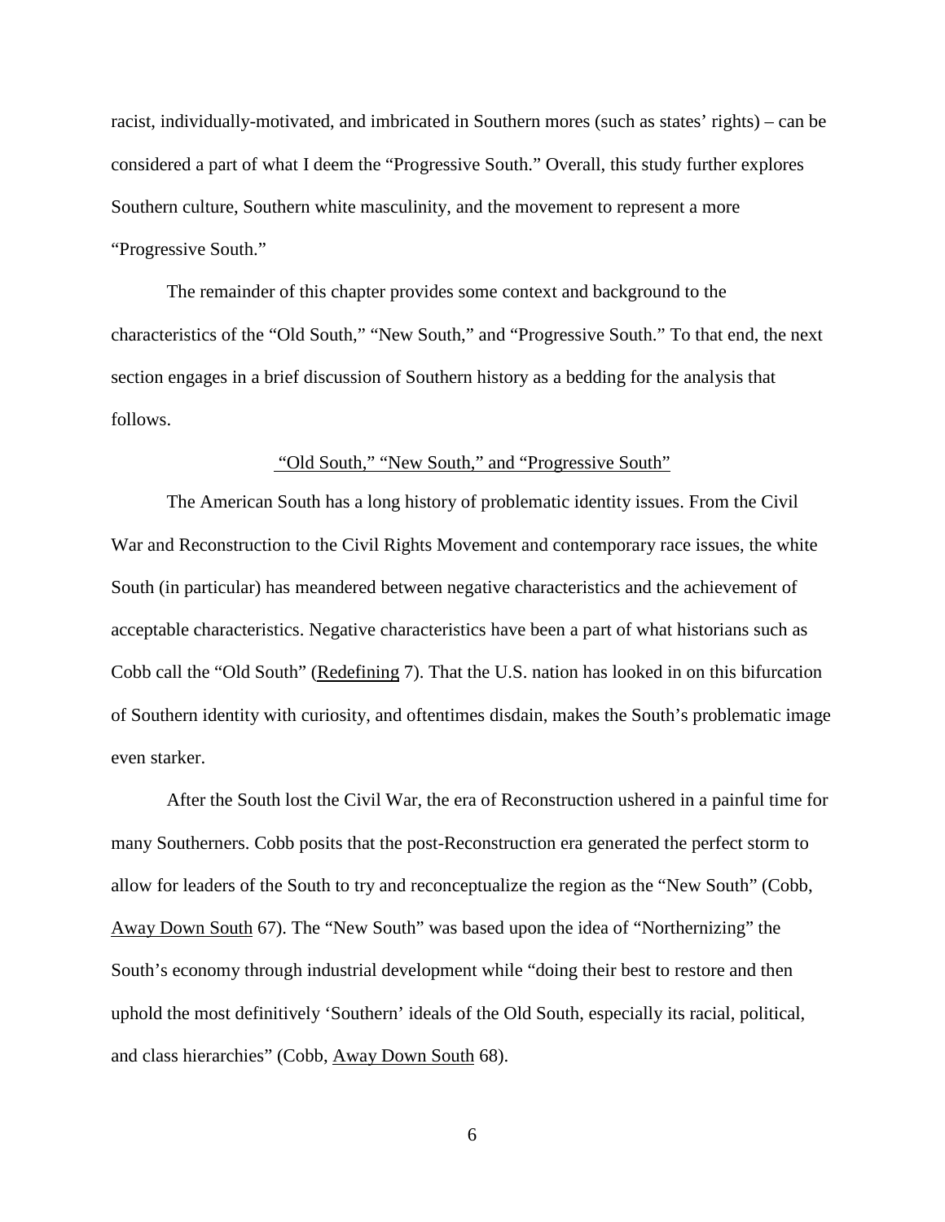racist, individually-motivated, and imbricated in Southern mores (such as states' rights) – can be considered a part of what I deem the "Progressive South." Overall, this study further explores Southern culture, Southern white masculinity, and the movement to represent a more "Progressive South."

The remainder of this chapter provides some context and background to the characteristics of the "Old South," "New South," and "Progressive South." To that end, the next section engages in a brief discussion of Southern history as a bedding for the analysis that follows.

## "Old South," "New South," and "Progressive South"

The American South has a long history of problematic identity issues. From the Civil War and Reconstruction to the Civil Rights Movement and contemporary race issues, the white South (in particular) has meandered between negative characteristics and the achievement of acceptable characteristics. Negative characteristics have been a part of what historians such as Cobb call the "Old South" (Redefining 7). That the U.S. nation has looked in on this bifurcation of Southern identity with curiosity, and oftentimes disdain, makes the South's problematic image even starker.

After the South lost the Civil War, the era of Reconstruction ushered in a painful time for many Southerners. Cobb posits that the post-Reconstruction era generated the perfect storm to allow for leaders of the South to try and reconceptualize the region as the "New South" (Cobb, Away Down South 67). The "New South" was based upon the idea of "Northernizing" the South's economy through industrial development while "doing their best to restore and then uphold the most definitively 'Southern' ideals of the Old South, especially its racial, political, and class hierarchies" (Cobb, Away Down South 68).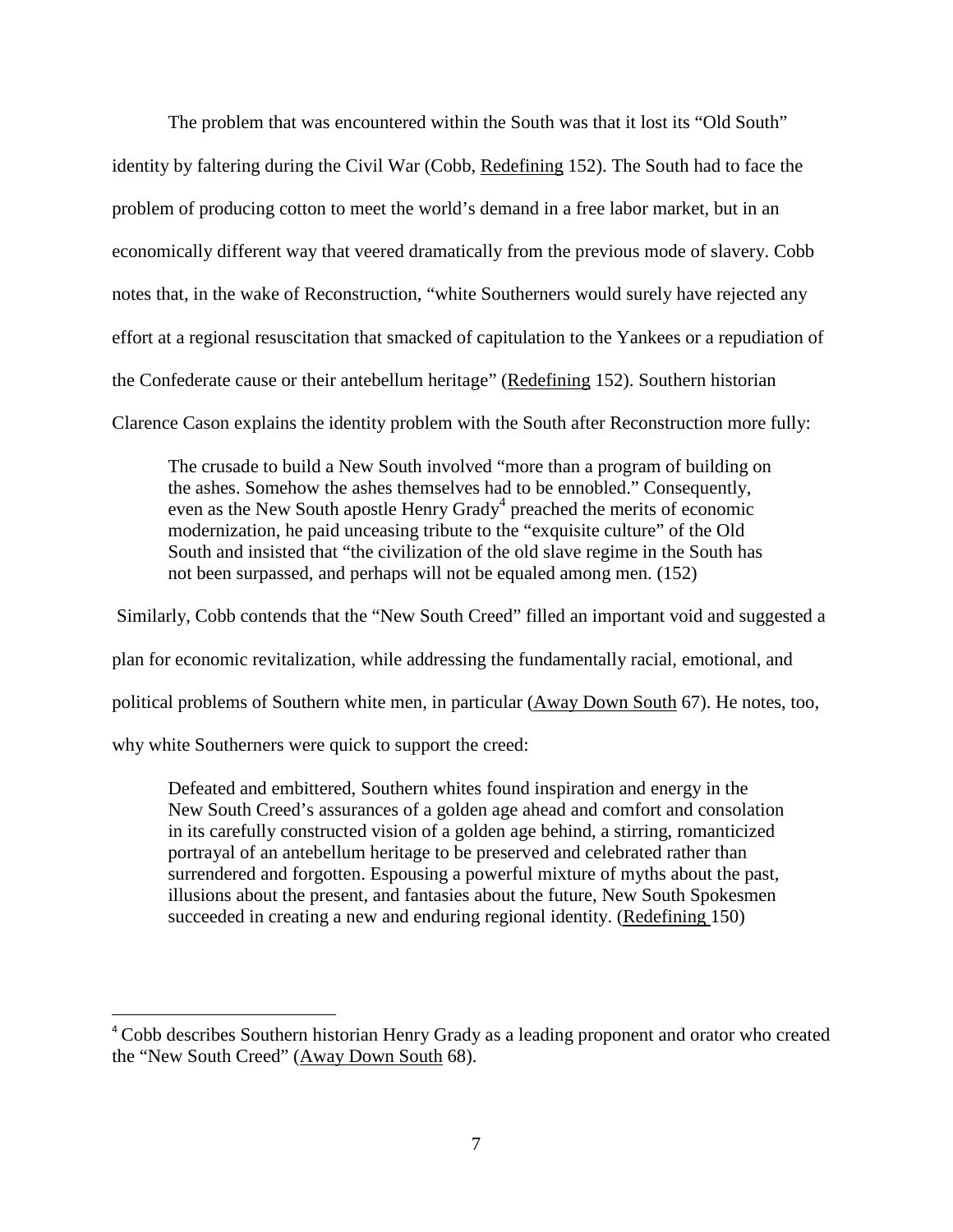The problem that was encountered within the South was that it lost its "Old South" identity by faltering during the Civil War (Cobb, Redefining 152). The South had to face the problem of producing cotton to meet the world's demand in a free labor market, but in an economically different way that veered dramatically from the previous mode of slavery. Cobb notes that, in the wake of Reconstruction, "white Southerners would surely have rejected any effort at a regional resuscitation that smacked of capitulation to the Yankees or a repudiation of the Confederate cause or their antebellum heritage" (Redefining 152). Southern historian Clarence Cason explains the identity problem with the South after Reconstruction more fully:

> The crusade to build a New South involved "more than a program of building on the ashes. Somehow the ashes themselves had to be ennobled." Consequently, even as the New South apostle Henry Grady[4] preached the merits of economic modernization, he paid unceasing tribute to the "exquisite culture" of the Old South and insisted that "the civilization of the old slave regime in the South has not been surpassed, and perhaps will not be equaled among men. (152)

Similarly, Cobb contends that the "New South Creed" filled an important void and suggested a plan for economic revitalization, while addressing the fundamentally racial, emotional, and political problems of Southern white men, in particular (Away Down South 67). He notes, too, why white Southerners were quick to support the creed:

> Defeated and embittered, Southern whites found inspiration and energy in the New South Creed's assurances of a golden age ahead and comfort and consolation in its carefully constructed vision of a golden age behind, a stirring, romanticized portrayal of an antebellum heritage to be preserved and celebrated rather than surrendered and forgotten. Espousing a powerful mixture of myths about the past, illusions about the present, and fantasies about the future, New South Spokesmen succeeded in creating a new and enduring regional identity. (Redefining 150)

---

[4] Cobb describes Southern historian Henry Grady as a leading proponent and orator who created the "New South Creed" (Away Down South 68).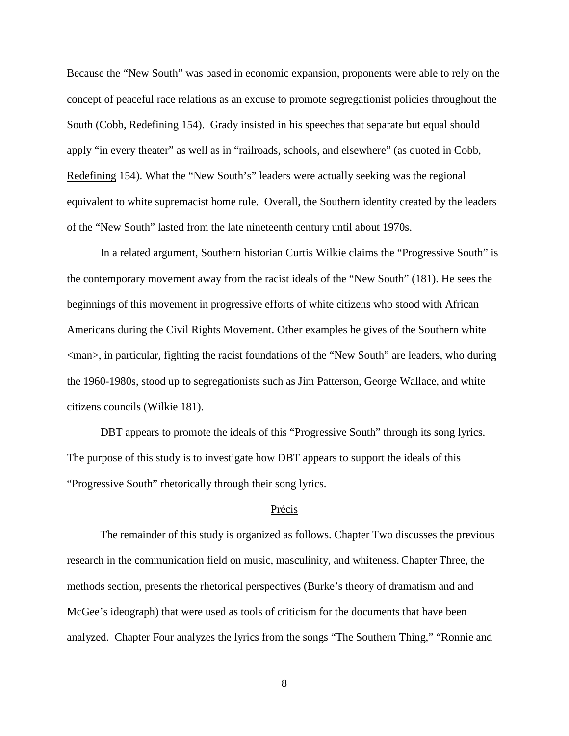Because the "New South" was based in economic expansion, proponents were able to rely on the concept of peaceful race relations as an excuse to promote segregationist policies throughout the South (Cobb, Redefining 154). Grady insisted in his speeches that separate but equal should apply "in every theater" as well as in "railroads, schools, and elsewhere" (as quoted in Cobb, Redefining 154). What the "New South's" leaders were actually seeking was the regional equivalent to white supremacist home rule. Overall, the Southern identity created by the leaders of the "New South" lasted from the late nineteenth century until about 1970s.

In a related argument, Southern historian Curtis Wilkie claims the "Progressive South" is the contemporary movement away from the racist ideals of the "New South" (181). He sees the beginnings of this movement in progressive efforts of white citizens who stood with African Americans during the Civil Rights Movement. Other examples he gives of the Southern white <man>, in particular, fighting the racist foundations of the "New South" are leaders, who during the 1960-1980s, stood up to segregationists such as Jim Patterson, George Wallace, and white citizens councils (Wilkie 181).

DBT appears to promote the ideals of this "Progressive South" through its song lyrics. The purpose of this study is to investigate how DBT appears to support the ideals of this "Progressive South" rhetorically through their song lyrics.

## Précis

The remainder of this study is organized as follows. Chapter Two discusses the previous research in the communication field on music, masculinity, and whiteness. Chapter Three, the methods section, presents the rhetorical perspectives (Burke's theory of dramatism and and McGee's ideograph) that were used as tools of criticism for the documents that have been analyzed. Chapter Four analyzes the lyrics from the songs "The Southern Thing," "Ronnie and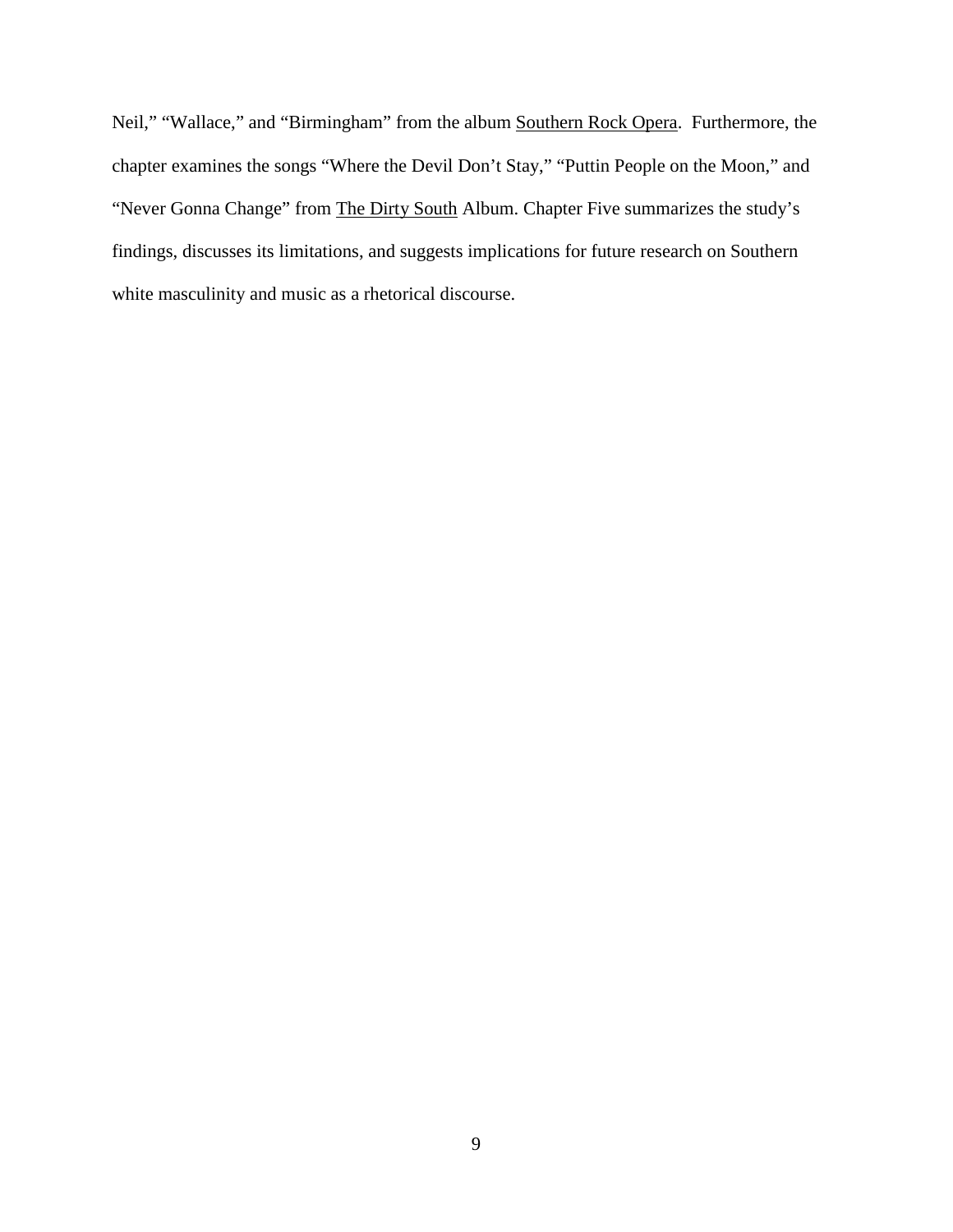Neil," "Wallace," and "Birmingham" from the album <u>Southern Rock Opera</u>. Furthermore, the chapter examines the songs "Where the Devil Don't Stay," "Puttin People on the Moon," and "Never Gonna Change" from <u>The Dirty South</u> Album. Chapter Five summarizes the study's findings, discusses its limitations, and suggests implications for future research on Southern white masculinity and music as a rhetorical discourse.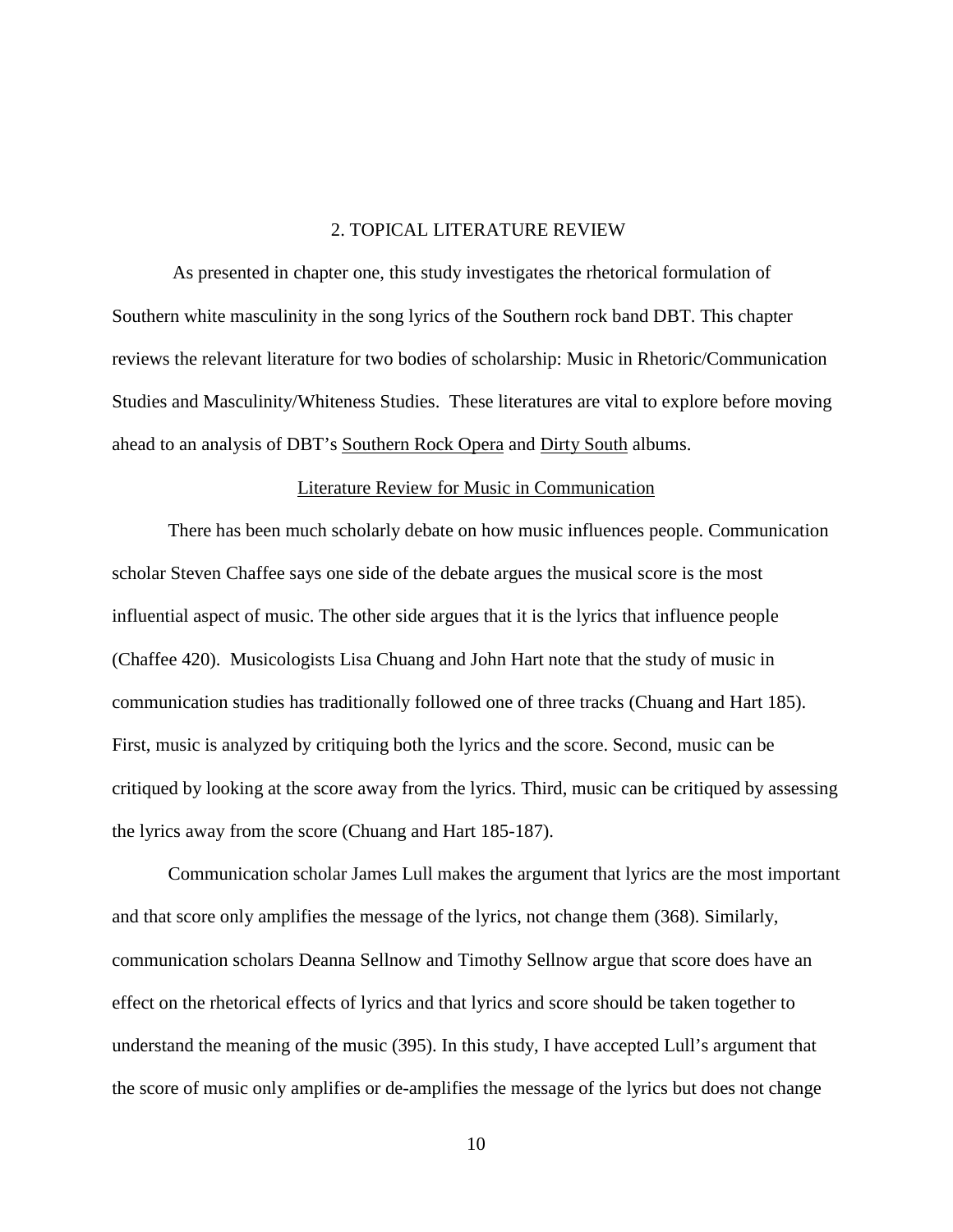# 2. TOPICAL LITERATURE REVIEW

As presented in chapter one, this study investigates the rhetorical formulation of Southern white masculinity in the song lyrics of the Southern rock band DBT. This chapter reviews the relevant literature for two bodies of scholarship: Music in Rhetoric/Communication Studies and Masculinity/Whiteness Studies. These literatures are vital to explore before moving ahead to an analysis of DBT's Southern Rock Opera and Dirty South albums.

## Literature Review for Music in Communication

There has been much scholarly debate on how music influences people. Communication scholar Steven Chaffee says one side of the debate argues the musical score is the most influential aspect of music. The other side argues that it is the lyrics that influence people (Chaffee 420). Musicologists Lisa Chuang and John Hart note that the study of music in communication studies has traditionally followed one of three tracks (Chuang and Hart 185). First, music is analyzed by critiquing both the lyrics and the score. Second, music can be critiqued by looking at the score away from the lyrics. Third, music can be critiqued by assessing the lyrics away from the score (Chuang and Hart 185-187).

Communication scholar James Lull makes the argument that lyrics are the most important and that score only amplifies the message of the lyrics, not change them (368). Similarly, communication scholars Deanna Sellnow and Timothy Sellnow argue that score does have an effect on the rhetorical effects of lyrics and that lyrics and score should be taken together to understand the meaning of the music (395). In this study, I have accepted Lull's argument that the score of music only amplifies or de-amplifies the message of the lyrics but does not change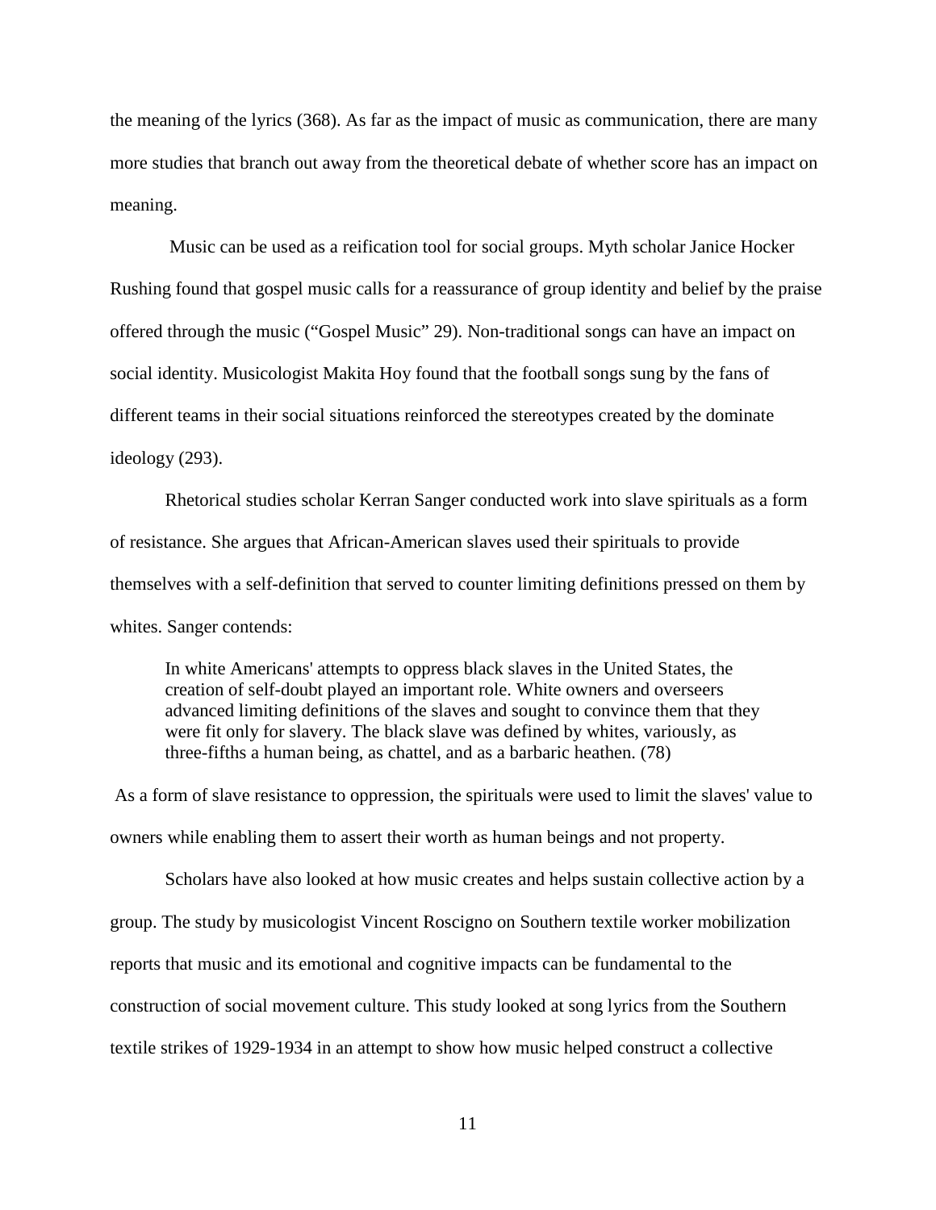the meaning of the lyrics (368). As far as the impact of music as communication, there are many more studies that branch out away from the theoretical debate of whether score has an impact on meaning.

Music can be used as a reification tool for social groups. Myth scholar Janice Hocker Rushing found that gospel music calls for a reassurance of group identity and belief by the praise offered through the music ("Gospel Music" 29). Non-traditional songs can have an impact on social identity. Musicologist Makita Hoy found that the football songs sung by the fans of different teams in their social situations reinforced the stereotypes created by the dominate ideology (293).

Rhetorical studies scholar Kerran Sanger conducted work into slave spirituals as a form of resistance. She argues that African-American slaves used their spirituals to provide themselves with a self-definition that served to counter limiting definitions pressed on them by whites. Sanger contends:

> In white Americans' attempts to oppress black slaves in the United States, the creation of self-doubt played an important role. White owners and overseers advanced limiting definitions of the slaves and sought to convince them that they were fit only for slavery. The black slave was defined by whites, variously, as three-fifths a human being, as chattel, and as a barbaric heathen. (78)

As a form of slave resistance to oppression, the spirituals were used to limit the slaves' value to owners while enabling them to assert their worth as human beings and not property.

Scholars have also looked at how music creates and helps sustain collective action by a group. The study by musicologist Vincent Roscigno on Southern textile worker mobilization reports that music and its emotional and cognitive impacts can be fundamental to the construction of social movement culture. This study looked at song lyrics from the Southern textile strikes of 1929-1934 in an attempt to show how music helped construct a collective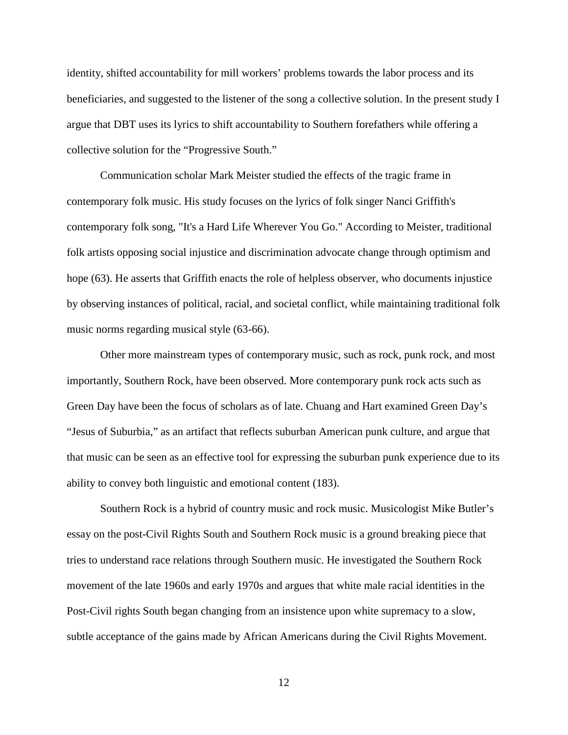identity, shifted accountability for mill workers' problems towards the labor process and its beneficiaries, and suggested to the listener of the song a collective solution. In the present study I argue that DBT uses its lyrics to shift accountability to Southern forefathers while offering a collective solution for the "Progressive South."

Communication scholar Mark Meister studied the effects of the tragic frame in contemporary folk music. His study focuses on the lyrics of folk singer Nanci Griffith's contemporary folk song, "It's a Hard Life Wherever You Go." According to Meister, traditional folk artists opposing social injustice and discrimination advocate change through optimism and hope (63). He asserts that Griffith enacts the role of helpless observer, who documents injustice by observing instances of political, racial, and societal conflict, while maintaining traditional folk music norms regarding musical style (63-66).

Other more mainstream types of contemporary music, such as rock, punk rock, and most importantly, Southern Rock, have been observed. More contemporary punk rock acts such as Green Day have been the focus of scholars as of late. Chuang and Hart examined Green Day's "Jesus of Suburbia," as an artifact that reflects suburban American punk culture, and argue that that music can be seen as an effective tool for expressing the suburban punk experience due to its ability to convey both linguistic and emotional content (183).

Southern Rock is a hybrid of country music and rock music. Musicologist Mike Butler's essay on the post-Civil Rights South and Southern Rock music is a ground breaking piece that tries to understand race relations through Southern music. He investigated the Southern Rock movement of the late 1960s and early 1970s and argues that white male racial identities in the Post-Civil rights South began changing from an insistence upon white supremacy to a slow, subtle acceptance of the gains made by African Americans during the Civil Rights Movement.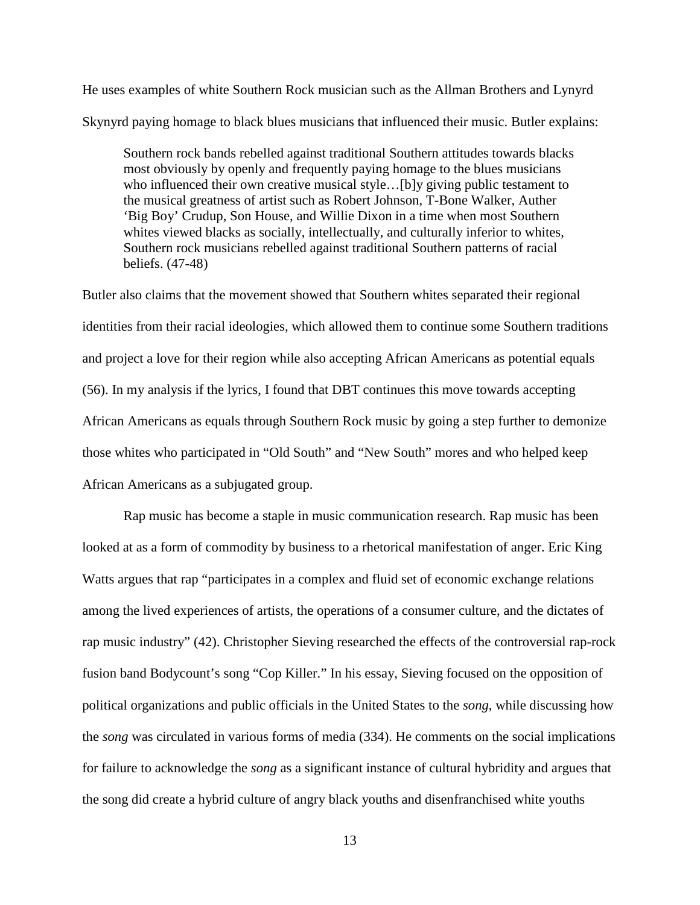He uses examples of white Southern Rock musician such as the Allman Brothers and Lynyrd Skynyrd paying homage to black blues musicians that influenced their music. Butler explains:

> Southern rock bands rebelled against traditional Southern attitudes towards blacks most obviously by openly and frequently paying homage to the blues musicians who influenced their own creative musical style…[b]y giving public testament to the musical greatness of artist such as Robert Johnson, T-Bone Walker, Auther 'Big Boy' Crudup, Son House, and Willie Dixon in a time when most Southern whites viewed blacks as socially, intellectually, and culturally inferior to whites, Southern rock musicians rebelled against traditional Southern patterns of racial beliefs. (47-48)

Butler also claims that the movement showed that Southern whites separated their regional identities from their racial ideologies, which allowed them to continue some Southern traditions and project a love for their region while also accepting African Americans as potential equals (56). In my analysis if the lyrics, I found that DBT continues this move towards accepting African Americans as equals through Southern Rock music by going a step further to demonize those whites who participated in "Old South" and "New South" mores and who helped keep African Americans as a subjugated group.

Rap music has become a staple in music communication research. Rap music has been looked at as a form of commodity by business to a rhetorical manifestation of anger. Eric King Watts argues that rap "participates in a complex and fluid set of economic exchange relations among the lived experiences of artists, the operations of a consumer culture, and the dictates of rap music industry" (42). Christopher Sieving researched the effects of the controversial rap-rock fusion band Bodycount's song "Cop Killer." In his essay, Sieving focused on the opposition of political organizations and public officials in the United States to the *song*, while discussing how the *song* was circulated in various forms of media (334). He comments on the social implications for failure to acknowledge the *song* as a significant instance of cultural hybridity and argues that the song did create a hybrid culture of angry black youths and disenfranchised white youths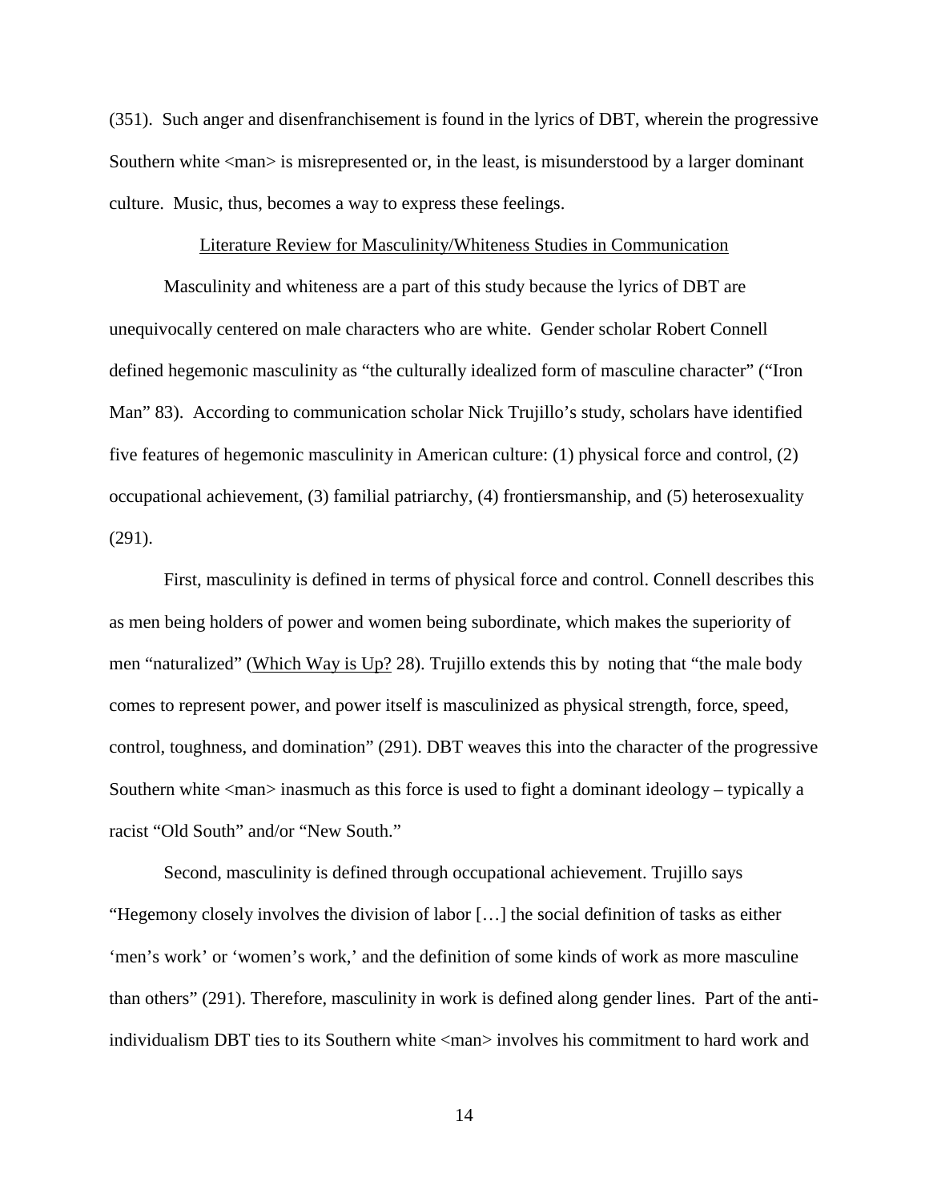(351). Such anger and disenfranchisement is found in the lyrics of DBT, wherein the progressive Southern white <man> is misrepresented or, in the least, is misunderstood by a larger dominant culture. Music, thus, becomes a way to express these feelings.

## Literature Review for Masculinity/Whiteness Studies in Communication

Masculinity and whiteness are a part of this study because the lyrics of DBT are unequivocally centered on male characters who are white. Gender scholar Robert Connell defined hegemonic masculinity as "the culturally idealized form of masculine character" ("Iron Man" 83). According to communication scholar Nick Trujillo's study, scholars have identified five features of hegemonic masculinity in American culture: (1) physical force and control, (2) occupational achievement, (3) familial patriarchy, (4) frontiersmanship, and (5) heterosexuality (291).

First, masculinity is defined in terms of physical force and control. Connell describes this as men being holders of power and women being subordinate, which makes the superiority of men "naturalized" (Which Way is Up? 28). Trujillo extends this by noting that "the male body comes to represent power, and power itself is masculinized as physical strength, force, speed, control, toughness, and domination" (291). DBT weaves this into the character of the progressive Southern white <man> inasmuch as this force is used to fight a dominant ideology – typically a racist "Old South" and/or "New South."

Second, masculinity is defined through occupational achievement. Trujillo says "Hegemony closely involves the division of labor […] the social definition of tasks as either 'men's work' or 'women's work,' and the definition of some kinds of work as more masculine than others" (291). Therefore, masculinity in work is defined along gender lines. Part of the anti-individualism DBT ties to its Southern white <man> involves his commitment to hard work and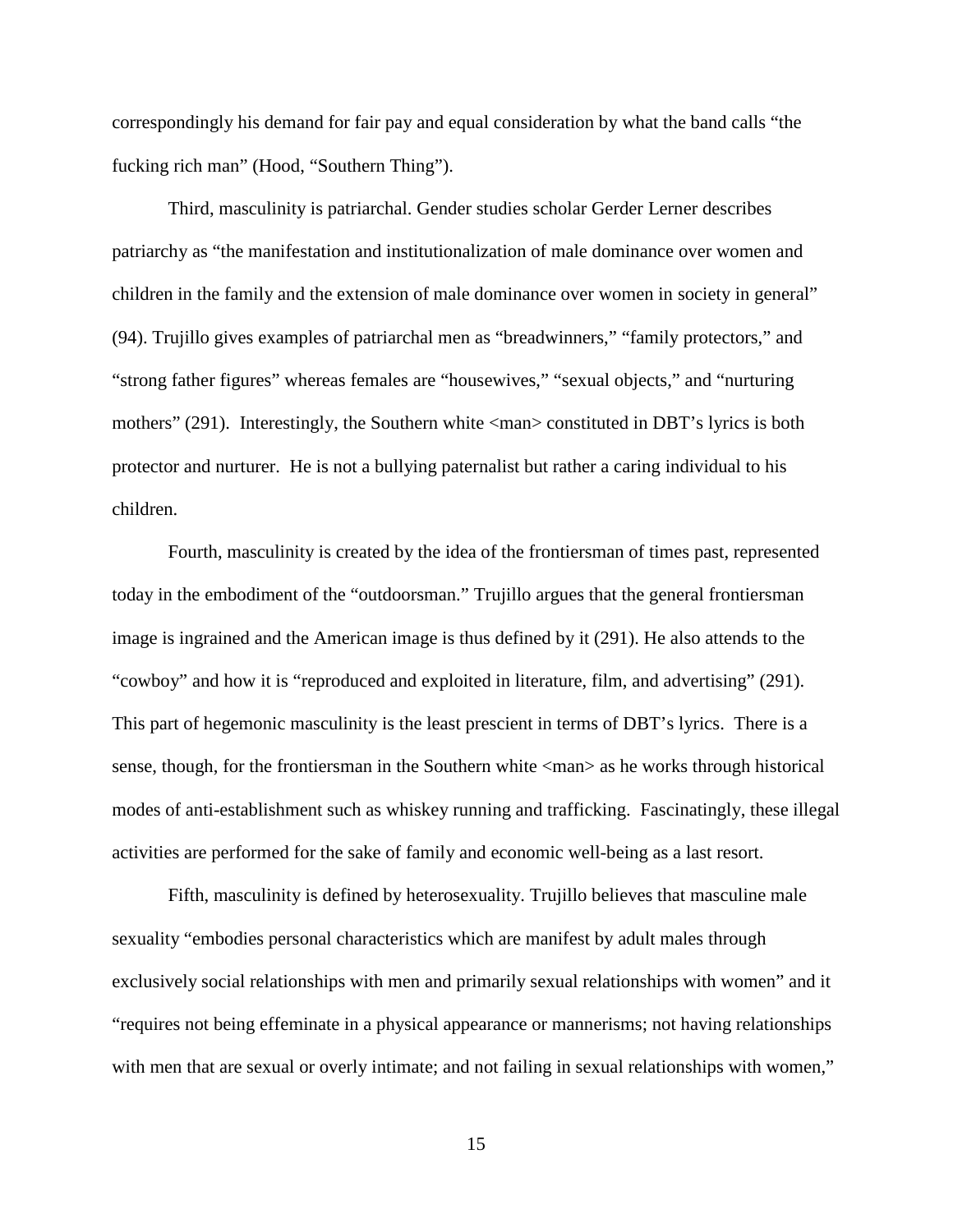correspondingly his demand for fair pay and equal consideration by what the band calls "the fucking rich man" (Hood, "Southern Thing").

Third, masculinity is patriarchal. Gender studies scholar Gerder Lerner describes patriarchy as "the manifestation and institutionalization of male dominance over women and children in the family and the extension of male dominance over women in society in general" (94). Trujillo gives examples of patriarchal men as "breadwinners," "family protectors," and "strong father figures" whereas females are "housewives," "sexual objects," and "nurturing mothers" (291). Interestingly, the Southern white <man> constituted in DBT's lyrics is both protector and nurturer. He is not a bullying paternalist but rather a caring individual to his children.

Fourth, masculinity is created by the idea of the frontiersman of times past, represented today in the embodiment of the "outdoorsman." Trujillo argues that the general frontiersman image is ingrained and the American image is thus defined by it (291). He also attends to the "cowboy" and how it is "reproduced and exploited in literature, film, and advertising" (291). This part of hegemonic masculinity is the least prescient in terms of DBT's lyrics. There is a sense, though, for the frontiersman in the Southern white <man> as he works through historical modes of anti-establishment such as whiskey running and trafficking. Fascinatingly, these illegal activities are performed for the sake of family and economic well-being as a last resort.

Fifth, masculinity is defined by heterosexuality. Trujillo believes that masculine male sexuality "embodies personal characteristics which are manifest by adult males through exclusively social relationships with men and primarily sexual relationships with women" and it "requires not being effeminate in a physical appearance or mannerisms; not having relationships with men that are sexual or overly intimate; and not failing in sexual relationships with women,"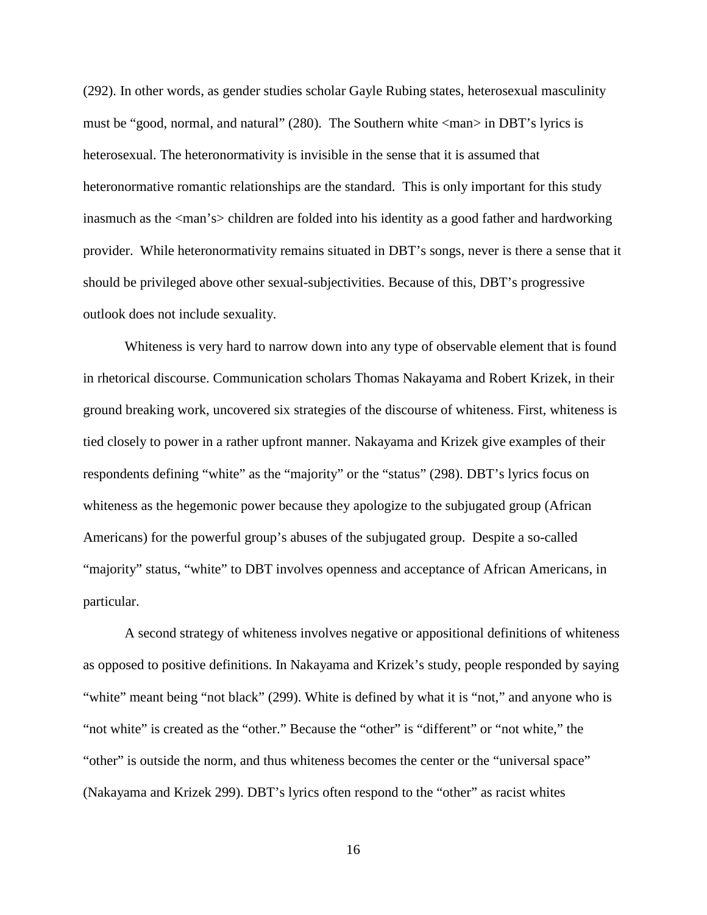(292). In other words, as gender studies scholar Gayle Rubing states, heterosexual masculinity must be "good, normal, and natural" (280). The Southern white <man> in DBT's lyrics is heterosexual. The heteronormativity is invisible in the sense that it is assumed that heteronormative romantic relationships are the standard. This is only important for this study inasmuch as the <man's> children are folded into his identity as a good father and hardworking provider. While heteronormativity remains situated in DBT's songs, never is there a sense that it should be privileged above other sexual-subjectivities. Because of this, DBT's progressive outlook does not include sexuality.

Whiteness is very hard to narrow down into any type of observable element that is found in rhetorical discourse. Communication scholars Thomas Nakayama and Robert Krizek, in their ground breaking work, uncovered six strategies of the discourse of whiteness. First, whiteness is tied closely to power in a rather upfront manner. Nakayama and Krizek give examples of their respondents defining "white" as the "majority" or the "status" (298). DBT's lyrics focus on whiteness as the hegemonic power because they apologize to the subjugated group (African Americans) for the powerful group's abuses of the subjugated group. Despite a so-called "majority" status, "white" to DBT involves openness and acceptance of African Americans, in particular.

A second strategy of whiteness involves negative or appositional definitions of whiteness as opposed to positive definitions. In Nakayama and Krizek's study, people responded by saying "white" meant being "not black" (299). White is defined by what it is "not," and anyone who is "not white" is created as the "other." Because the "other" is "different" or "not white," the "other" is outside the norm, and thus whiteness becomes the center or the "universal space" (Nakayama and Krizek 299). DBT's lyrics often respond to the "other" as racist whites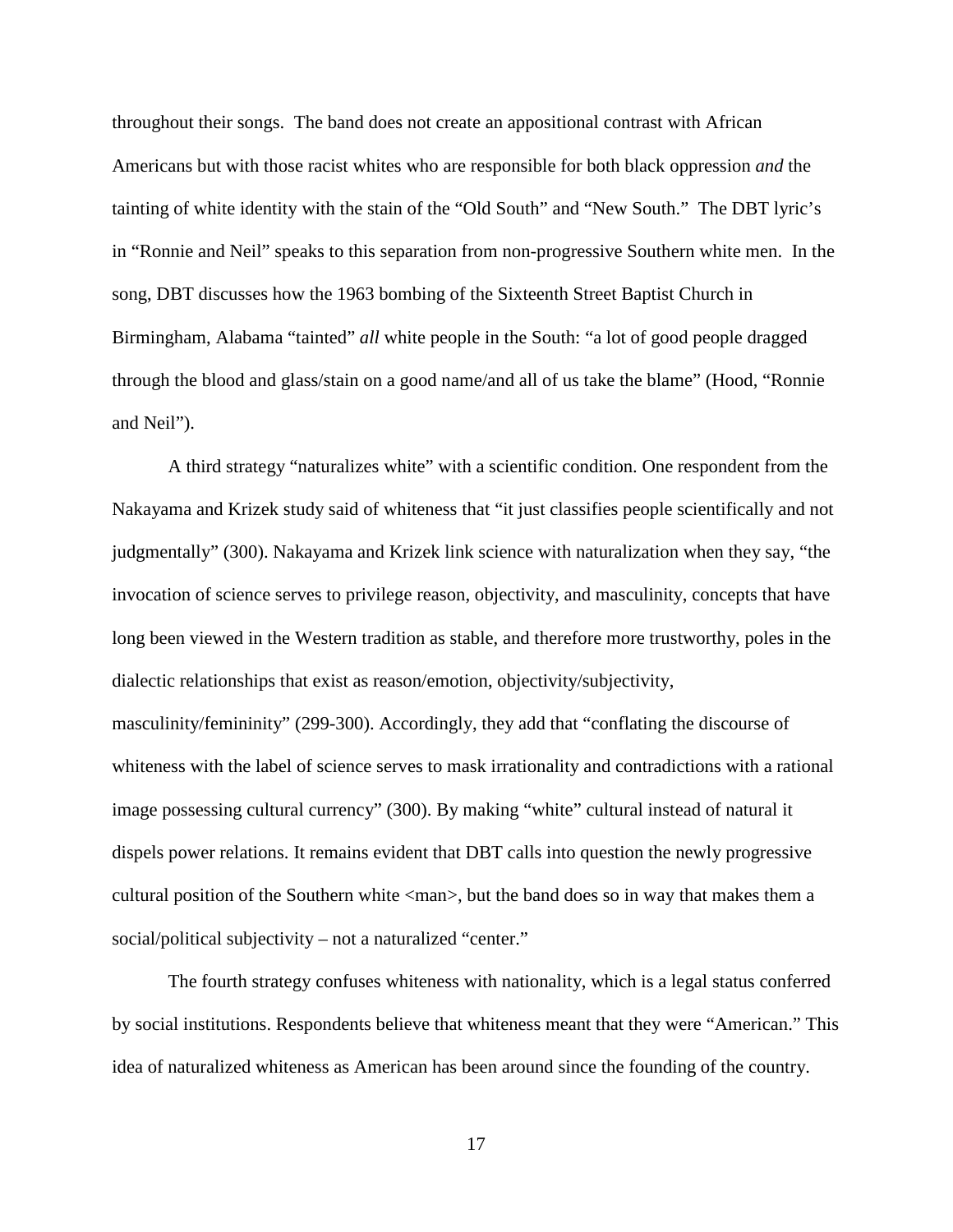throughout their songs. The band does not create an appositional contrast with African Americans but with those racist whites who are responsible for both black oppression *and* the tainting of white identity with the stain of the "Old South" and "New South." The DBT lyric's in "Ronnie and Neil" speaks to this separation from non-progressive Southern white men. In the song, DBT discusses how the 1963 bombing of the Sixteenth Street Baptist Church in Birmingham, Alabama "tainted" *all* white people in the South: "a lot of good people dragged through the blood and glass/stain on a good name/and all of us take the blame" (Hood, "Ronnie and Neil").

A third strategy "naturalizes white" with a scientific condition. One respondent from the Nakayama and Krizek study said of whiteness that "it just classifies people scientifically and not judgmentally" (300). Nakayama and Krizek link science with naturalization when they say, "the invocation of science serves to privilege reason, objectivity, and masculinity, concepts that have long been viewed in the Western tradition as stable, and therefore more trustworthy, poles in the dialectic relationships that exist as reason/emotion, objectivity/subjectivity, masculinity/femininity" (299-300). Accordingly, they add that "conflating the discourse of whiteness with the label of science serves to mask irrationality and contradictions with a rational image possessing cultural currency" (300). By making "white" cultural instead of natural it dispels power relations. It remains evident that DBT calls into question the newly progressive cultural position of the Southern white <man>, but the band does so in way that makes them a social/political subjectivity – not a naturalized "center."

The fourth strategy confuses whiteness with nationality, which is a legal status conferred by social institutions. Respondents believe that whiteness meant that they were "American." This idea of naturalized whiteness as American has been around since the founding of the country.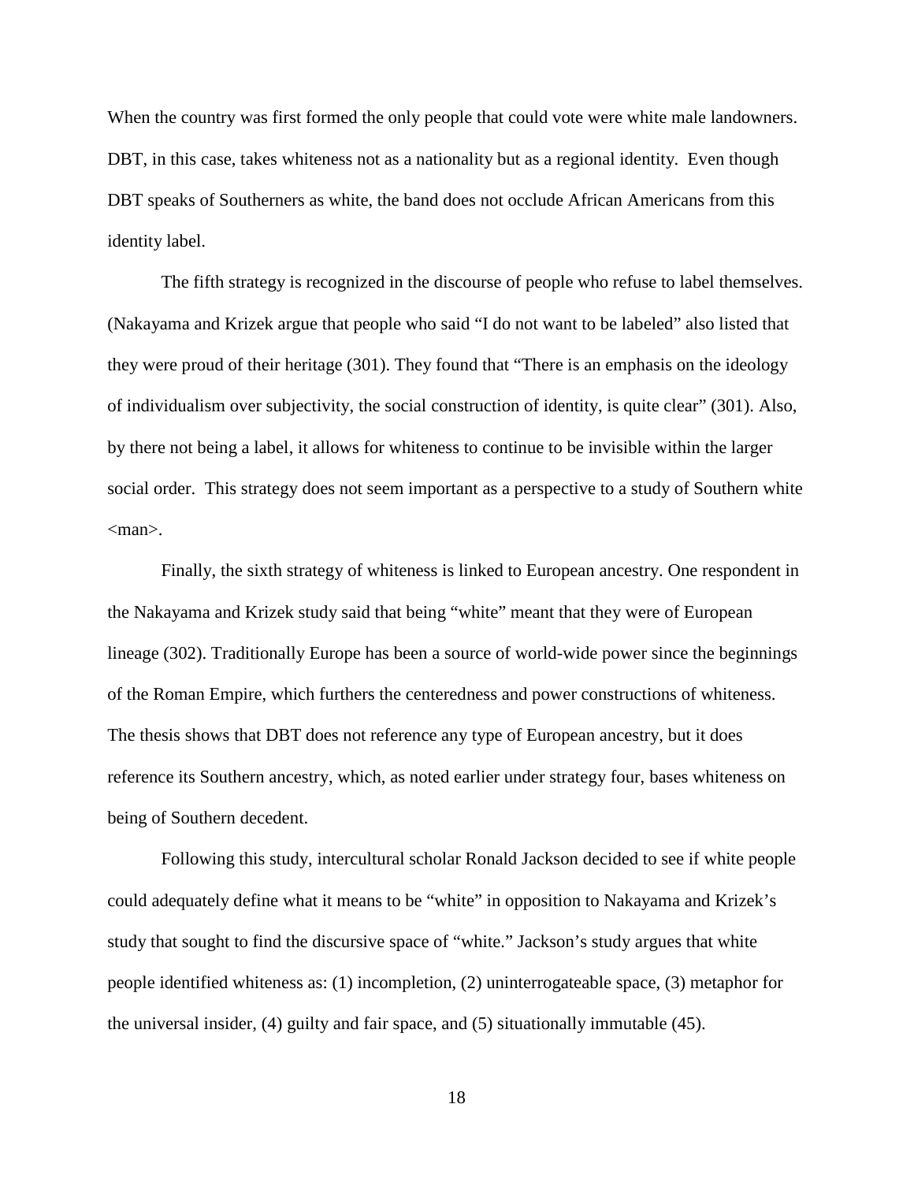When the country was first formed the only people that could vote were white male landowners. DBT, in this case, takes whiteness not as a nationality but as a regional identity. Even though DBT speaks of Southerners as white, the band does not occlude African Americans from this identity label.

The fifth strategy is recognized in the discourse of people who refuse to label themselves. (Nakayama and Krizek argue that people who said "I do not want to be labeled" also listed that they were proud of their heritage (301). They found that "There is an emphasis on the ideology of individualism over subjectivity, the social construction of identity, is quite clear" (301). Also, by there not being a label, it allows for whiteness to continue to be invisible within the larger social order. This strategy does not seem important as a perspective to a study of Southern white <man>.

Finally, the sixth strategy of whiteness is linked to European ancestry. One respondent in the Nakayama and Krizek study said that being "white" meant that they were of European lineage (302). Traditionally Europe has been a source of world-wide power since the beginnings of the Roman Empire, which furthers the centeredness and power constructions of whiteness. The thesis shows that DBT does not reference any type of European ancestry, but it does reference its Southern ancestry, which, as noted earlier under strategy four, bases whiteness on being of Southern decedent.

Following this study, intercultural scholar Ronald Jackson decided to see if white people could adequately define what it means to be "white" in opposition to Nakayama and Krizek's study that sought to find the discursive space of "white." Jackson's study argues that white people identified whiteness as: (1) incompletion, (2) uninterrogateable space, (3) metaphor for the universal insider, (4) guilty and fair space, and (5) situationally immutable (45).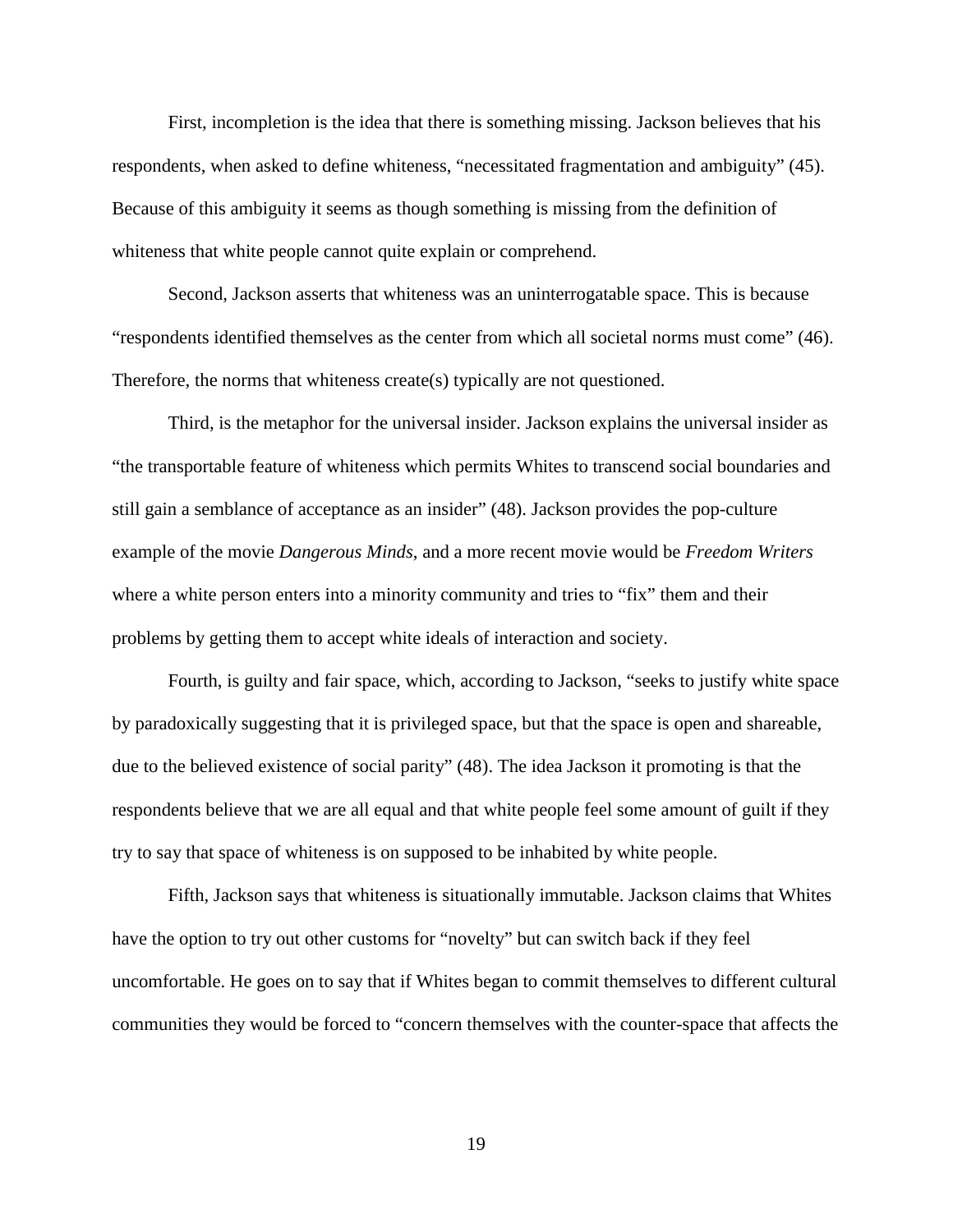First, incompletion is the idea that there is something missing. Jackson believes that his respondents, when asked to define whiteness, "necessitated fragmentation and ambiguity" (45). Because of this ambiguity it seems as though something is missing from the definition of whiteness that white people cannot quite explain or comprehend.

Second, Jackson asserts that whiteness was an uninterrogatable space. This is because "respondents identified themselves as the center from which all societal norms must come" (46). Therefore, the norms that whiteness create(s) typically are not questioned.

Third, is the metaphor for the universal insider. Jackson explains the universal insider as "the transportable feature of whiteness which permits Whites to transcend social boundaries and still gain a semblance of acceptance as an insider" (48). Jackson provides the pop-culture example of the movie *Dangerous Minds*, and a more recent movie would be *Freedom Writers* where a white person enters into a minority community and tries to "fix" them and their problems by getting them to accept white ideals of interaction and society.

Fourth, is guilty and fair space, which, according to Jackson, "seeks to justify white space by paradoxically suggesting that it is privileged space, but that the space is open and shareable, due to the believed existence of social parity" (48). The idea Jackson it promoting is that the respondents believe that we are all equal and that white people feel some amount of guilt if they try to say that space of whiteness is on supposed to be inhabited by white people.

Fifth, Jackson says that whiteness is situationally immutable. Jackson claims that Whites have the option to try out other customs for "novelty" but can switch back if they feel uncomfortable. He goes on to say that if Whites began to commit themselves to different cultural communities they would be forced to "concern themselves with the counter-space that affects the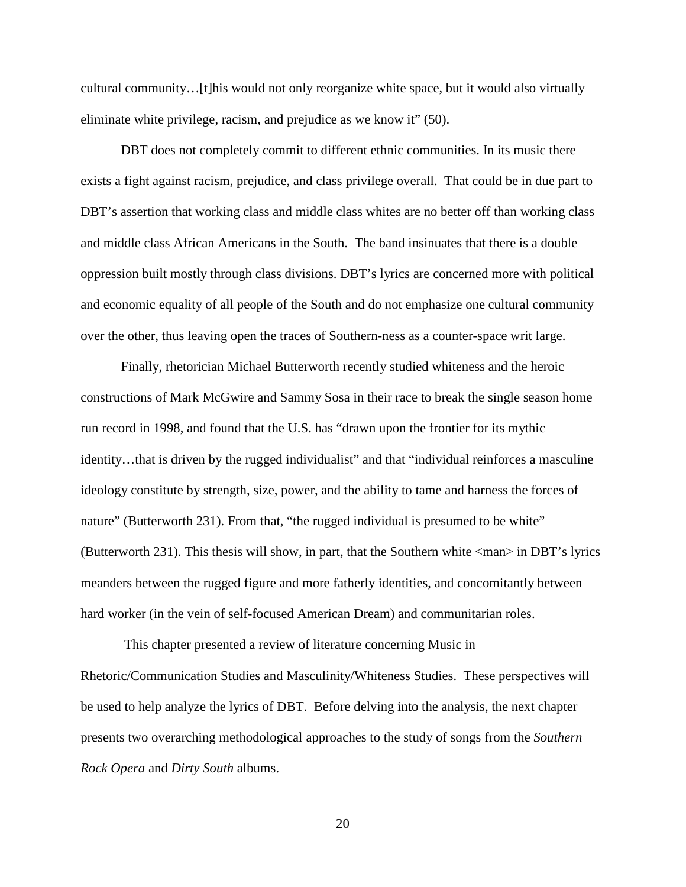cultural community…[t]his would not only reorganize white space, but it would also virtually eliminate white privilege, racism, and prejudice as we know it" (50).

DBT does not completely commit to different ethnic communities. In its music there exists a fight against racism, prejudice, and class privilege overall. That could be in due part to DBT's assertion that working class and middle class whites are no better off than working class and middle class African Americans in the South. The band insinuates that there is a double oppression built mostly through class divisions. DBT's lyrics are concerned more with political and economic equality of all people of the South and do not emphasize one cultural community over the other, thus leaving open the traces of Southern-ness as a counter-space writ large.

Finally, rhetorician Michael Butterworth recently studied whiteness and the heroic constructions of Mark McGwire and Sammy Sosa in their race to break the single season home run record in 1998, and found that the U.S. has "drawn upon the frontier for its mythic identity…that is driven by the rugged individualist" and that "individual reinforces a masculine ideology constitute by strength, size, power, and the ability to tame and harness the forces of nature" (Butterworth 231). From that, "the rugged individual is presumed to be white" (Butterworth 231). This thesis will show, in part, that the Southern white <man> in DBT's lyrics meanders between the rugged figure and more fatherly identities, and concomitantly between hard worker (in the vein of self-focused American Dream) and communitarian roles.

This chapter presented a review of literature concerning Music in Rhetoric/Communication Studies and Masculinity/Whiteness Studies. These perspectives will be used to help analyze the lyrics of DBT. Before delving into the analysis, the next chapter presents two overarching methodological approaches to the study of songs from the *Southern Rock Opera* and *Dirty South* albums.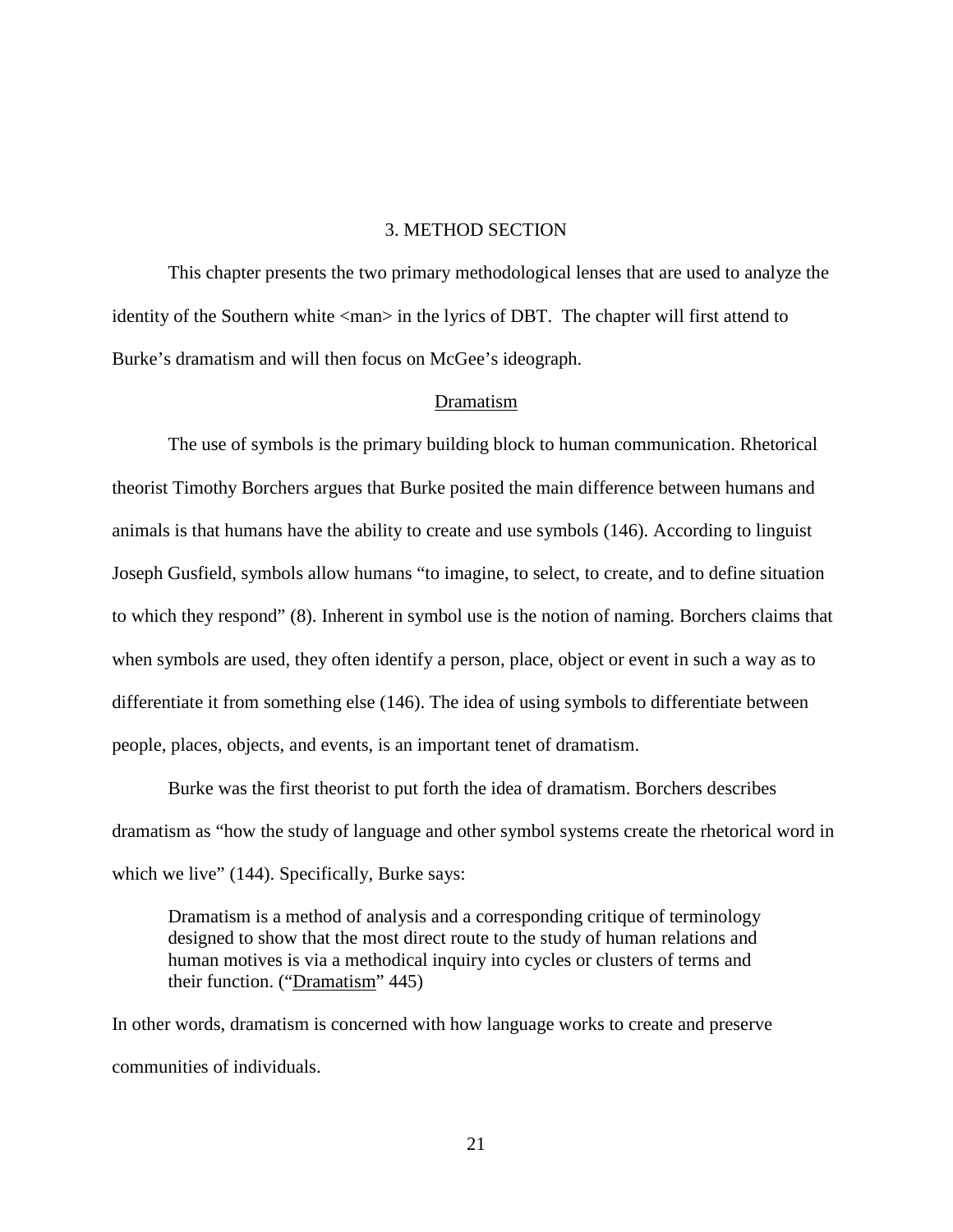# 3. METHOD SECTION

This chapter presents the two primary methodological lenses that are used to analyze the identity of the Southern white <man> in the lyrics of DBT. The chapter will first attend to Burke's dramatism and will then focus on McGee's ideograph.

## Dramatism

The use of symbols is the primary building block to human communication. Rhetorical theorist Timothy Borchers argues that Burke posited the main difference between humans and animals is that humans have the ability to create and use symbols (146). According to linguist Joseph Gusfield, symbols allow humans "to imagine, to select, to create, and to define situation to which they respond" (8). Inherent in symbol use is the notion of naming. Borchers claims that when symbols are used, they often identify a person, place, object or event in such a way as to differentiate it from something else (146). The idea of using symbols to differentiate between people, places, objects, and events, is an important tenet of dramatism.

Burke was the first theorist to put forth the idea of dramatism. Borchers describes dramatism as "how the study of language and other symbol systems create the rhetorical word in which we live" (144). Specifically, Burke says:

> Dramatism is a method of analysis and a corresponding critique of terminology designed to show that the most direct route to the study of human relations and human motives is via a methodical inquiry into cycles or clusters of terms and their function. ("Dramatism" 445)

In other words, dramatism is concerned with how language works to create and preserve communities of individuals.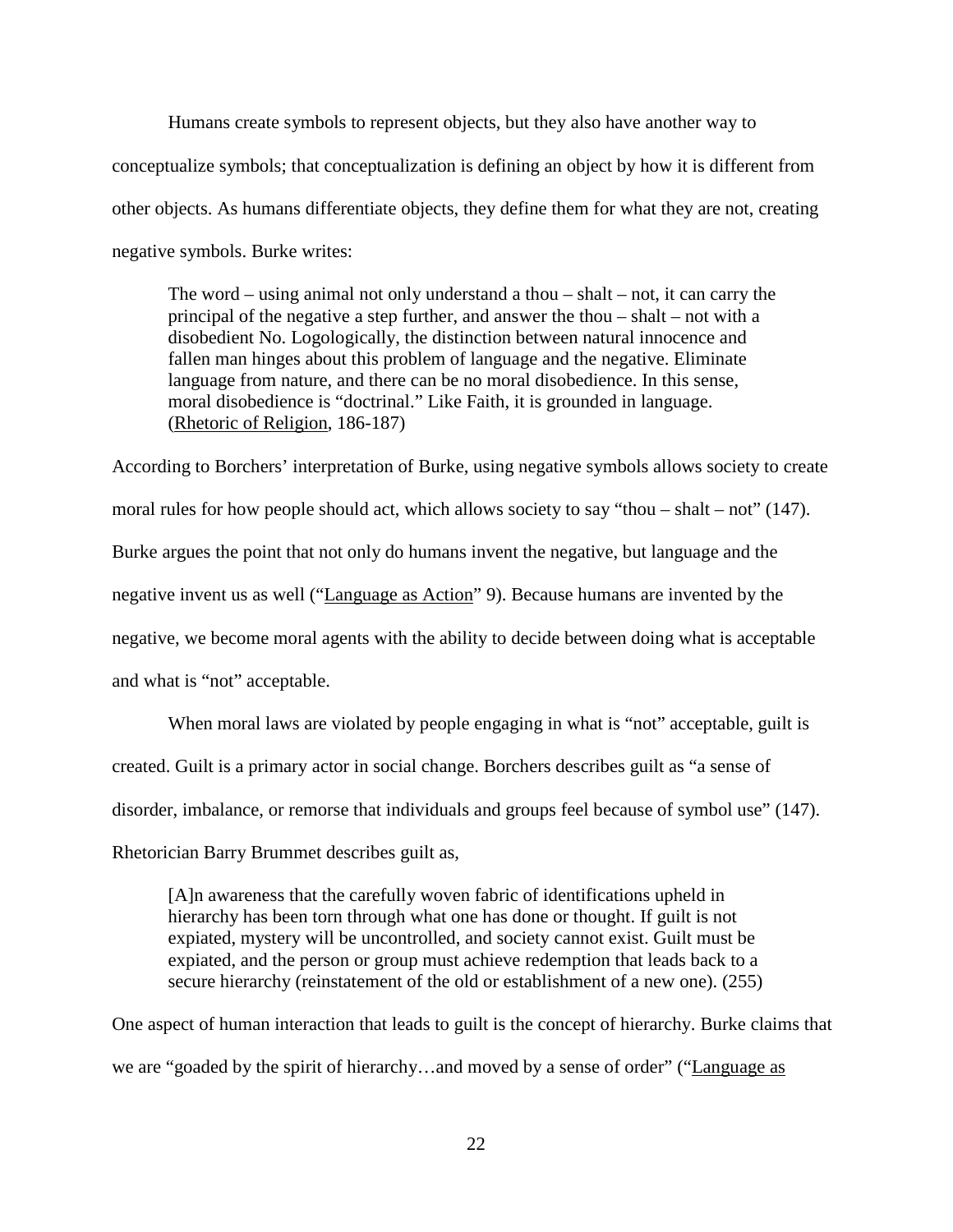Humans create symbols to represent objects, but they also have another way to conceptualize symbols; that conceptualization is defining an object by how it is different from other objects. As humans differentiate objects, they define them for what they are not, creating negative symbols. Burke writes:

> The word – using animal not only understand a thou – shalt – not, it can carry the principal of the negative a step further, and answer the thou – shalt – not with a disobedient No. Logologically, the distinction between natural innocence and fallen man hinges about this problem of language and the negative. Eliminate language from nature, and there can be no moral disobedience. In this sense, moral disobedience is "doctrinal." Like Faith, it is grounded in language. (Rhetoric of Religion, 186-187)

According to Borchers' interpretation of Burke, using negative symbols allows society to create moral rules for how people should act, which allows society to say "thou – shalt – not" (147). Burke argues the point that not only do humans invent the negative, but language and the negative invent us as well ("Language as Action" 9). Because humans are invented by the negative, we become moral agents with the ability to decide between doing what is acceptable and what is "not" acceptable.

When moral laws are violated by people engaging in what is "not" acceptable, guilt is created. Guilt is a primary actor in social change. Borchers describes guilt as "a sense of disorder, imbalance, or remorse that individuals and groups feel because of symbol use" (147). Rhetorician Barry Brummet describes guilt as,

> [A]n awareness that the carefully woven fabric of identifications upheld in hierarchy has been torn through what one has done or thought. If guilt is not expiated, mystery will be uncontrolled, and society cannot exist. Guilt must be expiated, and the person or group must achieve redemption that leads back to a secure hierarchy (reinstatement of the old or establishment of a new one). (255)

One aspect of human interaction that leads to guilt is the concept of hierarchy. Burke claims that we are "goaded by the spirit of hierarchy…and moved by a sense of order" ("Language as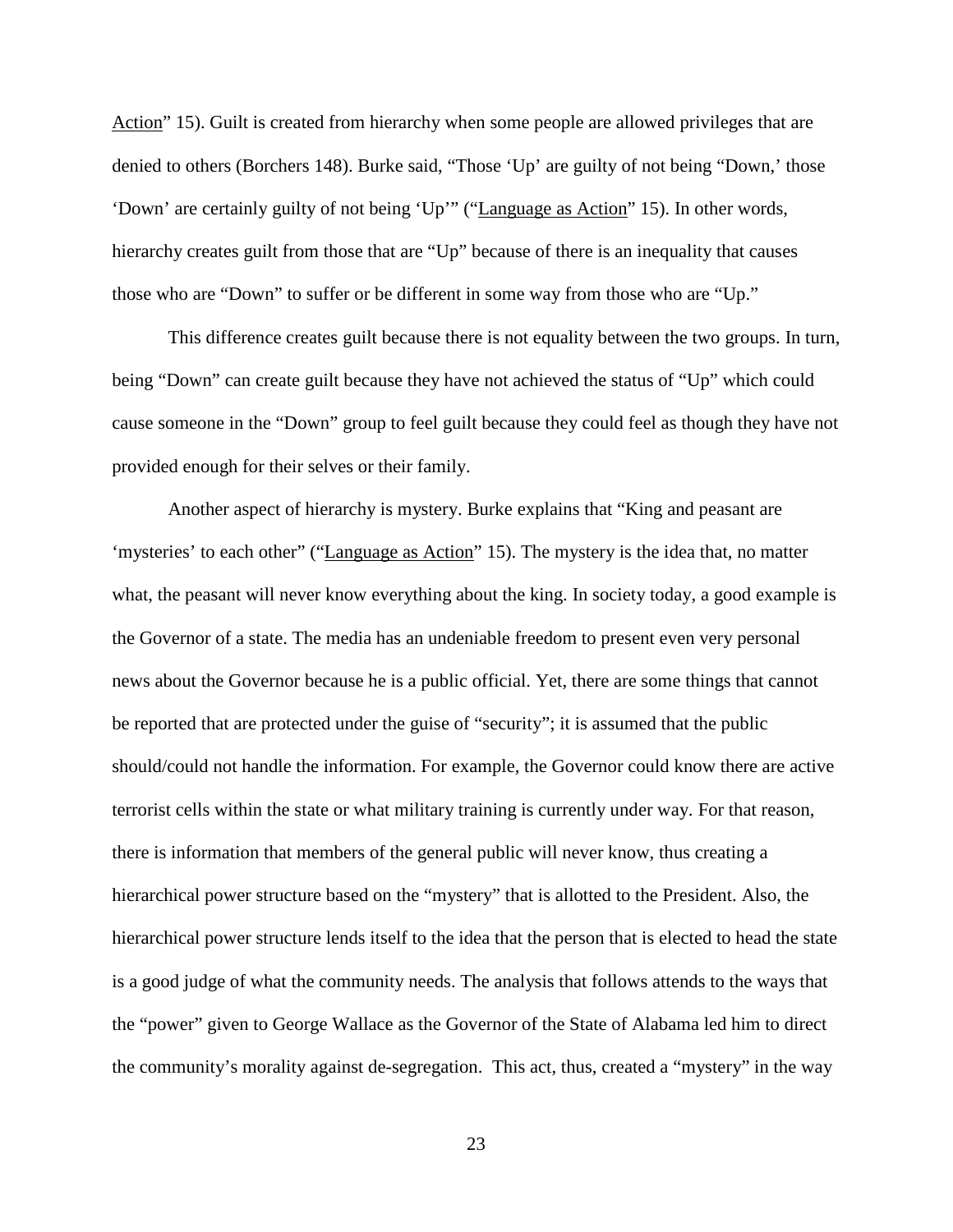Action" 15). Guilt is created from hierarchy when some people are allowed privileges that are denied to others (Borchers 148). Burke said, "Those 'Up' are guilty of not being "Down,' those 'Down' are certainly guilty of not being 'Up'" ("Language as Action" 15). In other words, hierarchy creates guilt from those that are "Up" because of there is an inequality that causes those who are "Down" to suffer or be different in some way from those who are "Up."

This difference creates guilt because there is not equality between the two groups. In turn, being "Down" can create guilt because they have not achieved the status of "Up" which could cause someone in the "Down" group to feel guilt because they could feel as though they have not provided enough for their selves or their family.

Another aspect of hierarchy is mystery. Burke explains that "King and peasant are 'mysteries' to each other" ("Language as Action" 15). The mystery is the idea that, no matter what, the peasant will never know everything about the king. In society today, a good example is the Governor of a state. The media has an undeniable freedom to present even very personal news about the Governor because he is a public official. Yet, there are some things that cannot be reported that are protected under the guise of "security"; it is assumed that the public should/could not handle the information. For example, the Governor could know there are active terrorist cells within the state or what military training is currently under way. For that reason, there is information that members of the general public will never know, thus creating a hierarchical power structure based on the "mystery" that is allotted to the President. Also, the hierarchical power structure lends itself to the idea that the person that is elected to head the state is a good judge of what the community needs. The analysis that follows attends to the ways that the "power" given to George Wallace as the Governor of the State of Alabama led him to direct the community's morality against de-segregation. This act, thus, created a "mystery" in the way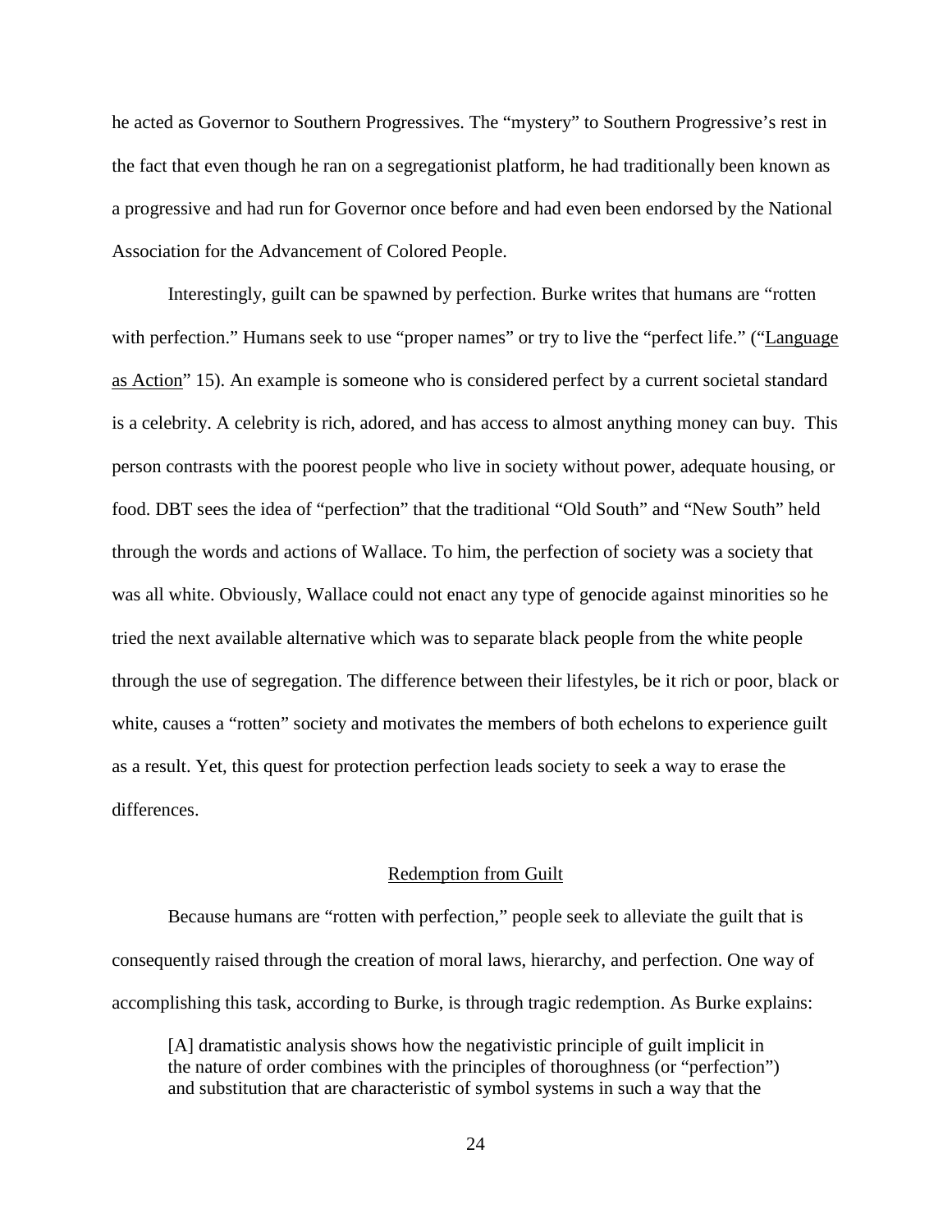he acted as Governor to Southern Progressives. The "mystery" to Southern Progressive's rest in the fact that even though he ran on a segregationist platform, he had traditionally been known as a progressive and had run for Governor once before and had even been endorsed by the National Association for the Advancement of Colored People.

Interestingly, guilt can be spawned by perfection. Burke writes that humans are "rotten with perfection." Humans seek to use "proper names" or try to live the "perfect life." ("Language as Action" 15). An example is someone who is considered perfect by a current societal standard is a celebrity. A celebrity is rich, adored, and has access to almost anything money can buy. This person contrasts with the poorest people who live in society without power, adequate housing, or food. DBT sees the idea of "perfection" that the traditional "Old South" and "New South" held through the words and actions of Wallace. To him, the perfection of society was a society that was all white. Obviously, Wallace could not enact any type of genocide against minorities so he tried the next available alternative which was to separate black people from the white people through the use of segregation. The difference between their lifestyles, be it rich or poor, black or white, causes a "rotten" society and motivates the members of both echelons to experience guilt as a result. Yet, this quest for protection perfection leads society to seek a way to erase the differences.

## Redemption from Guilt

Because humans are "rotten with perfection," people seek to alleviate the guilt that is consequently raised through the creation of moral laws, hierarchy, and perfection. One way of accomplishing this task, according to Burke, is through tragic redemption. As Burke explains:

> [A] dramatistic analysis shows how the negativistic principle of guilt implicit in the nature of order combines with the principles of thoroughness (or "perfection") and substitution that are characteristic of symbol systems in such a way that the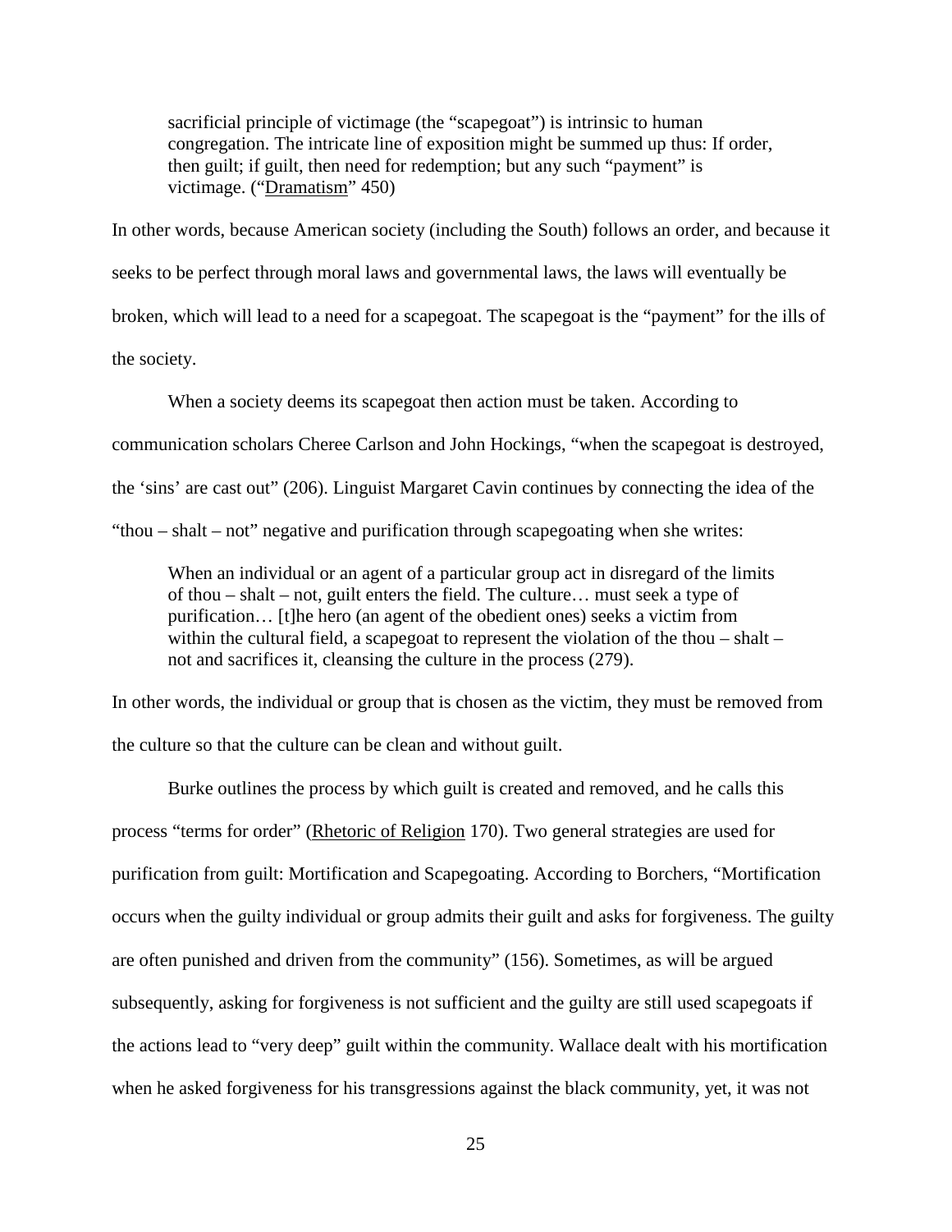> sacrificial principle of victimage (the "scapegoat") is intrinsic to human congregation. The intricate line of exposition might be summed up thus: If order, then guilt; if guilt, then need for redemption; but any such "payment" is victimage. ("Dramatism" 450)

In other words, because American society (including the South) follows an order, and because it seeks to be perfect through moral laws and governmental laws, the laws will eventually be broken, which will lead to a need for a scapegoat. The scapegoat is the "payment" for the ills of the society.

When a society deems its scapegoat then action must be taken. According to communication scholars Cheree Carlson and John Hockings, "when the scapegoat is destroyed, the 'sins' are cast out" (206). Linguist Margaret Cavin continues by connecting the idea of the "thou – shalt – not" negative and purification through scapegoating when she writes:

> When an individual or an agent of a particular group act in disregard of the limits of thou – shalt – not, guilt enters the field. The culture… must seek a type of purification… [t]he hero (an agent of the obedient ones) seeks a victim from within the cultural field, a scapegoat to represent the violation of the thou – shalt – not and sacrifices it, cleansing the culture in the process (279).

In other words, the individual or group that is chosen as the victim, they must be removed from the culture so that the culture can be clean and without guilt.

Burke outlines the process by which guilt is created and removed, and he calls this process "terms for order" (Rhetoric of Religion 170). Two general strategies are used for purification from guilt: Mortification and Scapegoating. According to Borchers, "Mortification occurs when the guilty individual or group admits their guilt and asks for forgiveness. The guilty are often punished and driven from the community" (156). Sometimes, as will be argued subsequently, asking for forgiveness is not sufficient and the guilty are still used scapegoats if the actions lead to "very deep" guilt within the community. Wallace dealt with his mortification when he asked forgiveness for his transgressions against the black community, yet, it was not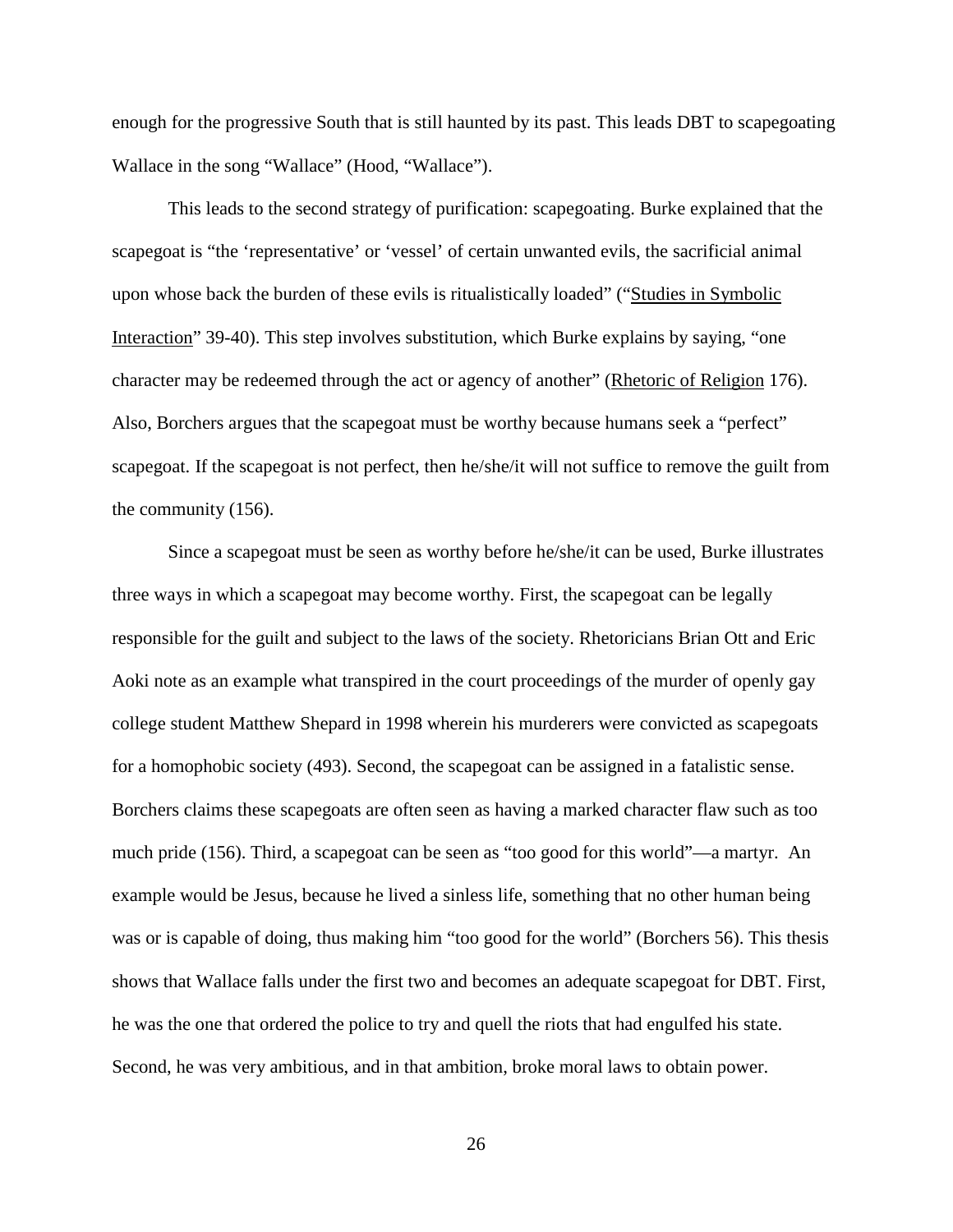enough for the progressive South that is still haunted by its past. This leads DBT to scapegoating Wallace in the song "Wallace" (Hood, "Wallace").

This leads to the second strategy of purification: scapegoating. Burke explained that the scapegoat is "the 'representative' or 'vessel' of certain unwanted evils, the sacrificial animal upon whose back the burden of these evils is ritualistically loaded" ("Studies in Symbolic Interaction" 39-40). This step involves substitution, which Burke explains by saying, "one character may be redeemed through the act or agency of another" (Rhetoric of Religion 176). Also, Borchers argues that the scapegoat must be worthy because humans seek a "perfect" scapegoat. If the scapegoat is not perfect, then he/she/it will not suffice to remove the guilt from the community (156).

Since a scapegoat must be seen as worthy before he/she/it can be used, Burke illustrates three ways in which a scapegoat may become worthy. First, the scapegoat can be legally responsible for the guilt and subject to the laws of the society. Rhetoricians Brian Ott and Eric Aoki note as an example what transpired in the court proceedings of the murder of openly gay college student Matthew Shepard in 1998 wherein his murderers were convicted as scapegoats for a homophobic society (493). Second, the scapegoat can be assigned in a fatalistic sense. Borchers claims these scapegoats are often seen as having a marked character flaw such as too much pride (156). Third, a scapegoat can be seen as "too good for this world"—a martyr. An example would be Jesus, because he lived a sinless life, something that no other human being was or is capable of doing, thus making him "too good for the world" (Borchers 56). This thesis shows that Wallace falls under the first two and becomes an adequate scapegoat for DBT. First, he was the one that ordered the police to try and quell the riots that had engulfed his state. Second, he was very ambitious, and in that ambition, broke moral laws to obtain power.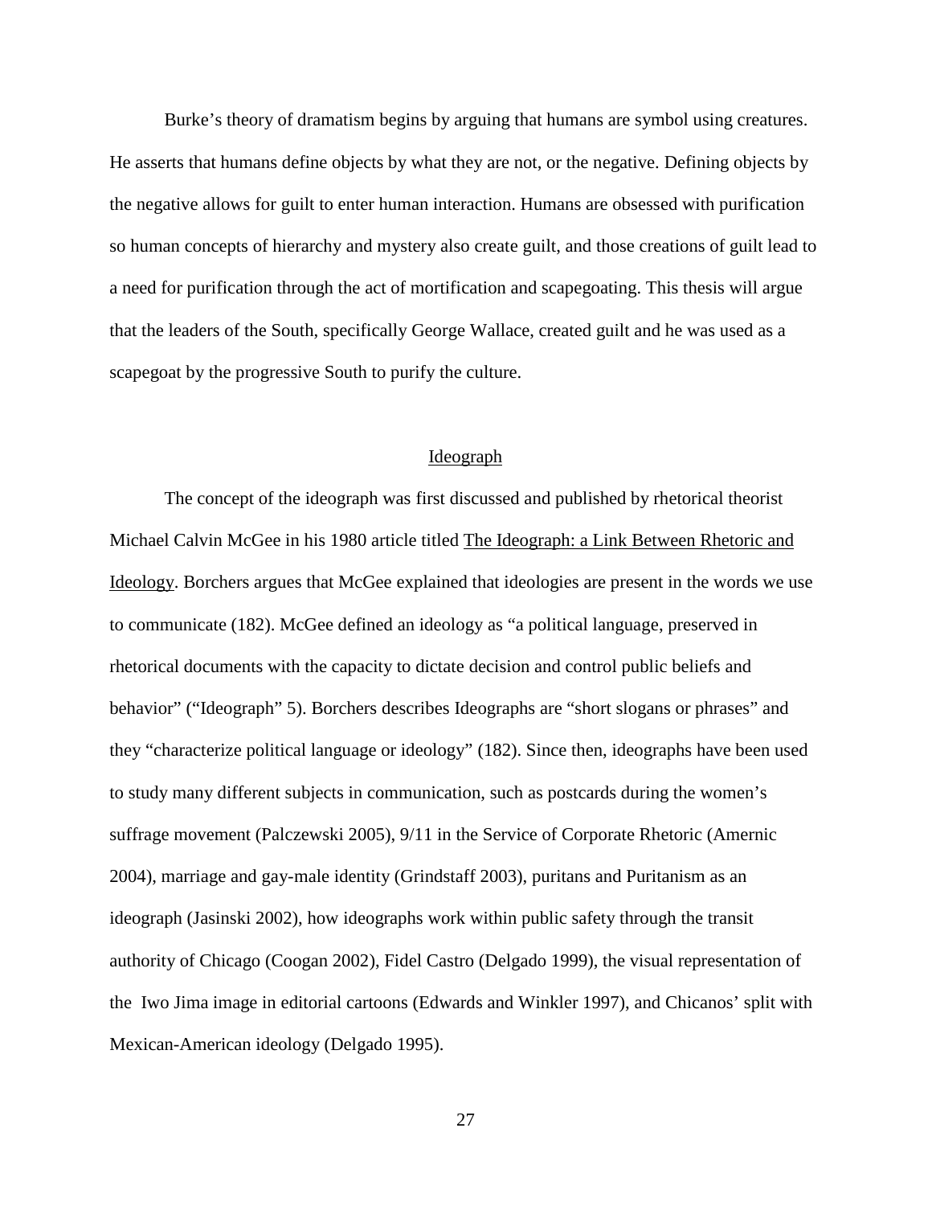Burke's theory of dramatism begins by arguing that humans are symbol using creatures. He asserts that humans define objects by what they are not, or the negative. Defining objects by the negative allows for guilt to enter human interaction. Humans are obsessed with purification so human concepts of hierarchy and mystery also create guilt, and those creations of guilt lead to a need for purification through the act of mortification and scapegoating. This thesis will argue that the leaders of the South, specifically George Wallace, created guilt and he was used as a scapegoat by the progressive South to purify the culture.

## Ideograph

The concept of the ideograph was first discussed and published by rhetorical theorist Michael Calvin McGee in his 1980 article titled The Ideograph: a Link Between Rhetoric and Ideology. Borchers argues that McGee explained that ideologies are present in the words we use to communicate (182). McGee defined an ideology as "a political language, preserved in rhetorical documents with the capacity to dictate decision and control public beliefs and behavior" ("Ideograph" 5). Borchers describes Ideographs are "short slogans or phrases" and they "characterize political language or ideology" (182). Since then, ideographs have been used to study many different subjects in communication, such as postcards during the women's suffrage movement (Palczewski 2005), 9/11 in the Service of Corporate Rhetoric (Amernic 2004), marriage and gay-male identity (Grindstaff 2003), puritans and Puritanism as an ideograph (Jasinski 2002), how ideographs work within public safety through the transit authority of Chicago (Coogan 2002), Fidel Castro (Delgado 1999), the visual representation of the Iwo Jima image in editorial cartoons (Edwards and Winkler 1997), and Chicanos' split with Mexican-American ideology (Delgado 1995).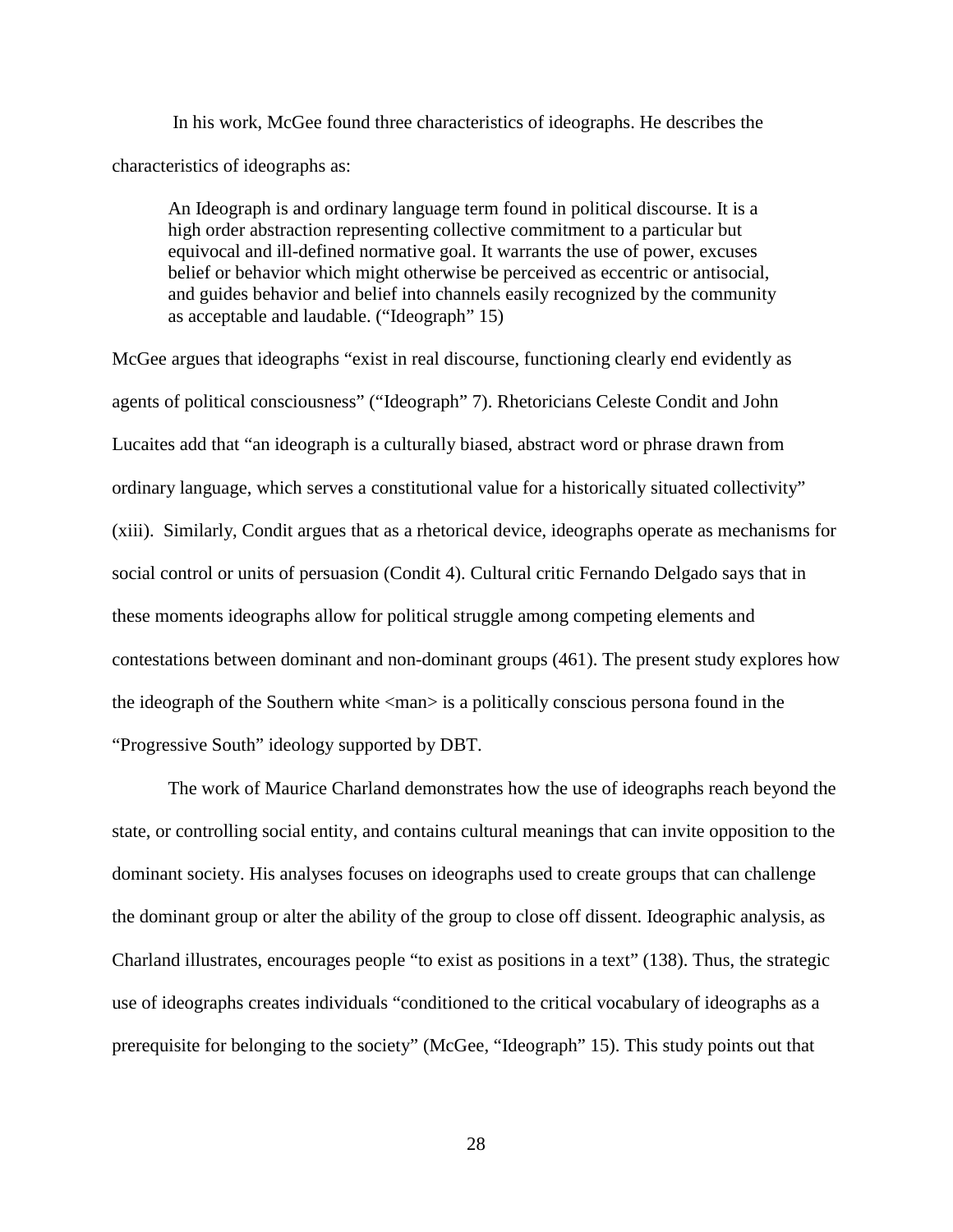In his work, McGee found three characteristics of ideographs. He describes the characteristics of ideographs as:

> An Ideograph is and ordinary language term found in political discourse. It is a high order abstraction representing collective commitment to a particular but equivocal and ill-defined normative goal. It warrants the use of power, excuses belief or behavior which might otherwise be perceived as eccentric or antisocial, and guides behavior and belief into channels easily recognized by the community as acceptable and laudable. ("Ideograph" 15)

McGee argues that ideographs "exist in real discourse, functioning clearly end evidently as agents of political consciousness" ("Ideograph" 7). Rhetoricians Celeste Condit and John Lucaites add that "an ideograph is a culturally biased, abstract word or phrase drawn from ordinary language, which serves a constitutional value for a historically situated collectivity" (xiii). Similarly, Condit argues that as a rhetorical device, ideographs operate as mechanisms for social control or units of persuasion (Condit 4). Cultural critic Fernando Delgado says that in these moments ideographs allow for political struggle among competing elements and contestations between dominant and non-dominant groups (461). The present study explores how the ideograph of the Southern white <man> is a politically conscious persona found in the "Progressive South" ideology supported by DBT.

The work of Maurice Charland demonstrates how the use of ideographs reach beyond the state, or controlling social entity, and contains cultural meanings that can invite opposition to the dominant society. His analyses focuses on ideographs used to create groups that can challenge the dominant group or alter the ability of the group to close off dissent. Ideographic analysis, as Charland illustrates, encourages people "to exist as positions in a text" (138). Thus, the strategic use of ideographs creates individuals "conditioned to the critical vocabulary of ideographs as a prerequisite for belonging to the society" (McGee, "Ideograph" 15). This study points out that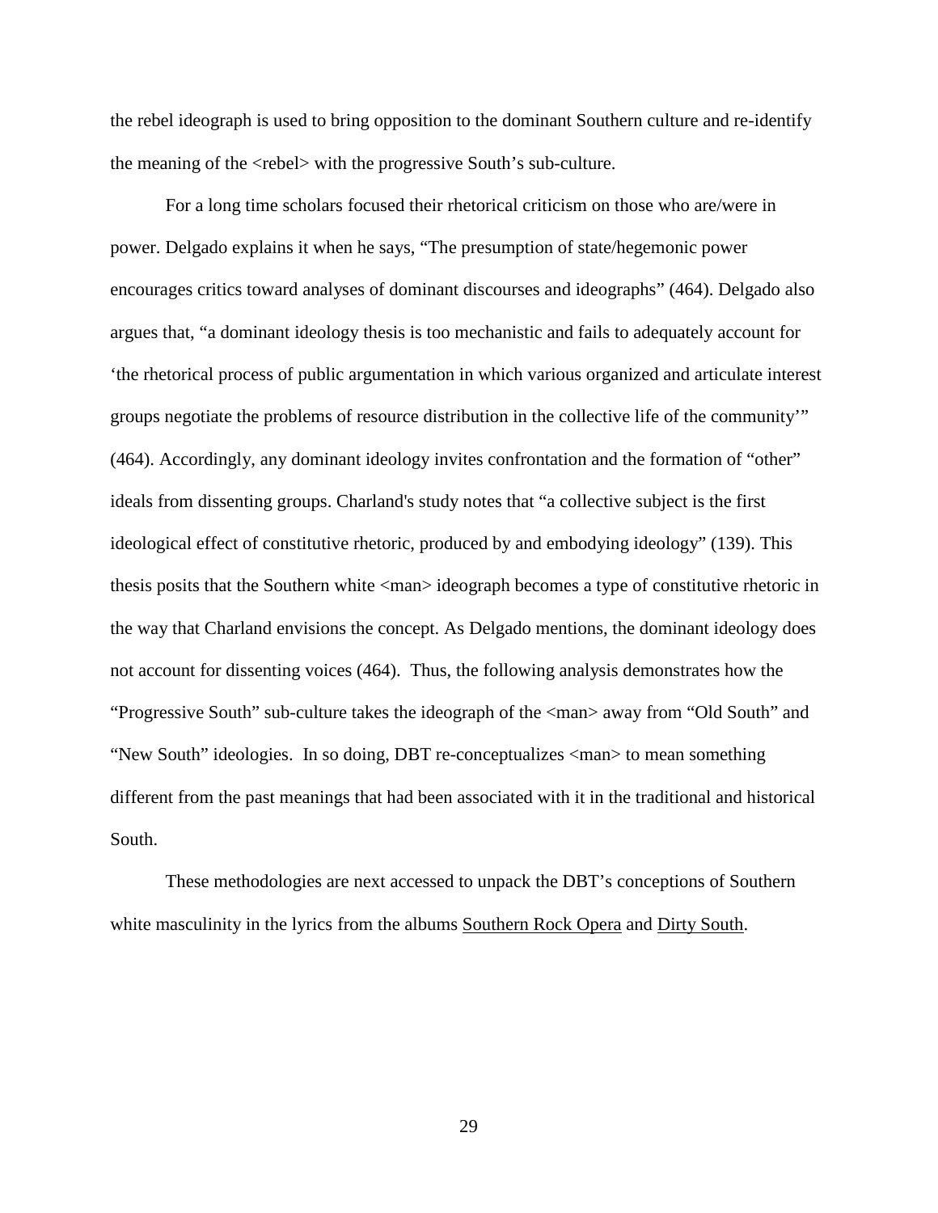the rebel ideograph is used to bring opposition to the dominant Southern culture and re-identify the meaning of the <rebel> with the progressive South's sub-culture.

For a long time scholars focused their rhetorical criticism on those who are/were in power. Delgado explains it when he says, "The presumption of state/hegemonic power encourages critics toward analyses of dominant discourses and ideographs" (464). Delgado also argues that, "a dominant ideology thesis is too mechanistic and fails to adequately account for 'the rhetorical process of public argumentation in which various organized and articulate interest groups negotiate the problems of resource distribution in the collective life of the community'" (464). Accordingly, any dominant ideology invites confrontation and the formation of "other" ideals from dissenting groups. Charland's study notes that "a collective subject is the first ideological effect of constitutive rhetoric, produced by and embodying ideology" (139). This thesis posits that the Southern white <man> ideograph becomes a type of constitutive rhetoric in the way that Charland envisions the concept. As Delgado mentions, the dominant ideology does not account for dissenting voices (464). Thus, the following analysis demonstrates how the "Progressive South" sub-culture takes the ideograph of the <man> away from "Old South" and "New South" ideologies. In so doing, DBT re-conceptualizes <man> to mean something different from the past meanings that had been associated with it in the traditional and historical South.

These methodologies are next accessed to unpack the DBT's conceptions of Southern white masculinity in the lyrics from the albums Southern Rock Opera and Dirty South.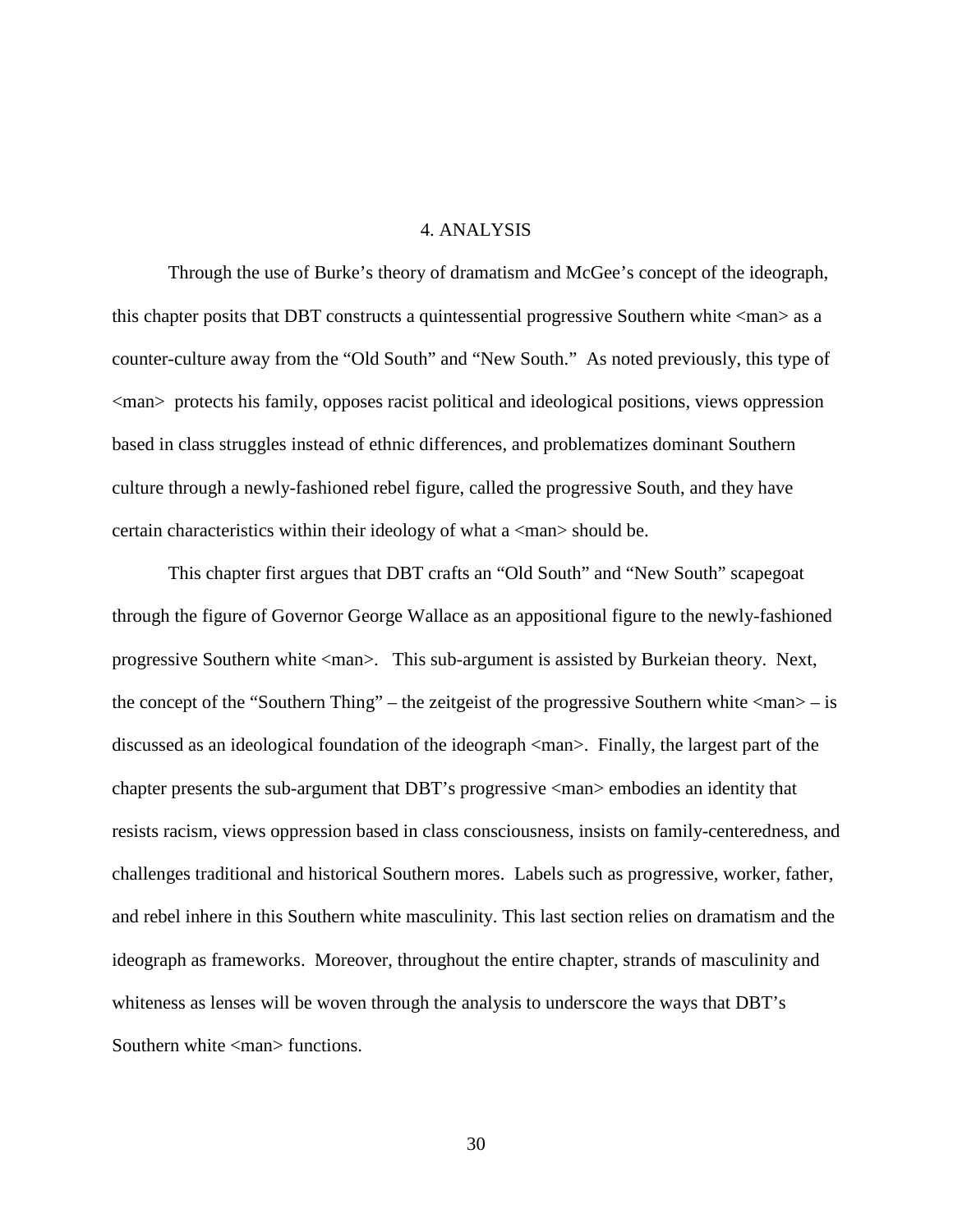# 4. ANALYSIS

Through the use of Burke's theory of dramatism and McGee's concept of the ideograph, this chapter posits that DBT constructs a quintessential progressive Southern white <man> as a counter-culture away from the "Old South" and "New South." As noted previously, this type of <man> protects his family, opposes racist political and ideological positions, views oppression based in class struggles instead of ethnic differences, and problematizes dominant Southern culture through a newly-fashioned rebel figure, called the progressive South, and they have certain characteristics within their ideology of what a <man> should be.

This chapter first argues that DBT crafts an "Old South" and "New South" scapegoat through the figure of Governor George Wallace as an appositional figure to the newly-fashioned progressive Southern white <man>. This sub-argument is assisted by Burkeian theory. Next, the concept of the "Southern Thing" – the zeitgeist of the progressive Southern white <man> – is discussed as an ideological foundation of the ideograph <man>. Finally, the largest part of the chapter presents the sub-argument that DBT's progressive <man> embodies an identity that resists racism, views oppression based in class consciousness, insists on family-centeredness, and challenges traditional and historical Southern mores. Labels such as progressive, worker, father, and rebel inhere in this Southern white masculinity. This last section relies on dramatism and the ideograph as frameworks. Moreover, throughout the entire chapter, strands of masculinity and whiteness as lenses will be woven through the analysis to underscore the ways that DBT's Southern white <man> functions.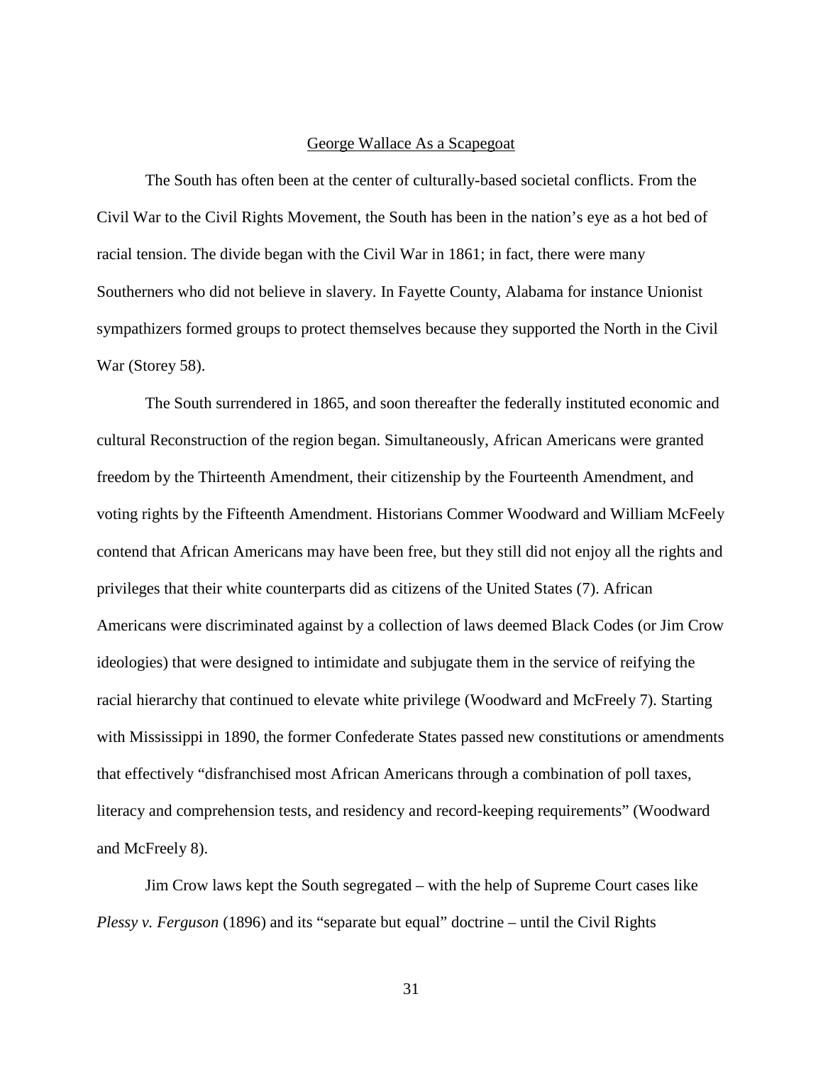## George Wallace As a Scapegoat

The South has often been at the center of culturally-based societal conflicts. From the Civil War to the Civil Rights Movement, the South has been in the nation's eye as a hot bed of racial tension. The divide began with the Civil War in 1861; in fact, there were many Southerners who did not believe in slavery. In Fayette County, Alabama for instance Unionist sympathizers formed groups to protect themselves because they supported the North in the Civil War (Storey 58).

The South surrendered in 1865, and soon thereafter the federally instituted economic and cultural Reconstruction of the region began. Simultaneously, African Americans were granted freedom by the Thirteenth Amendment, their citizenship by the Fourteenth Amendment, and voting rights by the Fifteenth Amendment. Historians Commer Woodward and William McFeely contend that African Americans may have been free, but they still did not enjoy all the rights and privileges that their white counterparts did as citizens of the United States (7). African Americans were discriminated against by a collection of laws deemed Black Codes (or Jim Crow ideologies) that were designed to intimidate and subjugate them in the service of reifying the racial hierarchy that continued to elevate white privilege (Woodward and McFreely 7). Starting with Mississippi in 1890, the former Confederate States passed new constitutions or amendments that effectively "disfranchised most African Americans through a combination of poll taxes, literacy and comprehension tests, and residency and record-keeping requirements" (Woodward and McFreely 8).

Jim Crow laws kept the South segregated – with the help of Supreme Court cases like *Plessy v. Ferguson* (1896) and its "separate but equal" doctrine – until the Civil Rights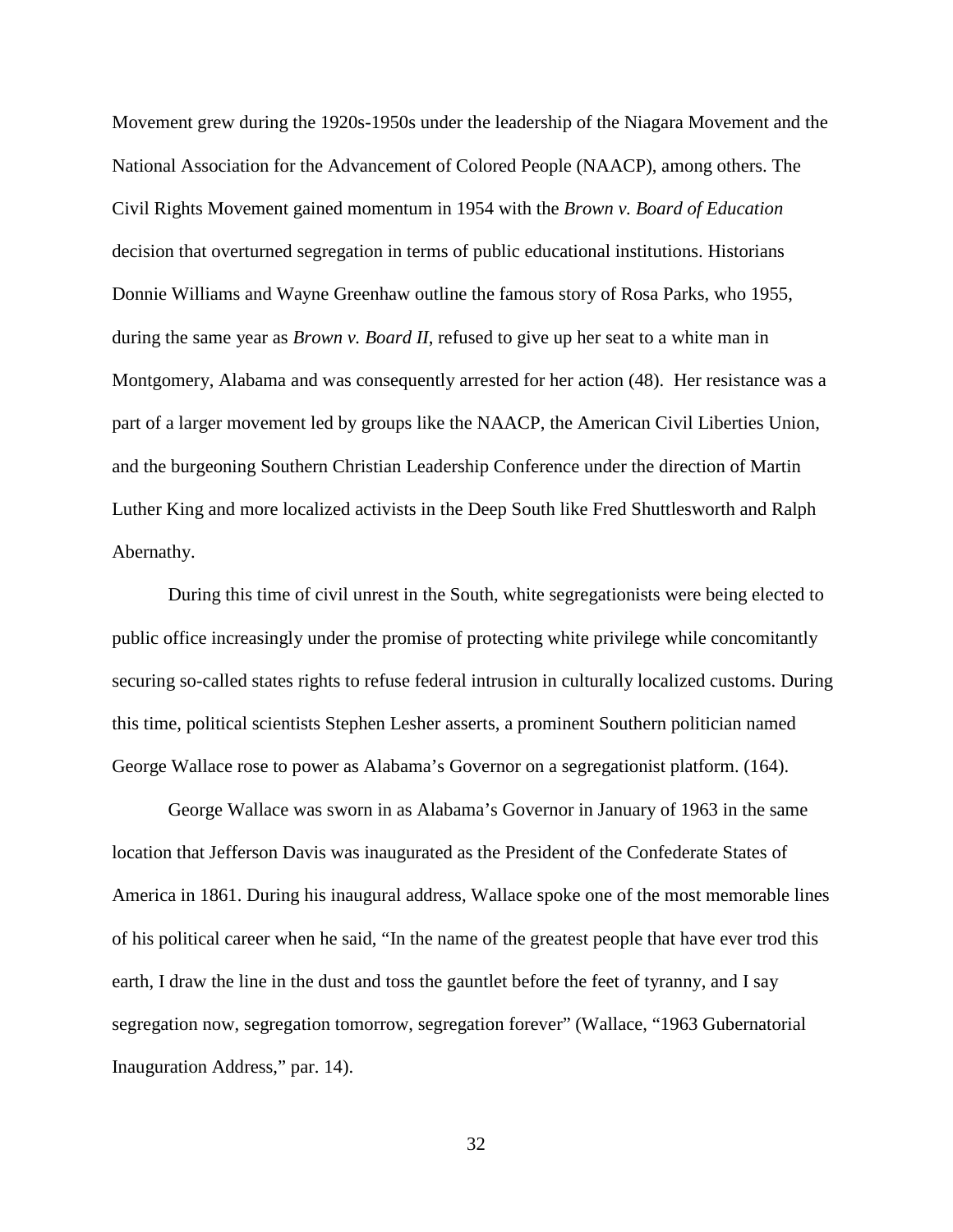Movement grew during the 1920s-1950s under the leadership of the Niagara Movement and the National Association for the Advancement of Colored People (NAACP), among others. The Civil Rights Movement gained momentum in 1954 with the *Brown v. Board of Education* decision that overturned segregation in terms of public educational institutions. Historians Donnie Williams and Wayne Greenhaw outline the famous story of Rosa Parks, who 1955, during the same year as *Brown v. Board II*, refused to give up her seat to a white man in Montgomery, Alabama and was consequently arrested for her action (48). Her resistance was a part of a larger movement led by groups like the NAACP, the American Civil Liberties Union, and the burgeoning Southern Christian Leadership Conference under the direction of Martin Luther King and more localized activists in the Deep South like Fred Shuttlesworth and Ralph Abernathy.

During this time of civil unrest in the South, white segregationists were being elected to public office increasingly under the promise of protecting white privilege while concomitantly securing so-called states rights to refuse federal intrusion in culturally localized customs. During this time, political scientists Stephen Lesher asserts, a prominent Southern politician named George Wallace rose to power as Alabama's Governor on a segregationist platform. (164).

George Wallace was sworn in as Alabama's Governor in January of 1963 in the same location that Jefferson Davis was inaugurated as the President of the Confederate States of America in 1861. During his inaugural address, Wallace spoke one of the most memorable lines of his political career when he said, "In the name of the greatest people that have ever trod this earth, I draw the line in the dust and toss the gauntlet before the feet of tyranny, and I say segregation now, segregation tomorrow, segregation forever" (Wallace, "1963 Gubernatorial Inauguration Address," par. 14).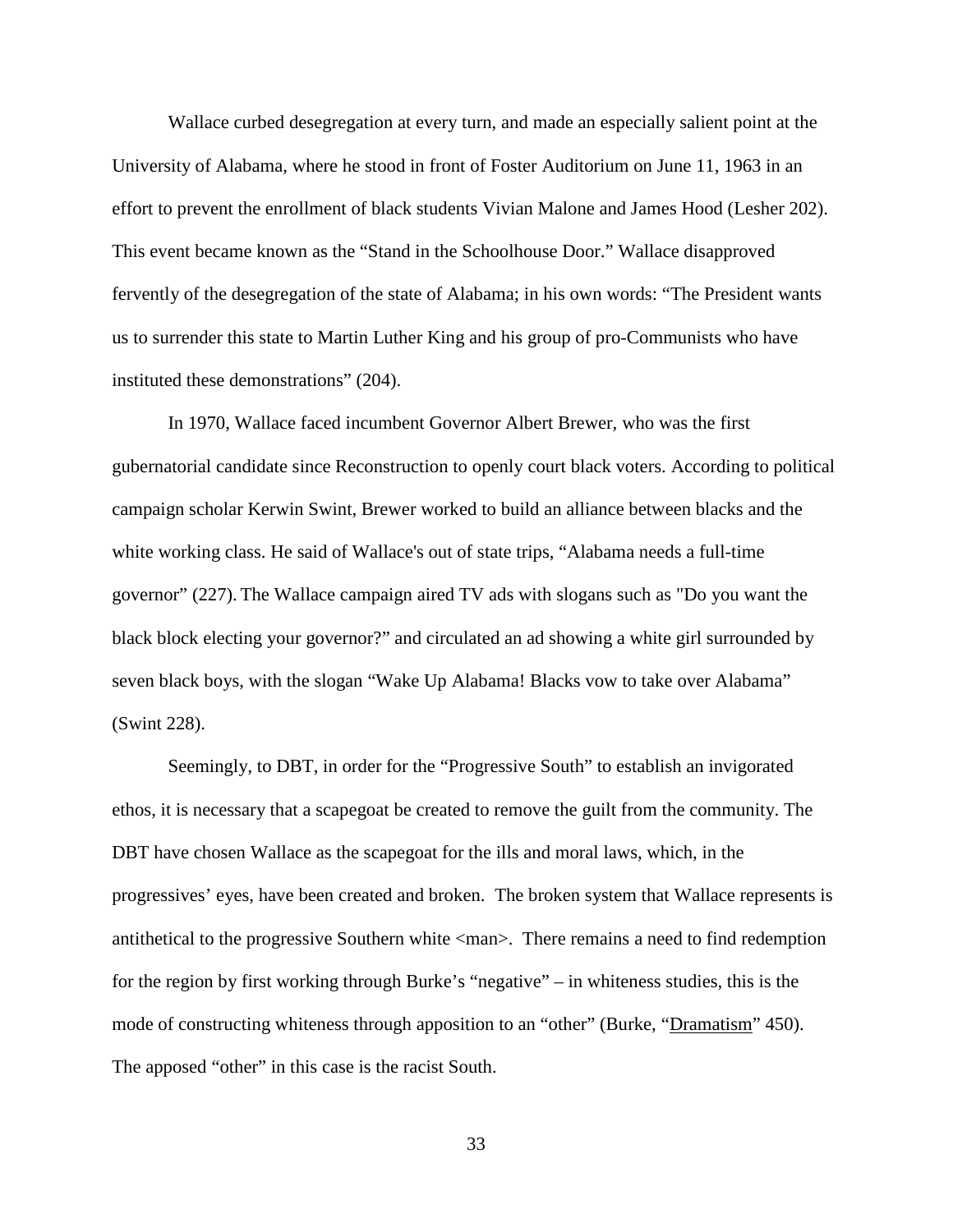Wallace curbed desegregation at every turn, and made an especially salient point at the University of Alabama, where he stood in front of Foster Auditorium on June 11, 1963 in an effort to prevent the enrollment of black students Vivian Malone and James Hood (Lesher 202). This event became known as the "Stand in the Schoolhouse Door." Wallace disapproved fervently of the desegregation of the state of Alabama; in his own words: "The President wants us to surrender this state to Martin Luther King and his group of pro-Communists who have instituted these demonstrations" (204).

In 1970, Wallace faced incumbent Governor Albert Brewer, who was the first gubernatorial candidate since Reconstruction to openly court black voters. According to political campaign scholar Kerwin Swint, Brewer worked to build an alliance between blacks and the white working class. He said of Wallace's out of state trips, "Alabama needs a full-time governor" (227). The Wallace campaign aired TV ads with slogans such as "Do you want the black block electing your governor?" and circulated an ad showing a white girl surrounded by seven black boys, with the slogan "Wake Up Alabama! Blacks vow to take over Alabama" (Swint 228).

Seemingly, to DBT, in order for the "Progressive South" to establish an invigorated ethos, it is necessary that a scapegoat be created to remove the guilt from the community. The DBT have chosen Wallace as the scapegoat for the ills and moral laws, which, in the progressives' eyes, have been created and broken. The broken system that Wallace represents is antithetical to the progressive Southern white <man>. There remains a need to find redemption for the region by first working through Burke's "negative" – in whiteness studies, this is the mode of constructing whiteness through apposition to an "other" (Burke, "Dramatism" 450). The apposed "other" in this case is the racist South.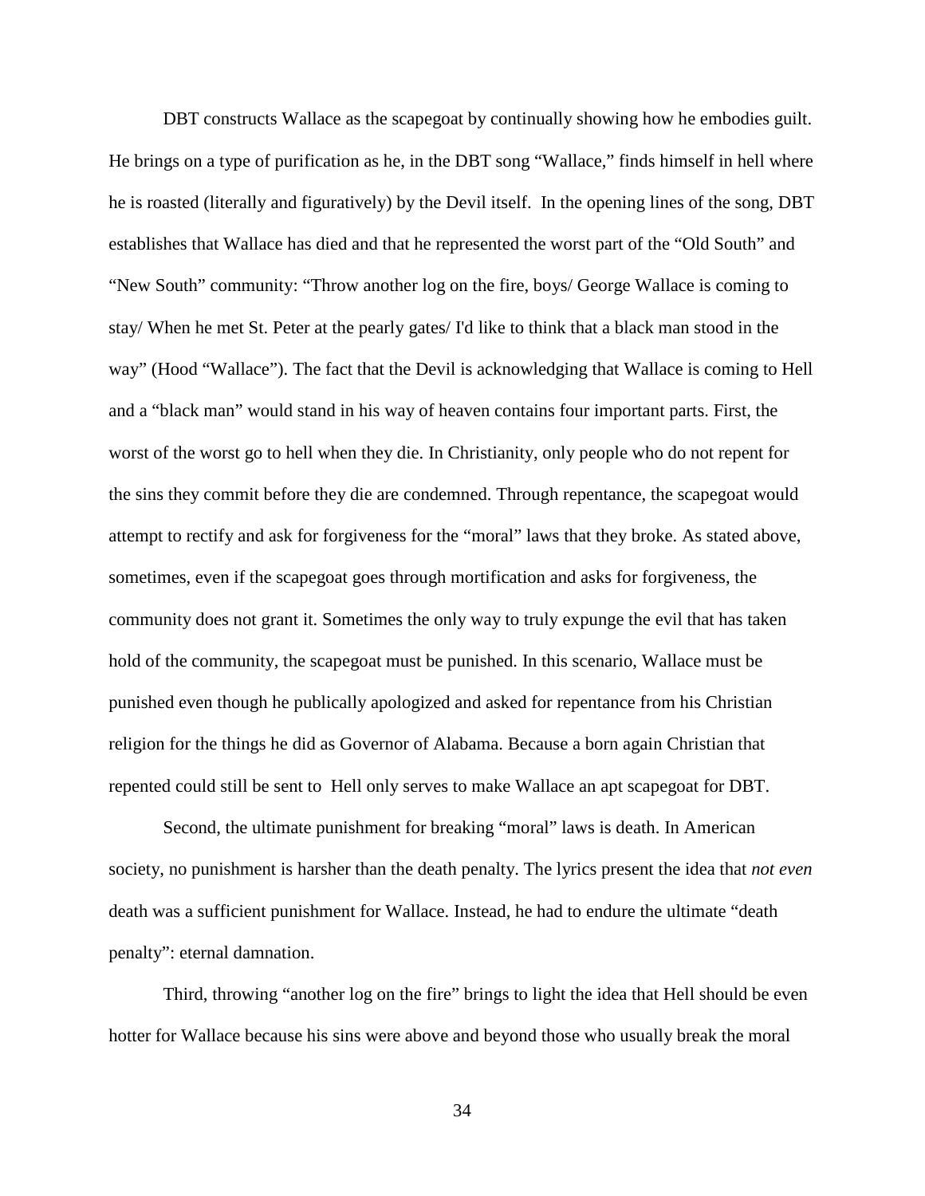DBT constructs Wallace as the scapegoat by continually showing how he embodies guilt. He brings on a type of purification as he, in the DBT song "Wallace," finds himself in hell where he is roasted (literally and figuratively) by the Devil itself. In the opening lines of the song, DBT establishes that Wallace has died and that he represented the worst part of the "Old South" and "New South" community: "Throw another log on the fire, boys/ George Wallace is coming to stay/ When he met St. Peter at the pearly gates/ I'd like to think that a black man stood in the way" (Hood "Wallace"). The fact that the Devil is acknowledging that Wallace is coming to Hell and a "black man" would stand in his way of heaven contains four important parts. First, the worst of the worst go to hell when they die. In Christianity, only people who do not repent for the sins they commit before they die are condemned. Through repentance, the scapegoat would attempt to rectify and ask for forgiveness for the "moral" laws that they broke. As stated above, sometimes, even if the scapegoat goes through mortification and asks for forgiveness, the community does not grant it. Sometimes the only way to truly expunge the evil that has taken hold of the community, the scapegoat must be punished. In this scenario, Wallace must be punished even though he publically apologized and asked for repentance from his Christian religion for the things he did as Governor of Alabama. Because a born again Christian that repented could still be sent to Hell only serves to make Wallace an apt scapegoat for DBT.

Second, the ultimate punishment for breaking "moral" laws is death. In American society, no punishment is harsher than the death penalty. The lyrics present the idea that *not even* death was a sufficient punishment for Wallace. Instead, he had to endure the ultimate "death penalty": eternal damnation.

Third, throwing "another log on the fire" brings to light the idea that Hell should be even hotter for Wallace because his sins were above and beyond those who usually break the moral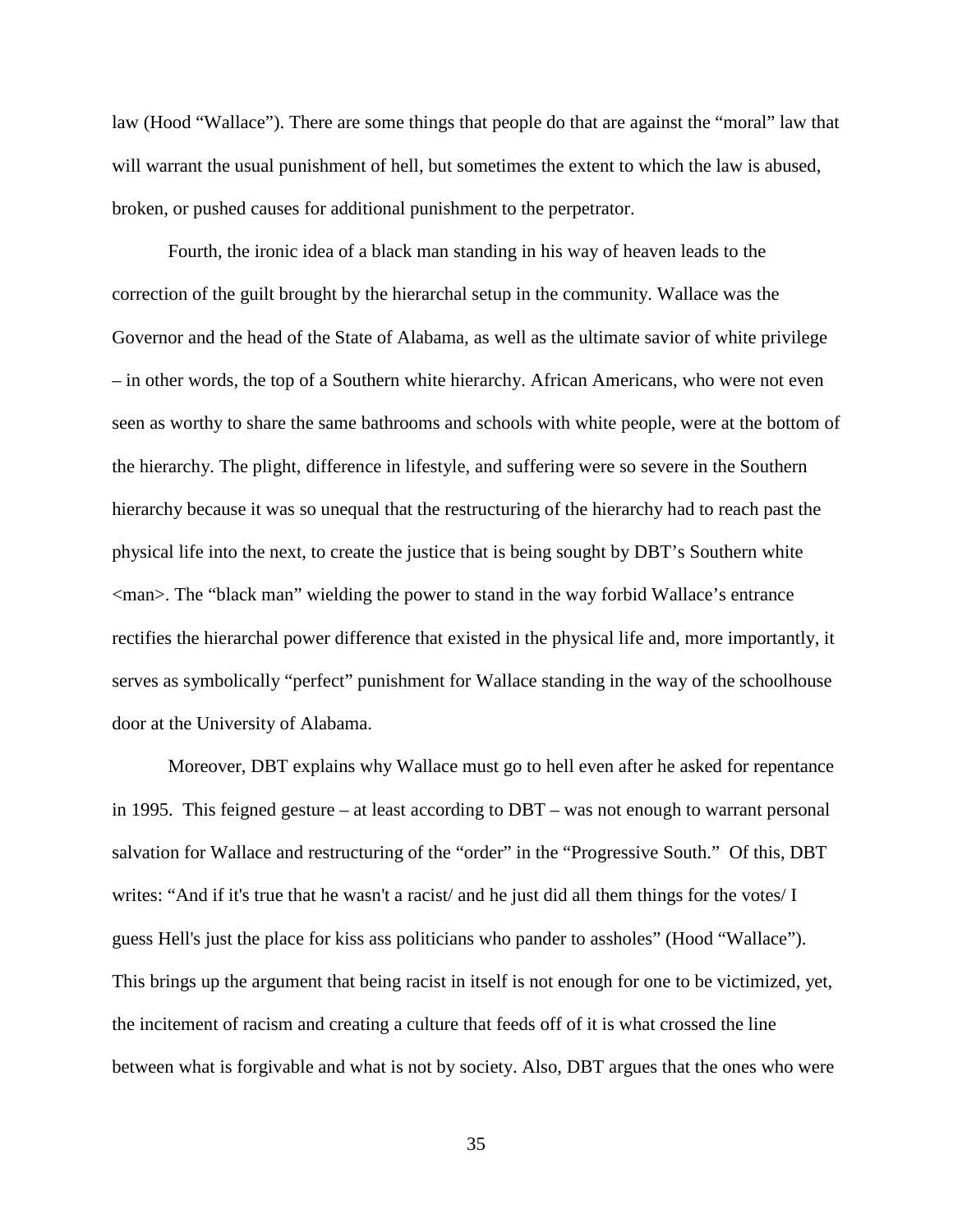law (Hood "Wallace"). There are some things that people do that are against the "moral" law that will warrant the usual punishment of hell, but sometimes the extent to which the law is abused, broken, or pushed causes for additional punishment to the perpetrator.

Fourth, the ironic idea of a black man standing in his way of heaven leads to the correction of the guilt brought by the hierarchal setup in the community. Wallace was the Governor and the head of the State of Alabama, as well as the ultimate savior of white privilege – in other words, the top of a Southern white hierarchy. African Americans, who were not even seen as worthy to share the same bathrooms and schools with white people, were at the bottom of the hierarchy. The plight, difference in lifestyle, and suffering were so severe in the Southern hierarchy because it was so unequal that the restructuring of the hierarchy had to reach past the physical life into the next, to create the justice that is being sought by DBT's Southern white <man>. The "black man" wielding the power to stand in the way forbid Wallace's entrance rectifies the hierarchal power difference that existed in the physical life and, more importantly, it serves as symbolically "perfect" punishment for Wallace standing in the way of the schoolhouse door at the University of Alabama.

Moreover, DBT explains why Wallace must go to hell even after he asked for repentance in 1995. This feigned gesture – at least according to DBT – was not enough to warrant personal salvation for Wallace and restructuring of the "order" in the "Progressive South." Of this, DBT writes: "And if it's true that he wasn't a racist/ and he just did all them things for the votes/ I guess Hell's just the place for kiss ass politicians who pander to assholes" (Hood "Wallace"). This brings up the argument that being racist in itself is not enough for one to be victimized, yet, the incitement of racism and creating a culture that feeds off of it is what crossed the line between what is forgivable and what is not by society. Also, DBT argues that the ones who were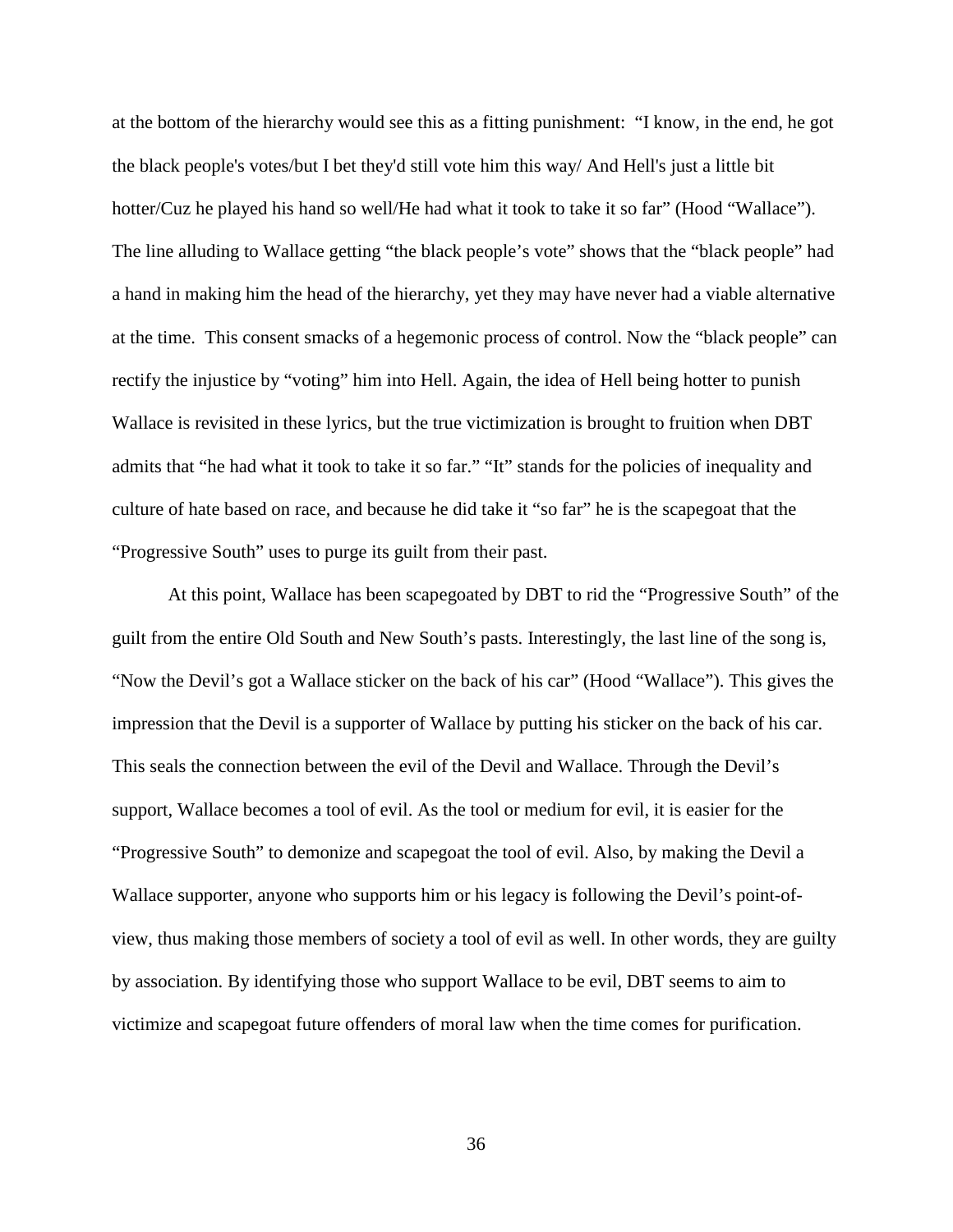at the bottom of the hierarchy would see this as a fitting punishment: "I know, in the end, he got the black people's votes/but I bet they'd still vote him this way/ And Hell's just a little bit hotter/Cuz he played his hand so well/He had what it took to take it so far" (Hood "Wallace"). The line alluding to Wallace getting "the black people's vote" shows that the "black people" had a hand in making him the head of the hierarchy, yet they may have never had a viable alternative at the time. This consent smacks of a hegemonic process of control. Now the "black people" can rectify the injustice by "voting" him into Hell. Again, the idea of Hell being hotter to punish Wallace is revisited in these lyrics, but the true victimization is brought to fruition when DBT admits that "he had what it took to take it so far." "It" stands for the policies of inequality and culture of hate based on race, and because he did take it "so far" he is the scapegoat that the "Progressive South" uses to purge its guilt from their past.

At this point, Wallace has been scapegoated by DBT to rid the "Progressive South" of the guilt from the entire Old South and New South's pasts. Interestingly, the last line of the song is, "Now the Devil's got a Wallace sticker on the back of his car" (Hood "Wallace"). This gives the impression that the Devil is a supporter of Wallace by putting his sticker on the back of his car. This seals the connection between the evil of the Devil and Wallace. Through the Devil's support, Wallace becomes a tool of evil. As the tool or medium for evil, it is easier for the "Progressive South" to demonize and scapegoat the tool of evil. Also, by making the Devil a Wallace supporter, anyone who supports him or his legacy is following the Devil's point-of-view, thus making those members of society a tool of evil as well. In other words, they are guilty by association. By identifying those who support Wallace to be evil, DBT seems to aim to victimize and scapegoat future offenders of moral law when the time comes for purification.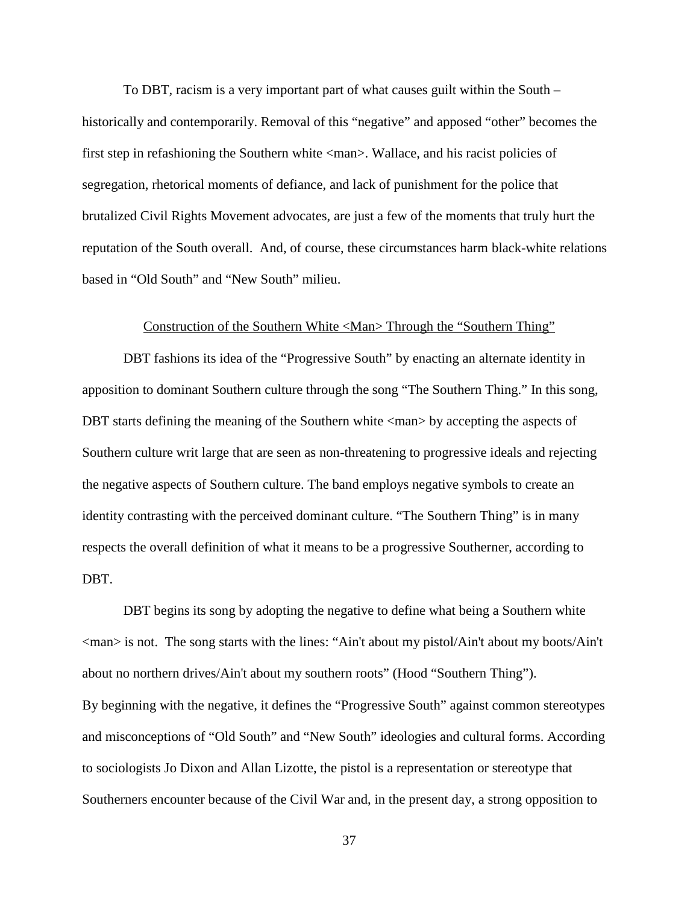To DBT, racism is a very important part of what causes guilt within the South – historically and contemporarily. Removal of this "negative" and apposed "other" becomes the first step in refashioning the Southern white <man>. Wallace, and his racist policies of segregation, rhetorical moments of defiance, and lack of punishment for the police that brutalized Civil Rights Movement advocates, are just a few of the moments that truly hurt the reputation of the South overall. And, of course, these circumstances harm black-white relations based in "Old South" and "New South" milieu.

## Construction of the Southern White <Man> Through the "Southern Thing"

DBT fashions its idea of the "Progressive South" by enacting an alternate identity in apposition to dominant Southern culture through the song "The Southern Thing." In this song, DBT starts defining the meaning of the Southern white <man> by accepting the aspects of Southern culture writ large that are seen as non-threatening to progressive ideals and rejecting the negative aspects of Southern culture. The band employs negative symbols to create an identity contrasting with the perceived dominant culture. "The Southern Thing" is in many respects the overall definition of what it means to be a progressive Southerner, according to DBT.

DBT begins its song by adopting the negative to define what being a Southern white <man> is not. The song starts with the lines: "Ain't about my pistol/Ain't about my boots/Ain't about no northern drives/Ain't about my southern roots" (Hood "Southern Thing"). By beginning with the negative, it defines the "Progressive South" against common stereotypes and misconceptions of "Old South" and "New South" ideologies and cultural forms. According to sociologists Jo Dixon and Allan Lizotte, the pistol is a representation or stereotype that Southerners encounter because of the Civil War and, in the present day, a strong opposition to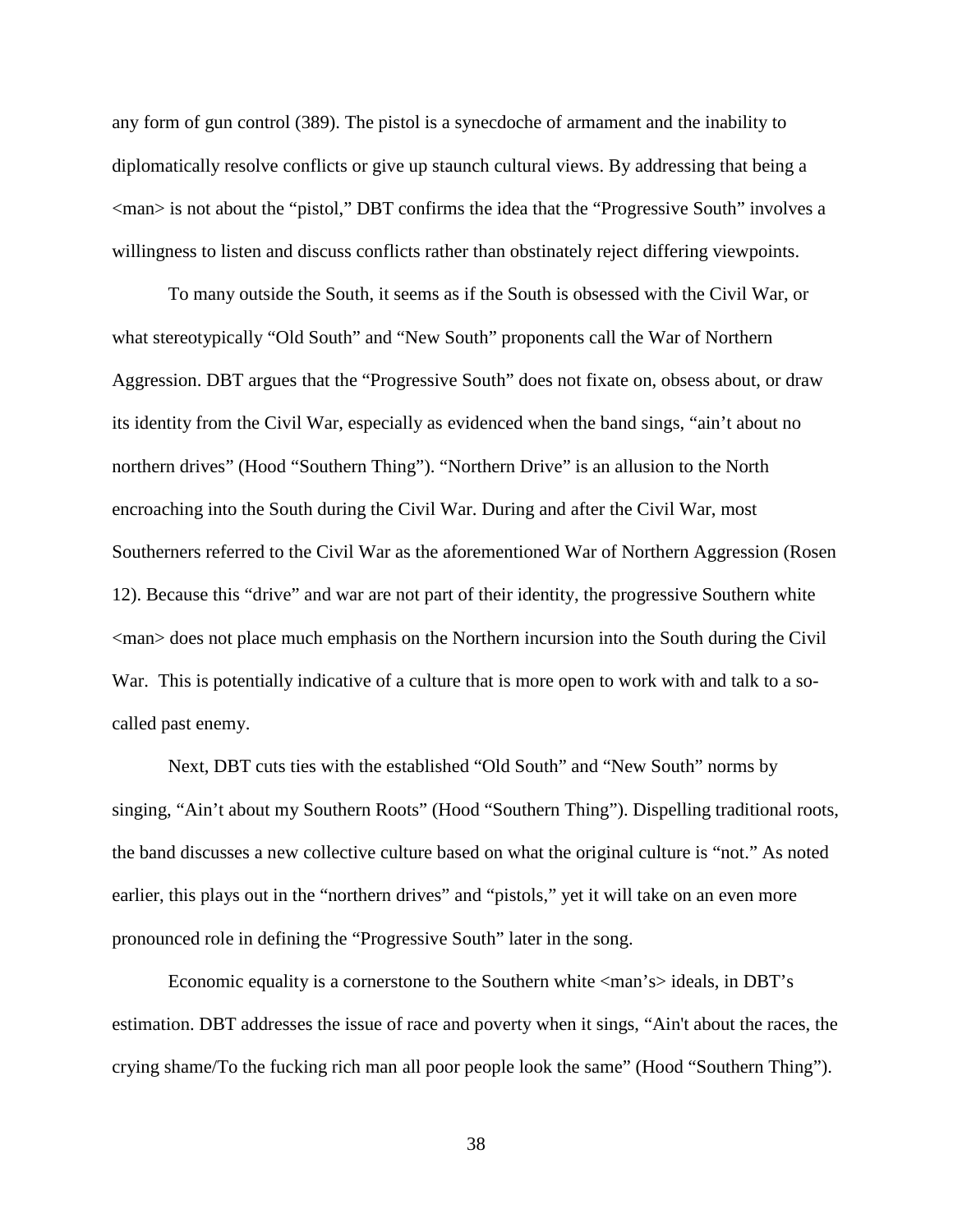any form of gun control (389). The pistol is a synecdoche of armament and the inability to diplomatically resolve conflicts or give up staunch cultural views. By addressing that being a <man> is not about the "pistol," DBT confirms the idea that the "Progressive South" involves a willingness to listen and discuss conflicts rather than obstinately reject differing viewpoints.

To many outside the South, it seems as if the South is obsessed with the Civil War, or what stereotypically "Old South" and "New South" proponents call the War of Northern Aggression. DBT argues that the "Progressive South" does not fixate on, obsess about, or draw its identity from the Civil War, especially as evidenced when the band sings, "ain't about no northern drives" (Hood "Southern Thing"). "Northern Drive" is an allusion to the North encroaching into the South during the Civil War. During and after the Civil War, most Southerners referred to the Civil War as the aforementioned War of Northern Aggression (Rosen 12). Because this "drive" and war are not part of their identity, the progressive Southern white <man> does not place much emphasis on the Northern incursion into the South during the Civil War. This is potentially indicative of a culture that is more open to work with and talk to a so-called past enemy.

Next, DBT cuts ties with the established "Old South" and "New South" norms by singing, "Ain't about my Southern Roots" (Hood "Southern Thing"). Dispelling traditional roots, the band discusses a new collective culture based on what the original culture is "not." As noted earlier, this plays out in the "northern drives" and "pistols," yet it will take on an even more pronounced role in defining the "Progressive South" later in the song.

Economic equality is a cornerstone to the Southern white <man's> ideals, in DBT's estimation. DBT addresses the issue of race and poverty when it sings, "Ain't about the races, the crying shame/To the fucking rich man all poor people look the same" (Hood "Southern Thing").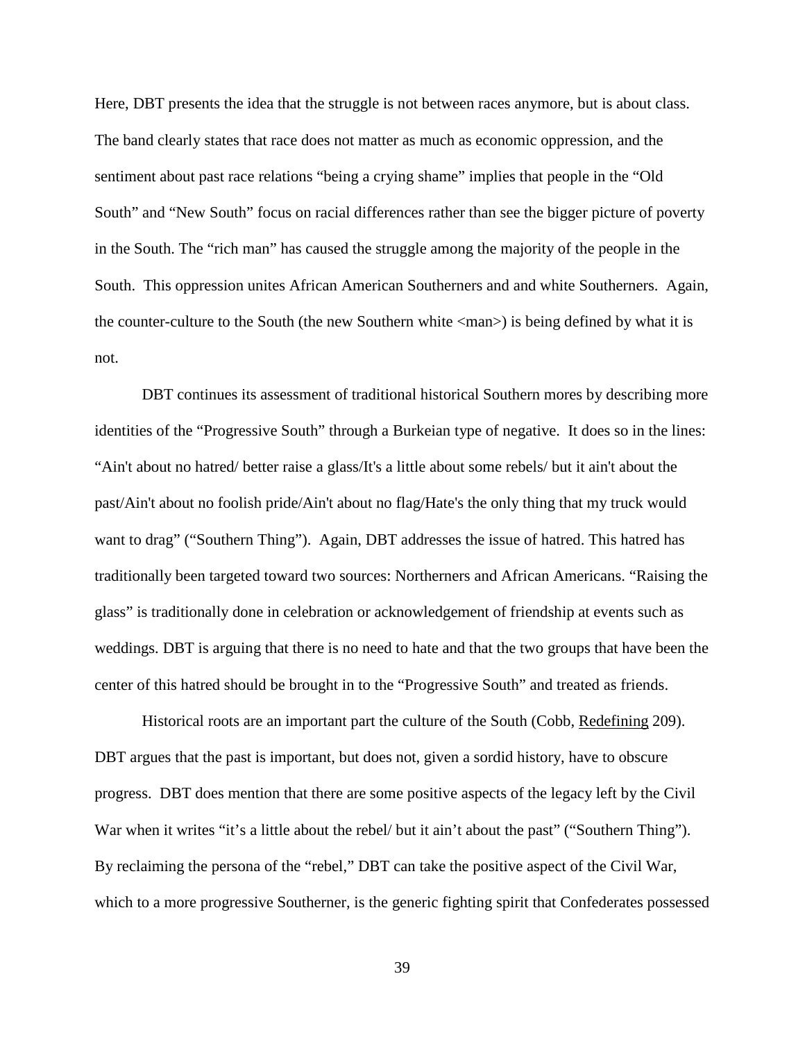Here, DBT presents the idea that the struggle is not between races anymore, but is about class. The band clearly states that race does not matter as much as economic oppression, and the sentiment about past race relations "being a crying shame" implies that people in the "Old South" and "New South" focus on racial differences rather than see the bigger picture of poverty in the South. The "rich man" has caused the struggle among the majority of the people in the South. This oppression unites African American Southerners and and white Southerners. Again, the counter-culture to the South (the new Southern white <man>) is being defined by what it is not.

DBT continues its assessment of traditional historical Southern mores by describing more identities of the "Progressive South" through a Burkeian type of negative. It does so in the lines: "Ain't about no hatred/ better raise a glass/It's a little about some rebels/ but it ain't about the past/Ain't about no foolish pride/Ain't about no flag/Hate's the only thing that my truck would want to drag" ("Southern Thing"). Again, DBT addresses the issue of hatred. This hatred has traditionally been targeted toward two sources: Northerners and African Americans. "Raising the glass" is traditionally done in celebration or acknowledgement of friendship at events such as weddings. DBT is arguing that there is no need to hate and that the two groups that have been the center of this hatred should be brought in to the "Progressive South" and treated as friends.

Historical roots are an important part the culture of the South (Cobb, Redefining 209). DBT argues that the past is important, but does not, given a sordid history, have to obscure progress. DBT does mention that there are some positive aspects of the legacy left by the Civil War when it writes "it's a little about the rebel/ but it ain't about the past" ("Southern Thing"). By reclaiming the persona of the "rebel," DBT can take the positive aspect of the Civil War, which to a more progressive Southerner, is the generic fighting spirit that Confederates possessed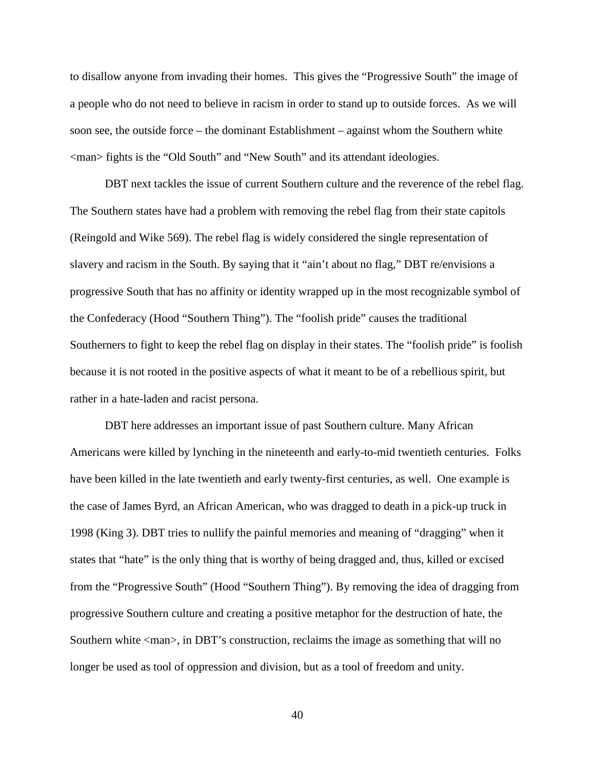to disallow anyone from invading their homes. This gives the "Progressive South" the image of a people who do not need to believe in racism in order to stand up to outside forces. As we will soon see, the outside force – the dominant Establishment – against whom the Southern white <man> fights is the "Old South" and "New South" and its attendant ideologies.

DBT next tackles the issue of current Southern culture and the reverence of the rebel flag. The Southern states have had a problem with removing the rebel flag from their state capitols (Reingold and Wike 569). The rebel flag is widely considered the single representation of slavery and racism in the South. By saying that it "ain't about no flag," DBT re/envisions a progressive South that has no affinity or identity wrapped up in the most recognizable symbol of the Confederacy (Hood "Southern Thing"). The "foolish pride" causes the traditional Southerners to fight to keep the rebel flag on display in their states. The "foolish pride" is foolish because it is not rooted in the positive aspects of what it meant to be of a rebellious spirit, but rather in a hate-laden and racist persona.

DBT here addresses an important issue of past Southern culture. Many African Americans were killed by lynching in the nineteenth and early-to-mid twentieth centuries. Folks have been killed in the late twentieth and early twenty-first centuries, as well. One example is the case of James Byrd, an African American, who was dragged to death in a pick-up truck in 1998 (King 3). DBT tries to nullify the painful memories and meaning of "dragging" when it states that "hate" is the only thing that is worthy of being dragged and, thus, killed or excised from the "Progressive South" (Hood "Southern Thing"). By removing the idea of dragging from progressive Southern culture and creating a positive metaphor for the destruction of hate, the Southern white <man>, in DBT's construction, reclaims the image as something that will no longer be used as tool of oppression and division, but as a tool of freedom and unity.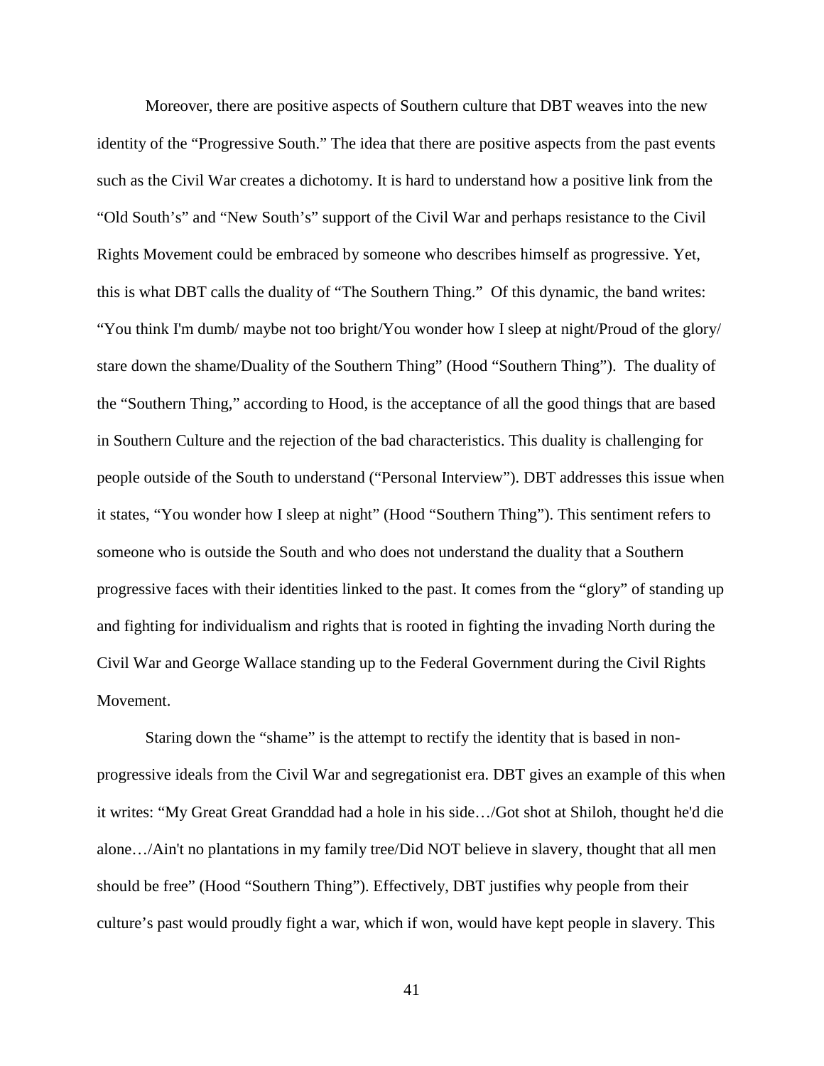Moreover, there are positive aspects of Southern culture that DBT weaves into the new identity of the "Progressive South." The idea that there are positive aspects from the past events such as the Civil War creates a dichotomy. It is hard to understand how a positive link from the "Old South's" and "New South's" support of the Civil War and perhaps resistance to the Civil Rights Movement could be embraced by someone who describes himself as progressive. Yet, this is what DBT calls the duality of "The Southern Thing." Of this dynamic, the band writes: "You think I'm dumb/ maybe not too bright/You wonder how I sleep at night/Proud of the glory/ stare down the shame/Duality of the Southern Thing" (Hood "Southern Thing"). The duality of the "Southern Thing," according to Hood, is the acceptance of all the good things that are based in Southern Culture and the rejection of the bad characteristics. This duality is challenging for people outside of the South to understand ("Personal Interview"). DBT addresses this issue when it states, "You wonder how I sleep at night" (Hood "Southern Thing"). This sentiment refers to someone who is outside the South and who does not understand the duality that a Southern progressive faces with their identities linked to the past. It comes from the "glory" of standing up and fighting for individualism and rights that is rooted in fighting the invading North during the Civil War and George Wallace standing up to the Federal Government during the Civil Rights Movement.

Staring down the "shame" is the attempt to rectify the identity that is based in non-progressive ideals from the Civil War and segregationist era. DBT gives an example of this when it writes: "My Great Great Granddad had a hole in his side…/Got shot at Shiloh, thought he'd die alone…/Ain't no plantations in my family tree/Did NOT believe in slavery, thought that all men should be free" (Hood "Southern Thing"). Effectively, DBT justifies why people from their culture's past would proudly fight a war, which if won, would have kept people in slavery. This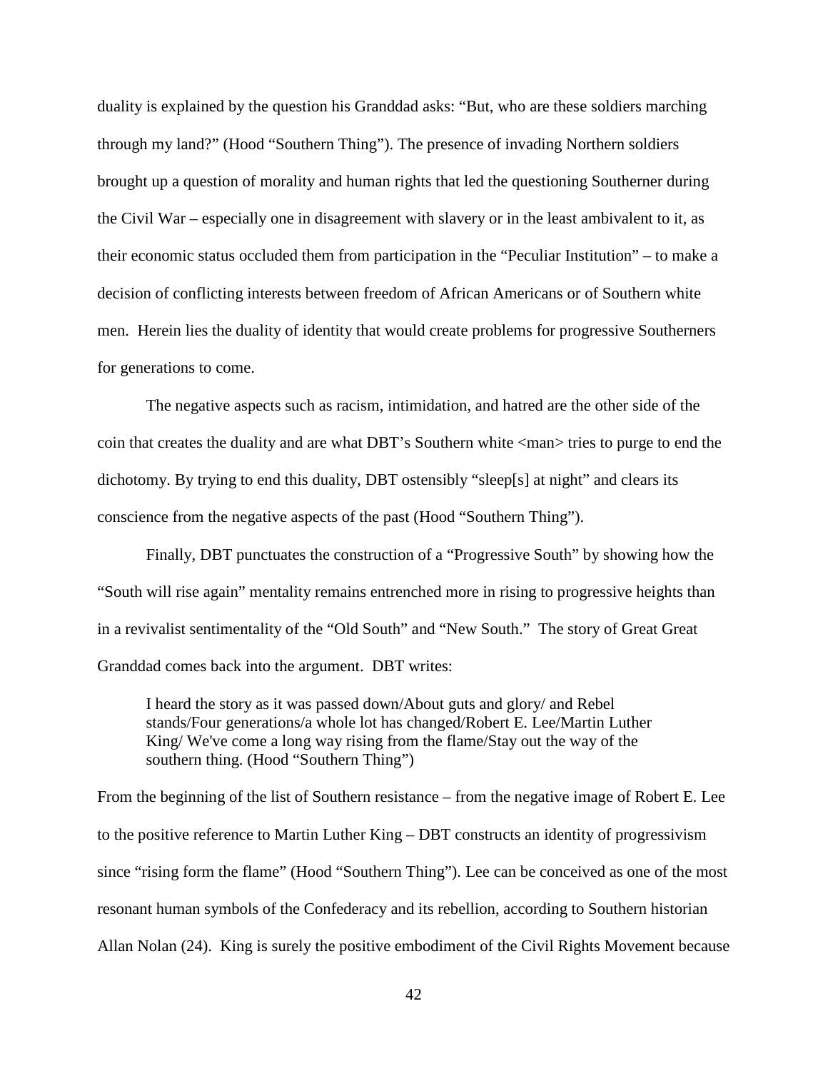duality is explained by the question his Granddad asks: "But, who are these soldiers marching through my land?" (Hood "Southern Thing"). The presence of invading Northern soldiers brought up a question of morality and human rights that led the questioning Southerner during the Civil War – especially one in disagreement with slavery or in the least ambivalent to it, as their economic status occluded them from participation in the "Peculiar Institution" – to make a decision of conflicting interests between freedom of African Americans or of Southern white men. Herein lies the duality of identity that would create problems for progressive Southerners for generations to come.

The negative aspects such as racism, intimidation, and hatred are the other side of the coin that creates the duality and are what DBT's Southern white <man> tries to purge to end the dichotomy. By trying to end this duality, DBT ostensibly "sleep[s] at night" and clears its conscience from the negative aspects of the past (Hood "Southern Thing").

Finally, DBT punctuates the construction of a "Progressive South" by showing how the "South will rise again" mentality remains entrenched more in rising to progressive heights than in a revivalist sentimentality of the "Old South" and "New South." The story of Great Great Granddad comes back into the argument. DBT writes:

> I heard the story as it was passed down/About guts and glory/ and Rebel stands/Four generations/a whole lot has changed/Robert E. Lee/Martin Luther King/ We've come a long way rising from the flame/Stay out the way of the southern thing. (Hood "Southern Thing")

From the beginning of the list of Southern resistance – from the negative image of Robert E. Lee to the positive reference to Martin Luther King – DBT constructs an identity of progressivism since "rising form the flame" (Hood "Southern Thing"). Lee can be conceived as one of the most resonant human symbols of the Confederacy and its rebellion, according to Southern historian Allan Nolan (24). King is surely the positive embodiment of the Civil Rights Movement because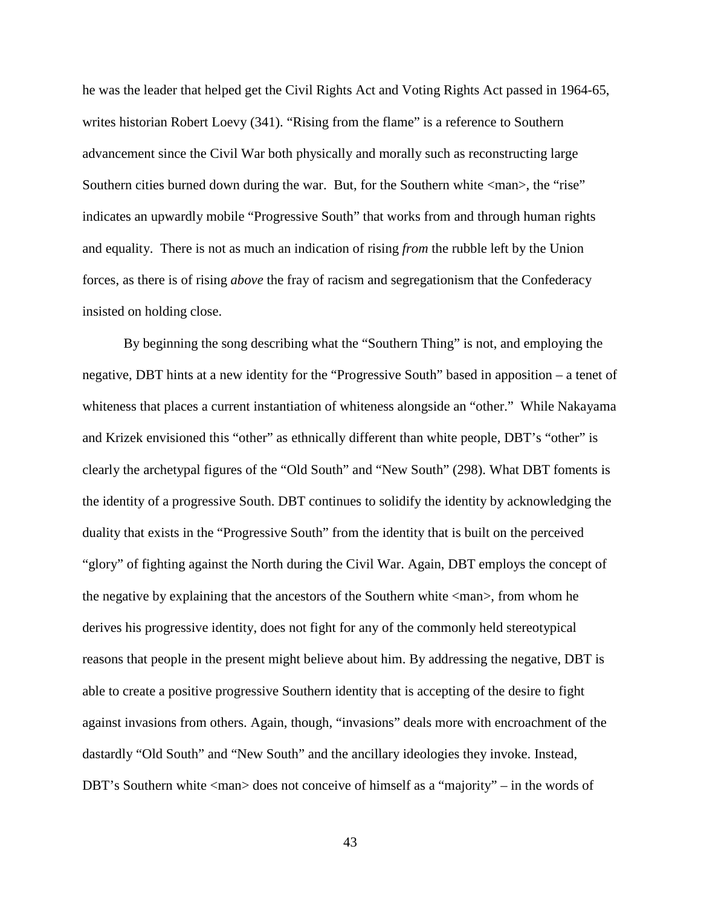he was the leader that helped get the Civil Rights Act and Voting Rights Act passed in 1964-65, writes historian Robert Loevy (341). "Rising from the flame" is a reference to Southern advancement since the Civil War both physically and morally such as reconstructing large Southern cities burned down during the war. But, for the Southern white <man>, the "rise" indicates an upwardly mobile "Progressive South" that works from and through human rights and equality. There is not as much an indication of rising *from* the rubble left by the Union forces, as there is of rising *above* the fray of racism and segregationism that the Confederacy insisted on holding close.

By beginning the song describing what the "Southern Thing" is not, and employing the negative, DBT hints at a new identity for the "Progressive South" based in apposition – a tenet of whiteness that places a current instantiation of whiteness alongside an "other." While Nakayama and Krizek envisioned this "other" as ethnically different than white people, DBT's "other" is clearly the archetypal figures of the "Old South" and "New South" (298). What DBT foments is the identity of a progressive South. DBT continues to solidify the identity by acknowledging the duality that exists in the "Progressive South" from the identity that is built on the perceived "glory" of fighting against the North during the Civil War. Again, DBT employs the concept of the negative by explaining that the ancestors of the Southern white <man>, from whom he derives his progressive identity, does not fight for any of the commonly held stereotypical reasons that people in the present might believe about him. By addressing the negative, DBT is able to create a positive progressive Southern identity that is accepting of the desire to fight against invasions from others. Again, though, "invasions" deals more with encroachment of the dastardly "Old South" and "New South" and the ancillary ideologies they invoke. Instead, DBT's Southern white <man> does not conceive of himself as a "majority" – in the words of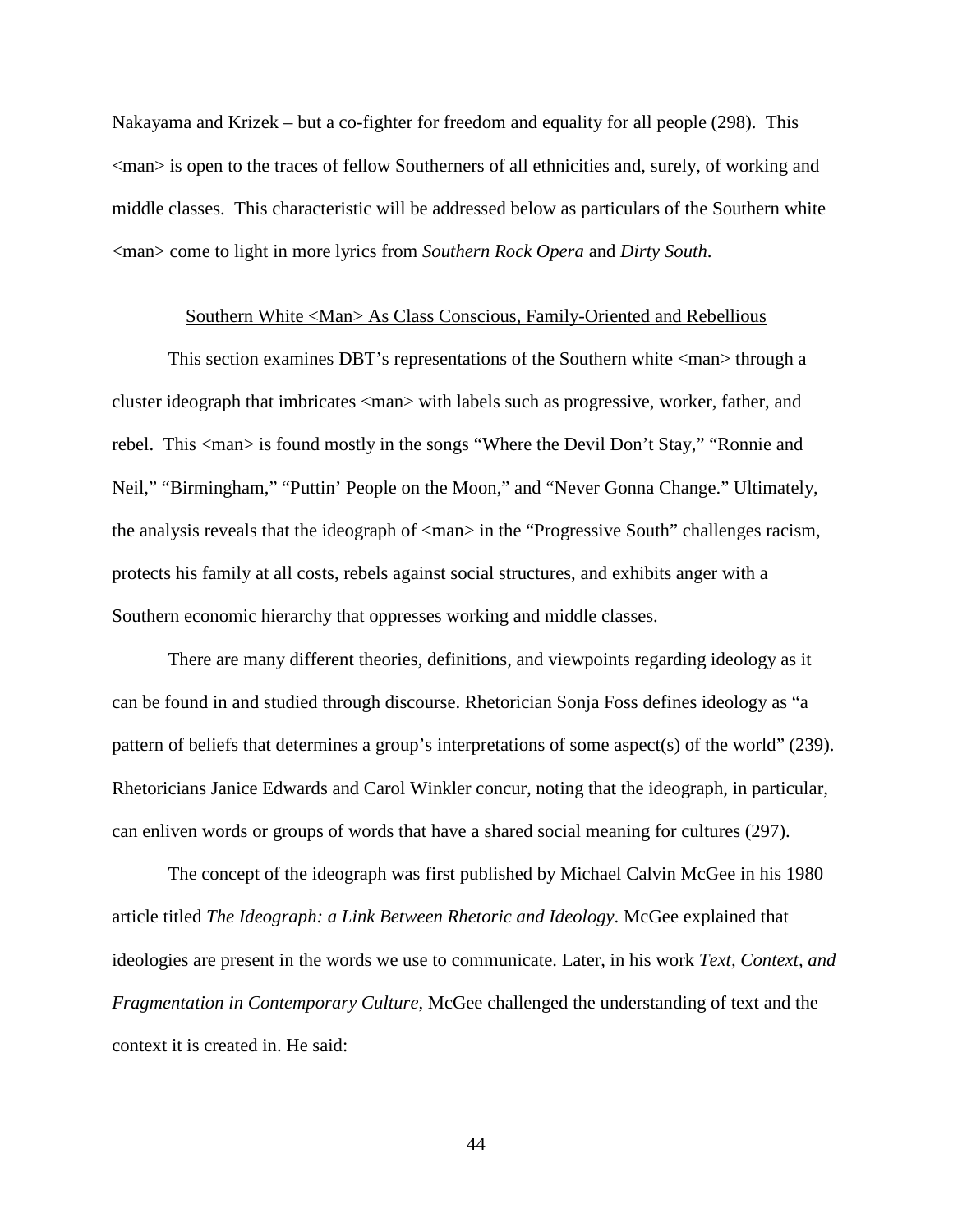Nakayama and Krizek – but a co-fighter for freedom and equality for all people (298). This <man> is open to the traces of fellow Southerners of all ethnicities and, surely, of working and middle classes. This characteristic will be addressed below as particulars of the Southern white <man> come to light in more lyrics from *Southern Rock Opera* and *Dirty South*.

## Southern White <Man> As Class Conscious, Family-Oriented and Rebellious

This section examines DBT's representations of the Southern white <man> through a cluster ideograph that imbricates <man> with labels such as progressive, worker, father, and rebel. This <man> is found mostly in the songs "Where the Devil Don't Stay," "Ronnie and Neil," "Birmingham," "Puttin' People on the Moon," and "Never Gonna Change." Ultimately, the analysis reveals that the ideograph of <man> in the "Progressive South" challenges racism, protects his family at all costs, rebels against social structures, and exhibits anger with a Southern economic hierarchy that oppresses working and middle classes.

There are many different theories, definitions, and viewpoints regarding ideology as it can be found in and studied through discourse. Rhetorician Sonja Foss defines ideology as "a pattern of beliefs that determines a group's interpretations of some aspect(s) of the world" (239). Rhetoricians Janice Edwards and Carol Winkler concur, noting that the ideograph, in particular, can enliven words or groups of words that have a shared social meaning for cultures (297).

The concept of the ideograph was first published by Michael Calvin McGee in his 1980 article titled *The Ideograph: a Link Between Rhetoric and Ideology*. McGee explained that ideologies are present in the words we use to communicate. Later, in his work *Text, Context, and Fragmentation in Contemporary Culture*, McGee challenged the understanding of text and the context it is created in. He said: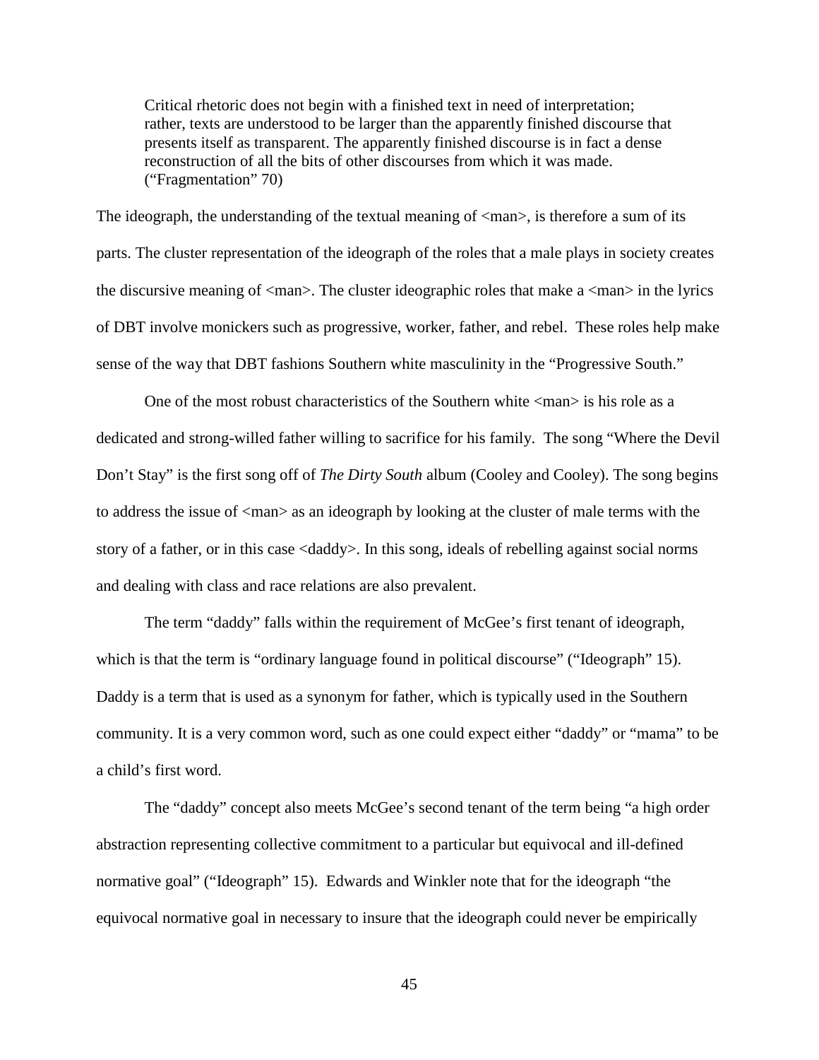> Critical rhetoric does not begin with a finished text in need of interpretation; rather, texts are understood to be larger than the apparently finished discourse that presents itself as transparent. The apparently finished discourse is in fact a dense reconstruction of all the bits of other discourses from which it was made. ("Fragmentation" 70)

The ideograph, the understanding of the textual meaning of <man>, is therefore a sum of its parts. The cluster representation of the ideograph of the roles that a male plays in society creates the discursive meaning of <man>. The cluster ideographic roles that make a <man> in the lyrics of DBT involve monickers such as progressive, worker, father, and rebel. These roles help make sense of the way that DBT fashions Southern white masculinity in the "Progressive South."

One of the most robust characteristics of the Southern white <man> is his role as a dedicated and strong-willed father willing to sacrifice for his family. The song "Where the Devil Don't Stay" is the first song off of *The Dirty South* album (Cooley and Cooley). The song begins to address the issue of <man> as an ideograph by looking at the cluster of male terms with the story of a father, or in this case <daddy>. In this song, ideals of rebelling against social norms and dealing with class and race relations are also prevalent.

The term "daddy" falls within the requirement of McGee's first tenant of ideograph, which is that the term is "ordinary language found in political discourse" ("Ideograph" 15). Daddy is a term that is used as a synonym for father, which is typically used in the Southern community. It is a very common word, such as one could expect either "daddy" or "mama" to be a child's first word.

The "daddy" concept also meets McGee's second tenant of the term being "a high order abstraction representing collective commitment to a particular but equivocal and ill-defined normative goal" ("Ideograph" 15). Edwards and Winkler note that for the ideograph "the equivocal normative goal in necessary to insure that the ideograph could never be empirically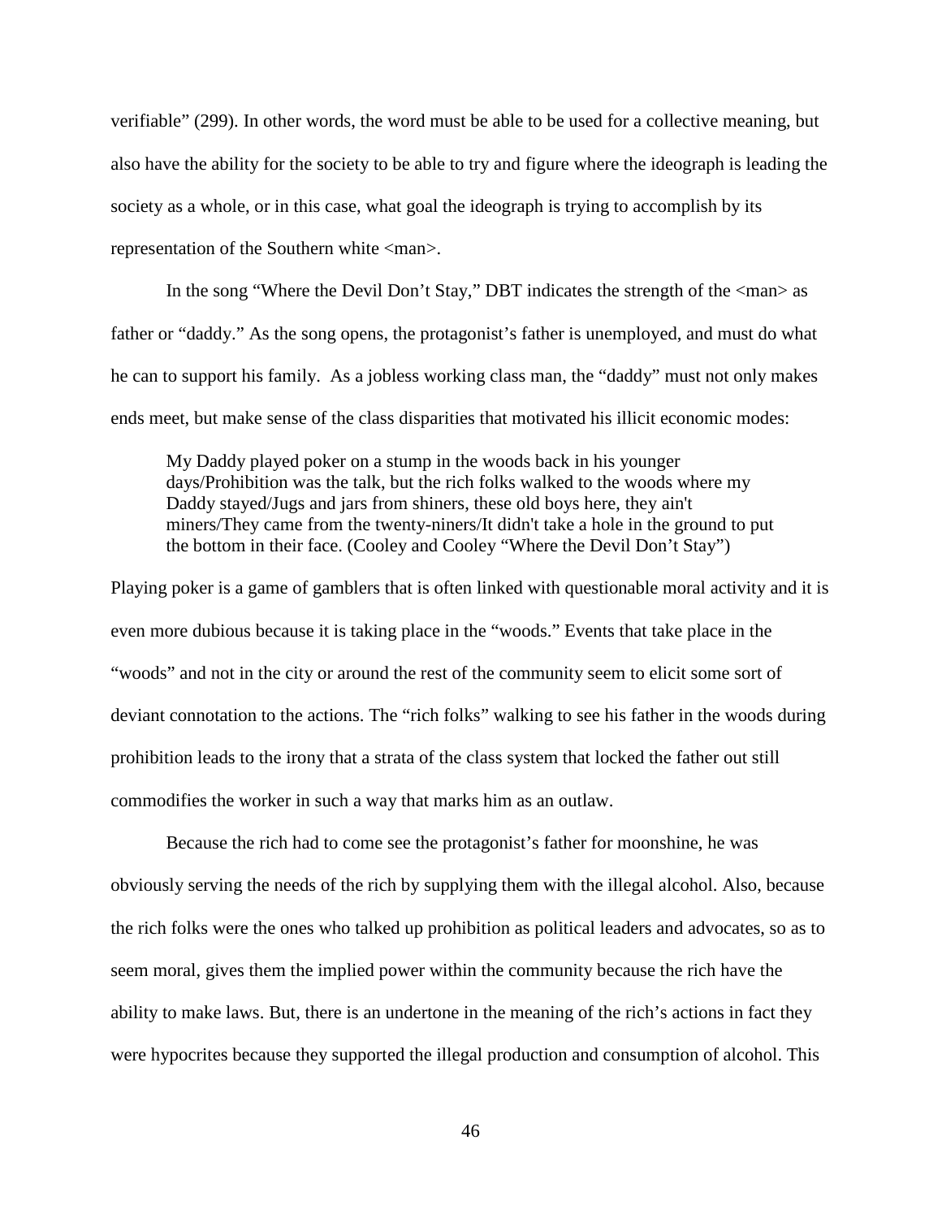verifiable" (299). In other words, the word must be able to be used for a collective meaning, but also have the ability for the society to be able to try and figure where the ideograph is leading the society as a whole, or in this case, what goal the ideograph is trying to accomplish by its representation of the Southern white <man>.

In the song "Where the Devil Don't Stay," DBT indicates the strength of the <man> as father or "daddy." As the song opens, the protagonist's father is unemployed, and must do what he can to support his family. As a jobless working class man, the "daddy" must not only makes ends meet, but make sense of the class disparities that motivated his illicit economic modes:

> My Daddy played poker on a stump in the woods back in his younger days/Prohibition was the talk, but the rich folks walked to the woods where my Daddy stayed/Jugs and jars from shiners, these old boys here, they ain't miners/They came from the twenty-niners/It didn't take a hole in the ground to put the bottom in their face. (Cooley and Cooley "Where the Devil Don't Stay")

Playing poker is a game of gamblers that is often linked with questionable moral activity and it is even more dubious because it is taking place in the "woods." Events that take place in the "woods" and not in the city or around the rest of the community seem to elicit some sort of deviant connotation to the actions. The "rich folks" walking to see his father in the woods during prohibition leads to the irony that a strata of the class system that locked the father out still commodifies the worker in such a way that marks him as an outlaw.

Because the rich had to come see the protagonist's father for moonshine, he was obviously serving the needs of the rich by supplying them with the illegal alcohol. Also, because the rich folks were the ones who talked up prohibition as political leaders and advocates, so as to seem moral, gives them the implied power within the community because the rich have the ability to make laws. But, there is an undertone in the meaning of the rich's actions in fact they were hypocrites because they supported the illegal production and consumption of alcohol. This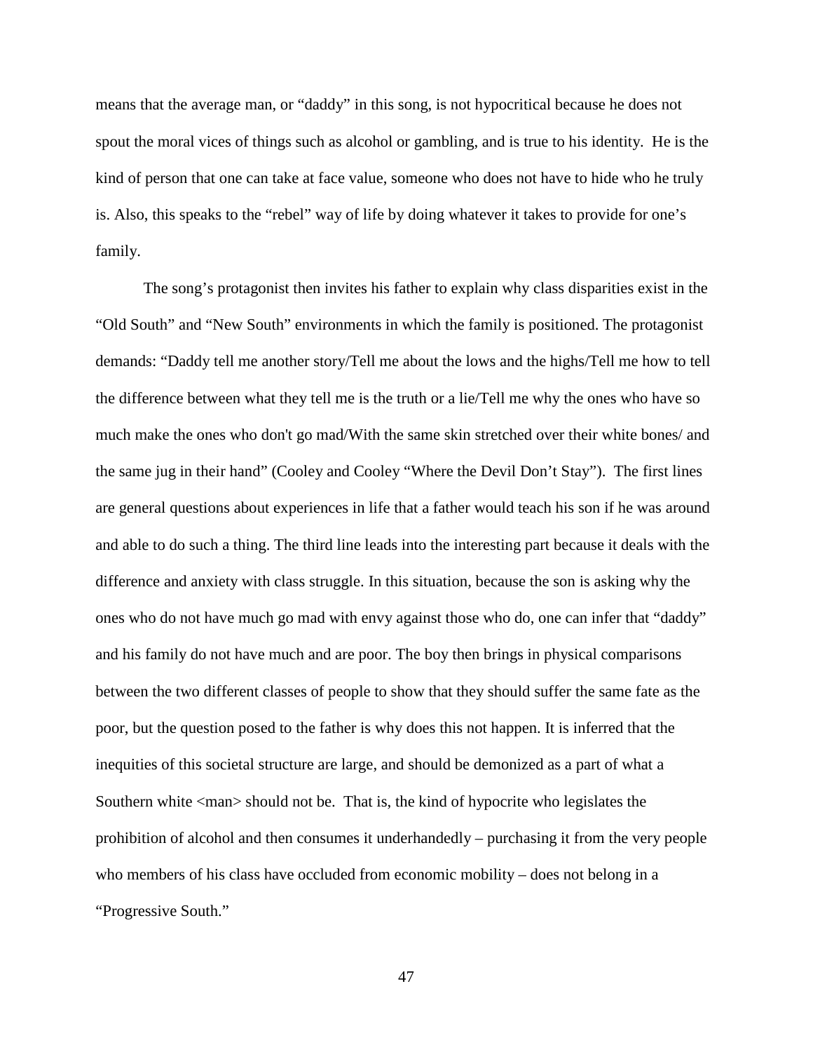means that the average man, or "daddy" in this song, is not hypocritical because he does not spout the moral vices of things such as alcohol or gambling, and is true to his identity. He is the kind of person that one can take at face value, someone who does not have to hide who he truly is. Also, this speaks to the "rebel" way of life by doing whatever it takes to provide for one's family.

The song's protagonist then invites his father to explain why class disparities exist in the "Old South" and "New South" environments in which the family is positioned. The protagonist demands: "Daddy tell me another story/Tell me about the lows and the highs/Tell me how to tell the difference between what they tell me is the truth or a lie/Tell me why the ones who have so much make the ones who don't go mad/With the same skin stretched over their white bones/ and the same jug in their hand" (Cooley and Cooley "Where the Devil Don't Stay"). The first lines are general questions about experiences in life that a father would teach his son if he was around and able to do such a thing. The third line leads into the interesting part because it deals with the difference and anxiety with class struggle. In this situation, because the son is asking why the ones who do not have much go mad with envy against those who do, one can infer that "daddy" and his family do not have much and are poor. The boy then brings in physical comparisons between the two different classes of people to show that they should suffer the same fate as the poor, but the question posed to the father is why does this not happen. It is inferred that the inequities of this societal structure are large, and should be demonized as a part of what a Southern white <man> should not be. That is, the kind of hypocrite who legislates the prohibition of alcohol and then consumes it underhandedly – purchasing it from the very people who members of his class have occluded from economic mobility – does not belong in a "Progressive South."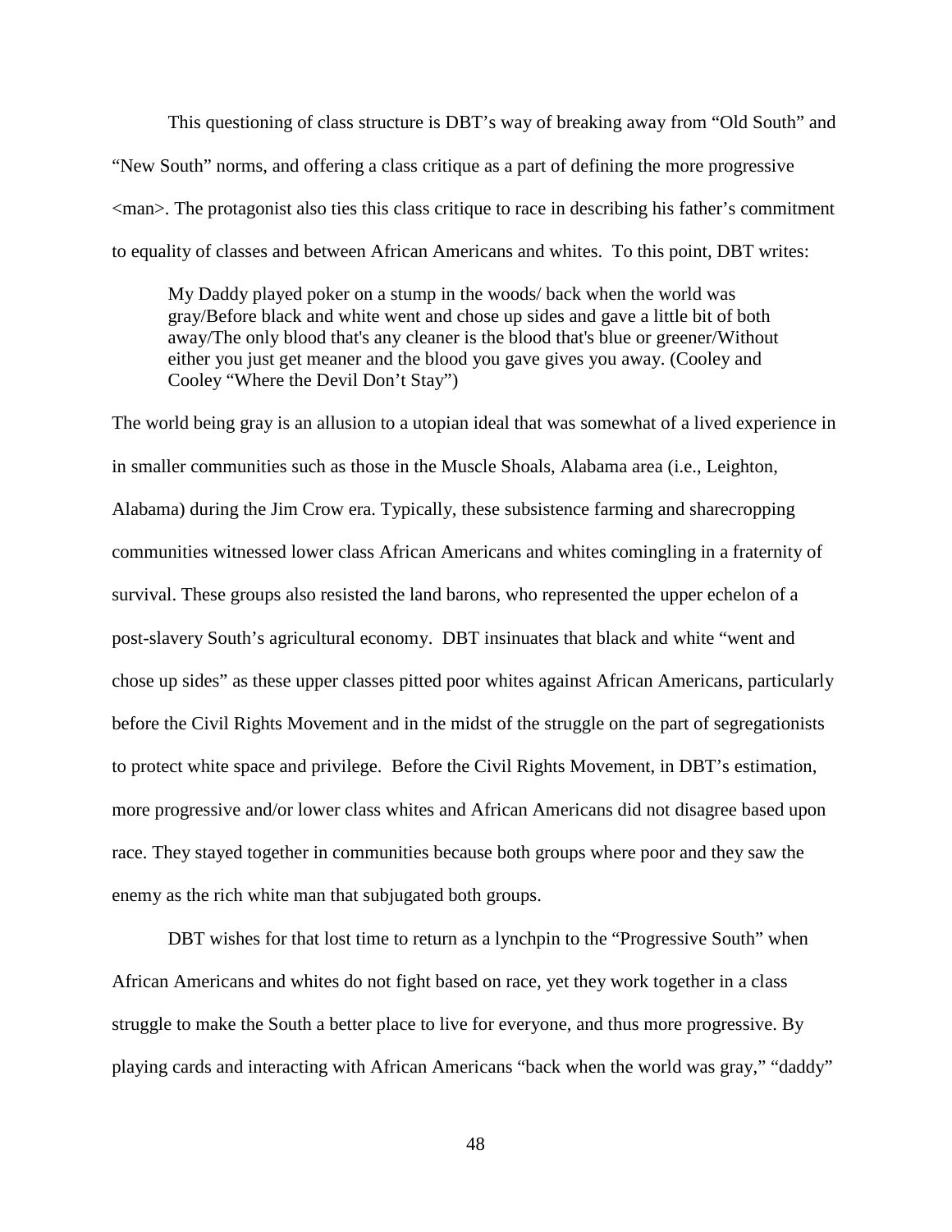This questioning of class structure is DBT's way of breaking away from "Old South" and "New South" norms, and offering a class critique as a part of defining the more progressive <man>. The protagonist also ties this class critique to race in describing his father's commitment to equality of classes and between African Americans and whites. To this point, DBT writes:

> My Daddy played poker on a stump in the woods/ back when the world was gray/Before black and white went and chose up sides and gave a little bit of both away/The only blood that's any cleaner is the blood that's blue or greener/Without either you just get meaner and the blood you gave gives you away. (Cooley and Cooley "Where the Devil Don't Stay")

The world being gray is an allusion to a utopian ideal that was somewhat of a lived experience in in smaller communities such as those in the Muscle Shoals, Alabama area (i.e., Leighton, Alabama) during the Jim Crow era. Typically, these subsistence farming and sharecropping communities witnessed lower class African Americans and whites comingling in a fraternity of survival. These groups also resisted the land barons, who represented the upper echelon of a post-slavery South's agricultural economy. DBT insinuates that black and white "went and chose up sides" as these upper classes pitted poor whites against African Americans, particularly before the Civil Rights Movement and in the midst of the struggle on the part of segregationists to protect white space and privilege. Before the Civil Rights Movement, in DBT's estimation, more progressive and/or lower class whites and African Americans did not disagree based upon race. They stayed together in communities because both groups where poor and they saw the enemy as the rich white man that subjugated both groups.

DBT wishes for that lost time to return as a lynchpin to the "Progressive South" when African Americans and whites do not fight based on race, yet they work together in a class struggle to make the South a better place to live for everyone, and thus more progressive. By playing cards and interacting with African Americans "back when the world was gray," "daddy"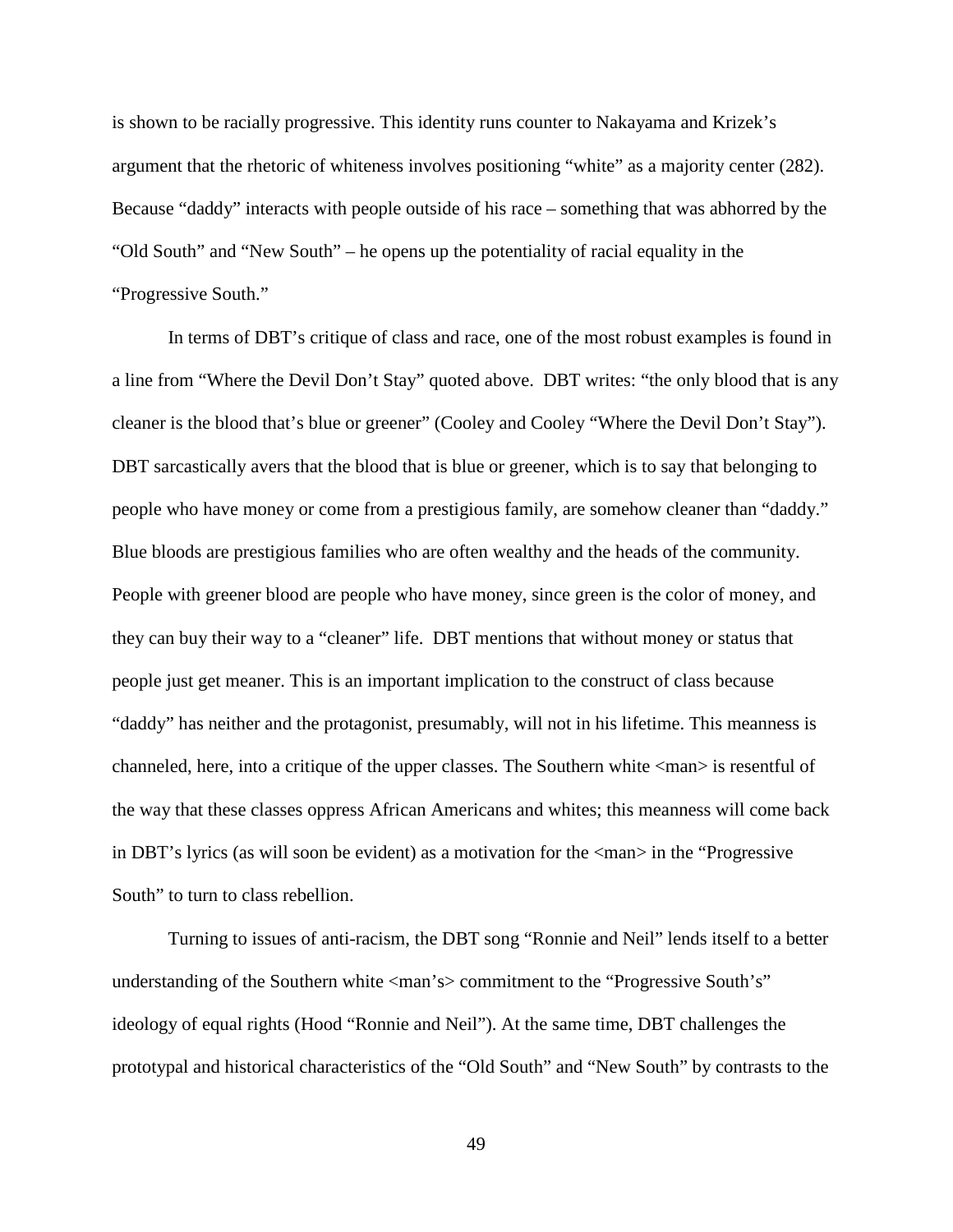is shown to be racially progressive. This identity runs counter to Nakayama and Krizek's argument that the rhetoric of whiteness involves positioning "white" as a majority center (282). Because "daddy" interacts with people outside of his race – something that was abhorred by the "Old South" and "New South" – he opens up the potentiality of racial equality in the "Progressive South."

In terms of DBT's critique of class and race, one of the most robust examples is found in a line from "Where the Devil Don't Stay" quoted above. DBT writes: "the only blood that is any cleaner is the blood that's blue or greener" (Cooley and Cooley "Where the Devil Don't Stay"). DBT sarcastically avers that the blood that is blue or greener, which is to say that belonging to people who have money or come from a prestigious family, are somehow cleaner than "daddy." Blue bloods are prestigious families who are often wealthy and the heads of the community. People with greener blood are people who have money, since green is the color of money, and they can buy their way to a "cleaner" life. DBT mentions that without money or status that people just get meaner. This is an important implication to the construct of class because "daddy" has neither and the protagonist, presumably, will not in his lifetime. This meanness is channeled, here, into a critique of the upper classes. The Southern white <man> is resentful of the way that these classes oppress African Americans and whites; this meanness will come back in DBT's lyrics (as will soon be evident) as a motivation for the <man> in the "Progressive South" to turn to class rebellion.

Turning to issues of anti-racism, the DBT song "Ronnie and Neil" lends itself to a better understanding of the Southern white <man's> commitment to the "Progressive South's" ideology of equal rights (Hood "Ronnie and Neil"). At the same time, DBT challenges the prototypal and historical characteristics of the "Old South" and "New South" by contrasts to the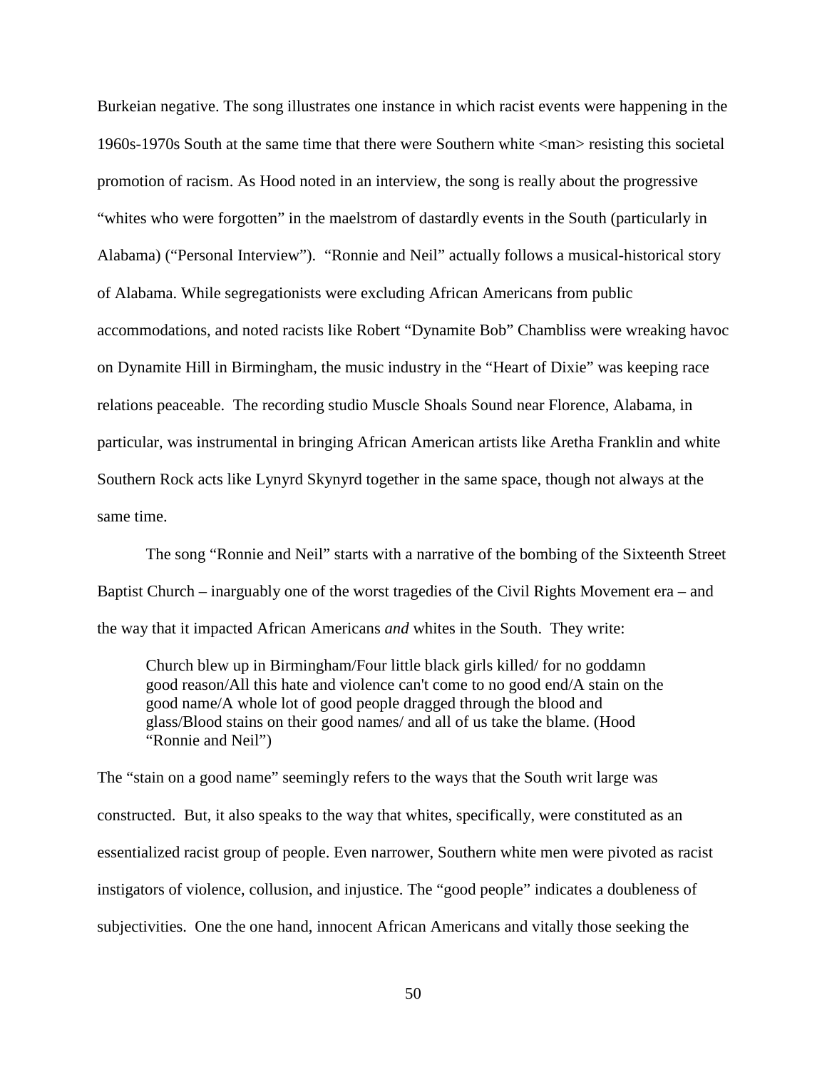Burkeian negative. The song illustrates one instance in which racist events were happening in the 1960s-1970s South at the same time that there were Southern white <man> resisting this societal promotion of racism. As Hood noted in an interview, the song is really about the progressive "whites who were forgotten" in the maelstrom of dastardly events in the South (particularly in Alabama) ("Personal Interview"). "Ronnie and Neil" actually follows a musical-historical story of Alabama. While segregationists were excluding African Americans from public accommodations, and noted racists like Robert "Dynamite Bob" Chambliss were wreaking havoc on Dynamite Hill in Birmingham, the music industry in the "Heart of Dixie" was keeping race relations peaceable. The recording studio Muscle Shoals Sound near Florence, Alabama, in particular, was instrumental in bringing African American artists like Aretha Franklin and white Southern Rock acts like Lynyrd Skynyrd together in the same space, though not always at the same time.

The song "Ronnie and Neil" starts with a narrative of the bombing of the Sixteenth Street Baptist Church – inarguably one of the worst tragedies of the Civil Rights Movement era – and the way that it impacted African Americans *and* whites in the South. They write:

> Church blew up in Birmingham/Four little black girls killed/ for no goddamn good reason/All this hate and violence can't come to no good end/A stain on the good name/A whole lot of good people dragged through the blood and glass/Blood stains on their good names/ and all of us take the blame. (Hood "Ronnie and Neil")

The "stain on a good name" seemingly refers to the ways that the South writ large was constructed. But, it also speaks to the way that whites, specifically, were constituted as an essentialized racist group of people. Even narrower, Southern white men were pivoted as racist instigators of violence, collusion, and injustice. The "good people" indicates a doubleness of subjectivities. One the one hand, innocent African Americans and vitally those seeking the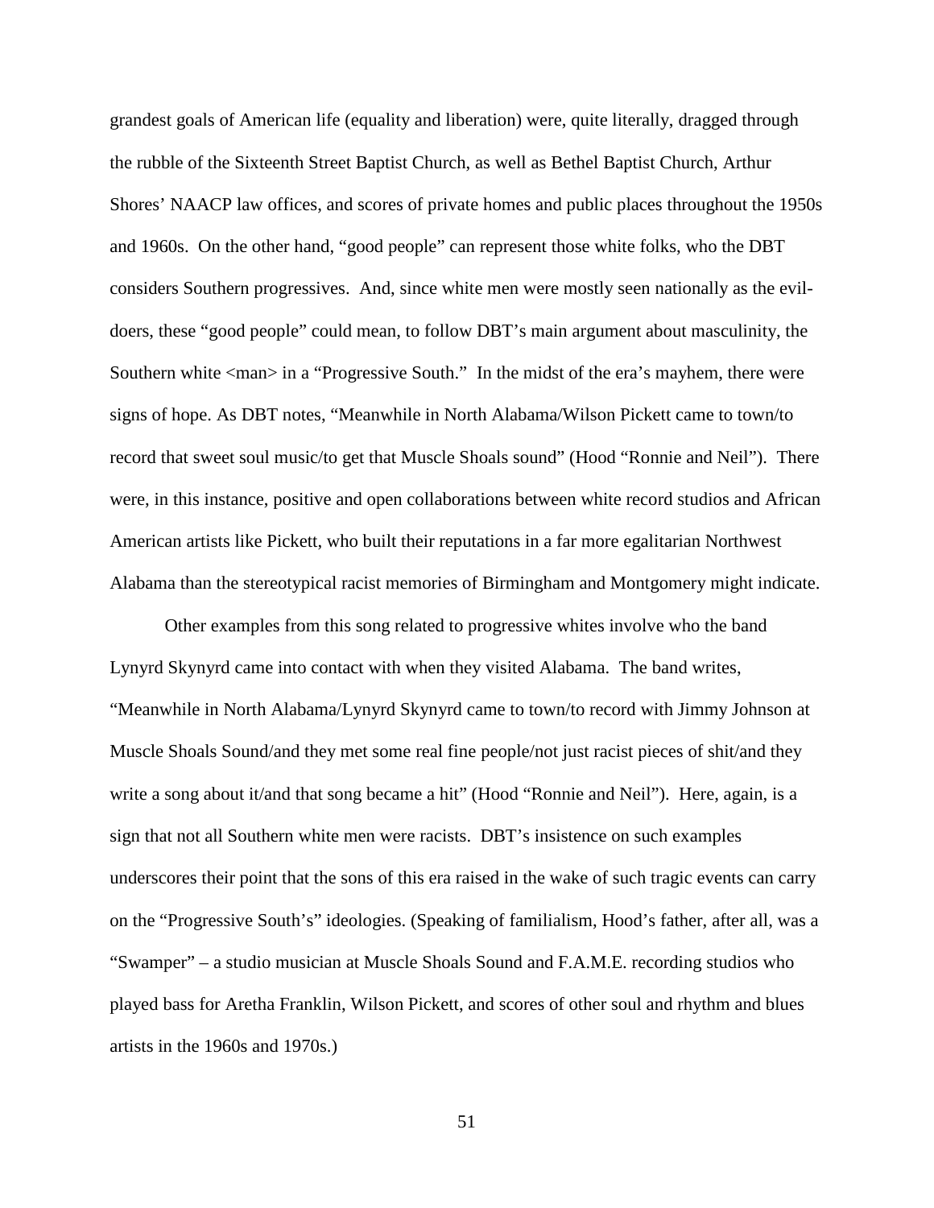grandest goals of American life (equality and liberation) were, quite literally, dragged through the rubble of the Sixteenth Street Baptist Church, as well as Bethel Baptist Church, Arthur Shores' NAACP law offices, and scores of private homes and public places throughout the 1950s and 1960s. On the other hand, "good people" can represent those white folks, who the DBT considers Southern progressives. And, since white men were mostly seen nationally as the evil-doers, these "good people" could mean, to follow DBT's main argument about masculinity, the Southern white <man> in a "Progressive South." In the midst of the era's mayhem, there were signs of hope. As DBT notes, "Meanwhile in North Alabama/Wilson Pickett came to town/to record that sweet soul music/to get that Muscle Shoals sound" (Hood "Ronnie and Neil"). There were, in this instance, positive and open collaborations between white record studios and African American artists like Pickett, who built their reputations in a far more egalitarian Northwest Alabama than the stereotypical racist memories of Birmingham and Montgomery might indicate.

Other examples from this song related to progressive whites involve who the band Lynyrd Skynyrd came into contact with when they visited Alabama. The band writes, "Meanwhile in North Alabama/Lynyrd Skynyrd came to town/to record with Jimmy Johnson at Muscle Shoals Sound/and they met some real fine people/not just racist pieces of shit/and they write a song about it/and that song became a hit" (Hood "Ronnie and Neil"). Here, again, is a sign that not all Southern white men were racists. DBT's insistence on such examples underscores their point that the sons of this era raised in the wake of such tragic events can carry on the "Progressive South's" ideologies. (Speaking of familialism, Hood's father, after all, was a "Swamper" – a studio musician at Muscle Shoals Sound and F.A.M.E. recording studios who played bass for Aretha Franklin, Wilson Pickett, and scores of other soul and rhythm and blues artists in the 1960s and 1970s.)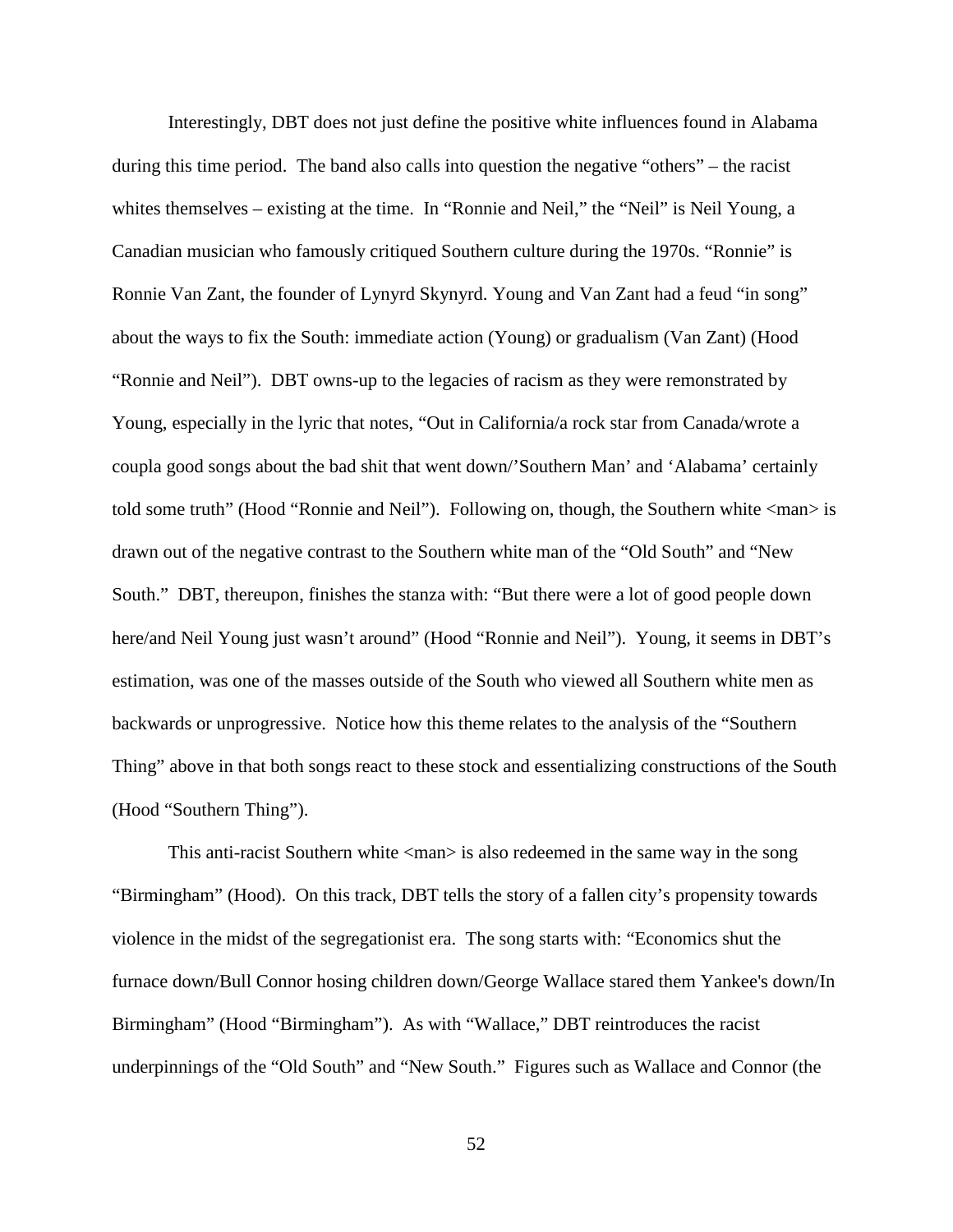Interestingly, DBT does not just define the positive white influences found in Alabama during this time period. The band also calls into question the negative "others" – the racist whites themselves – existing at the time. In "Ronnie and Neil," the "Neil" is Neil Young, a Canadian musician who famously critiqued Southern culture during the 1970s. "Ronnie" is Ronnie Van Zant, the founder of Lynyrd Skynyrd. Young and Van Zant had a feud "in song" about the ways to fix the South: immediate action (Young) or gradualism (Van Zant) (Hood "Ronnie and Neil"). DBT owns-up to the legacies of racism as they were remonstrated by Young, especially in the lyric that notes, "Out in California/a rock star from Canada/wrote a coupla good songs about the bad shit that went down/'Southern Man' and 'Alabama' certainly told some truth" (Hood "Ronnie and Neil"). Following on, though, the Southern white <man> is drawn out of the negative contrast to the Southern white man of the "Old South" and "New South." DBT, thereupon, finishes the stanza with: "But there were a lot of good people down here/and Neil Young just wasn't around" (Hood "Ronnie and Neil"). Young, it seems in DBT's estimation, was one of the masses outside of the South who viewed all Southern white men as backwards or unprogressive. Notice how this theme relates to the analysis of the "Southern Thing" above in that both songs react to these stock and essentializing constructions of the South (Hood "Southern Thing").

This anti-racist Southern white <man> is also redeemed in the same way in the song "Birmingham" (Hood). On this track, DBT tells the story of a fallen city's propensity towards violence in the midst of the segregationist era. The song starts with: "Economics shut the furnace down/Bull Connor hosing children down/George Wallace stared them Yankee's down/In Birmingham" (Hood "Birmingham"). As with "Wallace," DBT reintroduces the racist underpinnings of the "Old South" and "New South." Figures such as Wallace and Connor (the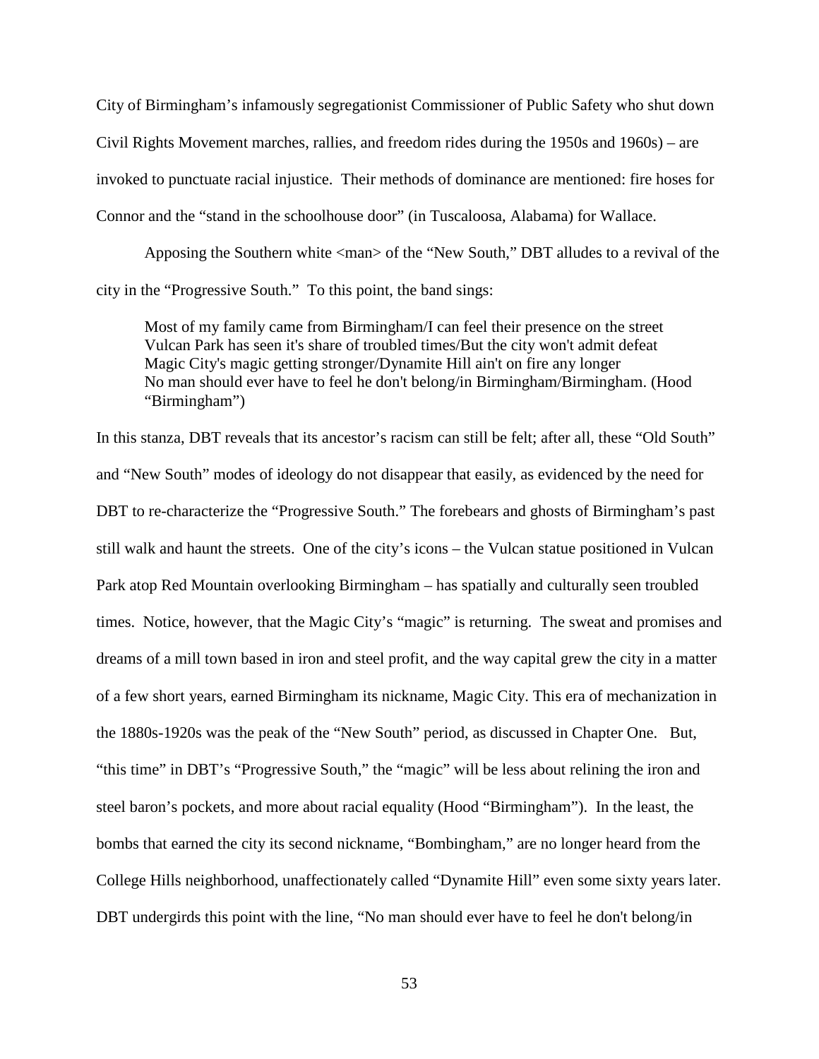City of Birmingham's infamously segregationist Commissioner of Public Safety who shut down Civil Rights Movement marches, rallies, and freedom rides during the 1950s and 1960s) – are invoked to punctuate racial injustice. Their methods of dominance are mentioned: fire hoses for Connor and the "stand in the schoolhouse door" (in Tuscaloosa, Alabama) for Wallace.

Apposing the Southern white <man> of the "New South," DBT alludes to a revival of the city in the "Progressive South." To this point, the band sings:

> Most of my family came from Birmingham/I can feel their presence on the street
> Vulcan Park has seen it's share of troubled times/But the city won't admit defeat
> Magic City's magic getting stronger/Dynamite Hill ain't on fire any longer
> No man should ever have to feel he don't belong/in Birmingham/Birmingham. (Hood "Birmingham")

In this stanza, DBT reveals that its ancestor's racism can still be felt; after all, these "Old South" and "New South" modes of ideology do not disappear that easily, as evidenced by the need for DBT to re-characterize the "Progressive South." The forebears and ghosts of Birmingham's past still walk and haunt the streets. One of the city's icons – the Vulcan statue positioned in Vulcan Park atop Red Mountain overlooking Birmingham – has spatially and culturally seen troubled times. Notice, however, that the Magic City's "magic" is returning. The sweat and promises and dreams of a mill town based in iron and steel profit, and the way capital grew the city in a matter of a few short years, earned Birmingham its nickname, Magic City. This era of mechanization in the 1880s-1920s was the peak of the "New South" period, as discussed in Chapter One. But, "this time" in DBT's "Progressive South," the "magic" will be less about relining the iron and steel baron's pockets, and more about racial equality (Hood "Birmingham"). In the least, the bombs that earned the city its second nickname, "Bombingham," are no longer heard from the College Hills neighborhood, unaffectionately called "Dynamite Hill" even some sixty years later. DBT undergirds this point with the line, "No man should ever have to feel he don't belong/in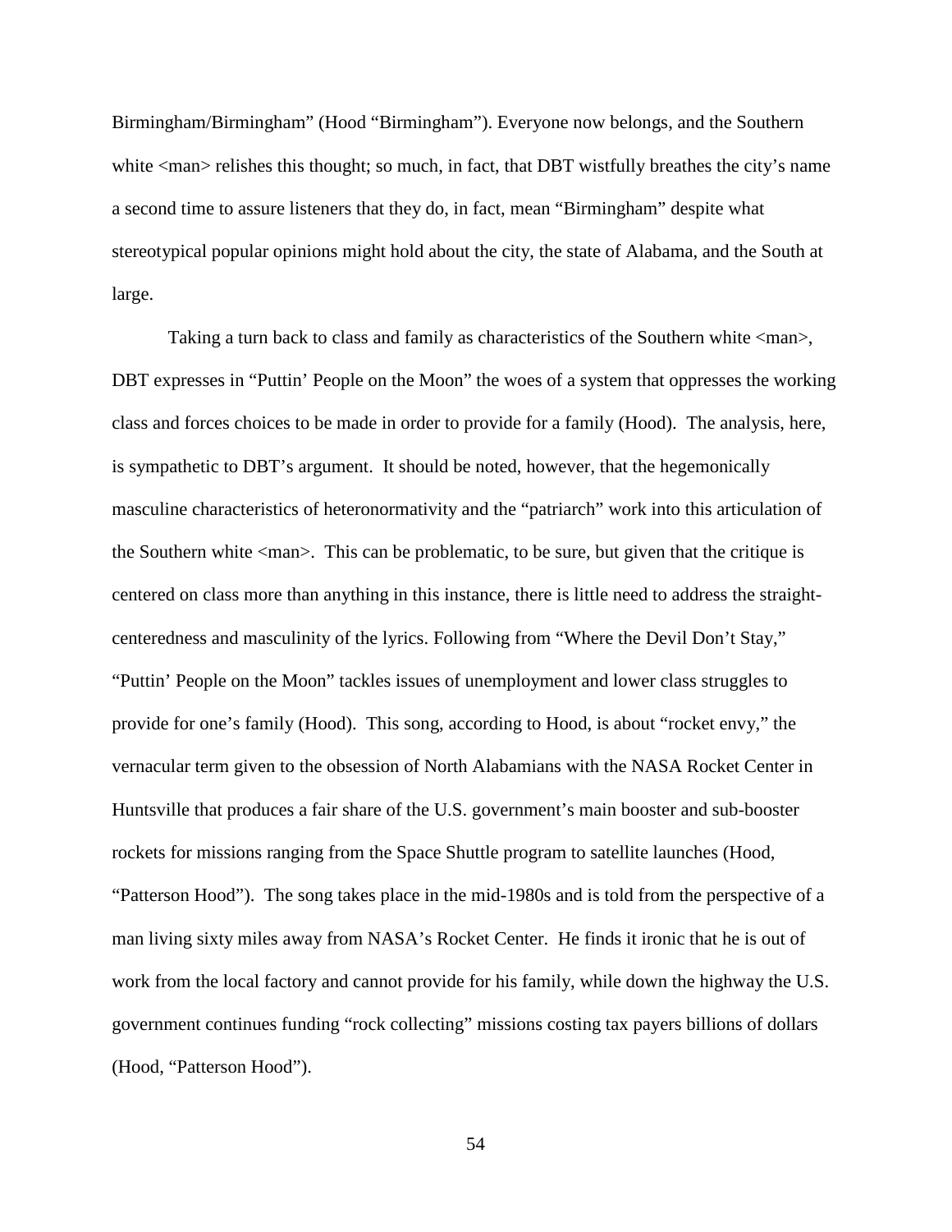Birmingham/Birmingham" (Hood "Birmingham"). Everyone now belongs, and the Southern white <man> relishes this thought; so much, in fact, that DBT wistfully breathes the city's name a second time to assure listeners that they do, in fact, mean "Birmingham" despite what stereotypical popular opinions might hold about the city, the state of Alabama, and the South at large.

Taking a turn back to class and family as characteristics of the Southern white <man>, DBT expresses in "Puttin' People on the Moon" the woes of a system that oppresses the working class and forces choices to be made in order to provide for a family (Hood). The analysis, here, is sympathetic to DBT's argument. It should be noted, however, that the hegemonically masculine characteristics of heteronormativity and the "patriarch" work into this articulation of the Southern white <man>. This can be problematic, to be sure, but given that the critique is centered on class more than anything in this instance, there is little need to address the straight-centeredness and masculinity of the lyrics. Following from "Where the Devil Don't Stay," "Puttin' People on the Moon" tackles issues of unemployment and lower class struggles to provide for one's family (Hood). This song, according to Hood, is about "rocket envy," the vernacular term given to the obsession of North Alabamians with the NASA Rocket Center in Huntsville that produces a fair share of the U.S. government's main booster and sub-booster rockets for missions ranging from the Space Shuttle program to satellite launches (Hood, "Patterson Hood"). The song takes place in the mid-1980s and is told from the perspective of a man living sixty miles away from NASA's Rocket Center. He finds it ironic that he is out of work from the local factory and cannot provide for his family, while down the highway the U.S. government continues funding "rock collecting" missions costing tax payers billions of dollars (Hood, "Patterson Hood").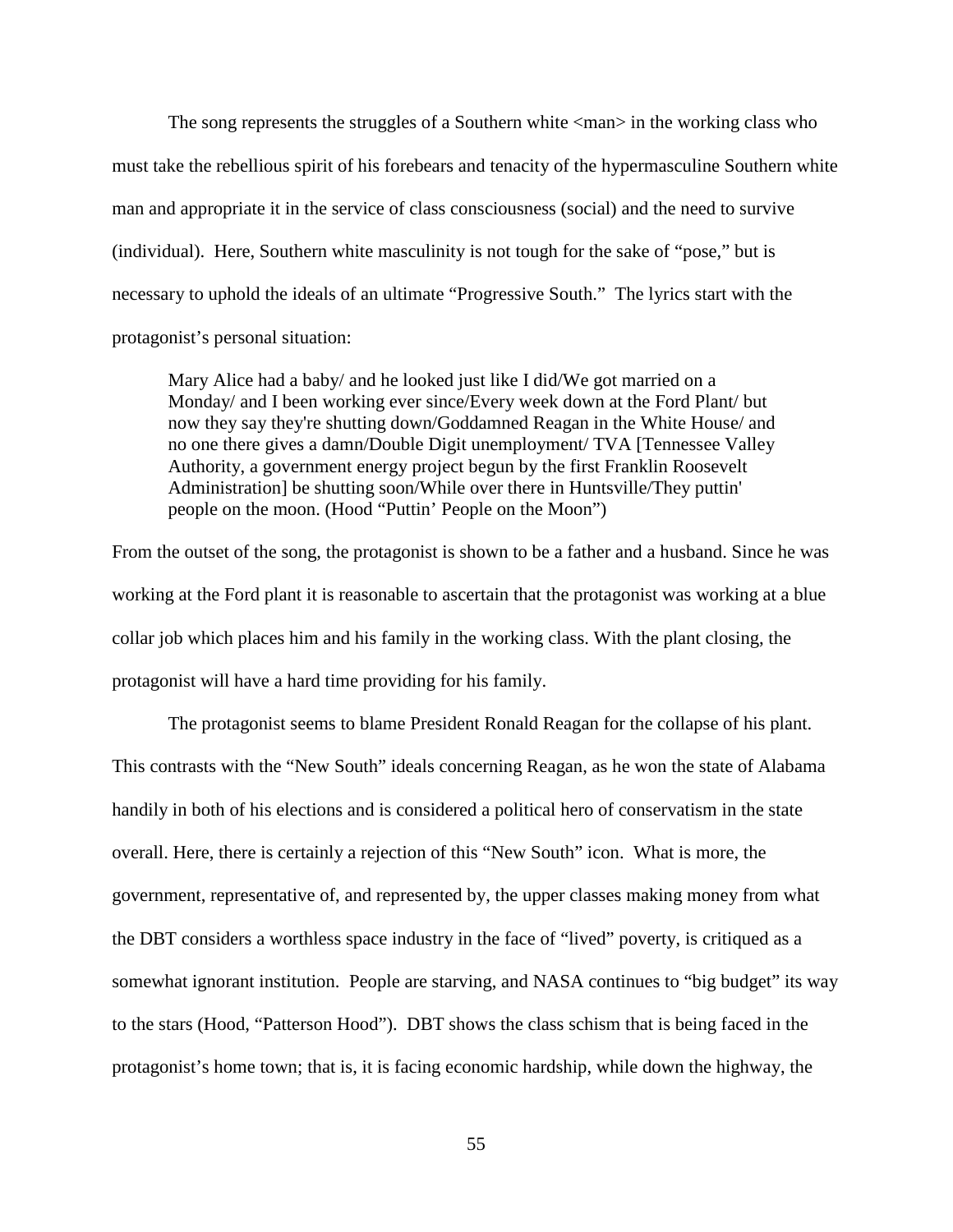The song represents the struggles of a Southern white <man> in the working class who must take the rebellious spirit of his forebears and tenacity of the hypermasculine Southern white man and appropriate it in the service of class consciousness (social) and the need to survive (individual). Here, Southern white masculinity is not tough for the sake of "pose," but is necessary to uphold the ideals of an ultimate "Progressive South." The lyrics start with the protagonist's personal situation:

> Mary Alice had a baby/ and he looked just like I did/We got married on a Monday/ and I been working ever since/Every week down at the Ford Plant/ but now they say they're shutting down/Goddamned Reagan in the White House/ and no one there gives a damn/Double Digit unemployment/ TVA [Tennessee Valley Authority, a government energy project begun by the first Franklin Roosevelt Administration] be shutting soon/While over there in Huntsville/They puttin' people on the moon. (Hood "Puttin' People on the Moon")

From the outset of the song, the protagonist is shown to be a father and a husband. Since he was working at the Ford plant it is reasonable to ascertain that the protagonist was working at a blue collar job which places him and his family in the working class. With the plant closing, the protagonist will have a hard time providing for his family.

The protagonist seems to blame President Ronald Reagan for the collapse of his plant. This contrasts with the "New South" ideals concerning Reagan, as he won the state of Alabama handily in both of his elections and is considered a political hero of conservatism in the state overall. Here, there is certainly a rejection of this "New South" icon. What is more, the government, representative of, and represented by, the upper classes making money from what the DBT considers a worthless space industry in the face of "lived" poverty, is critiqued as a somewhat ignorant institution. People are starving, and NASA continues to "big budget" its way to the stars (Hood, "Patterson Hood"). DBT shows the class schism that is being faced in the protagonist's home town; that is, it is facing economic hardship, while down the highway, the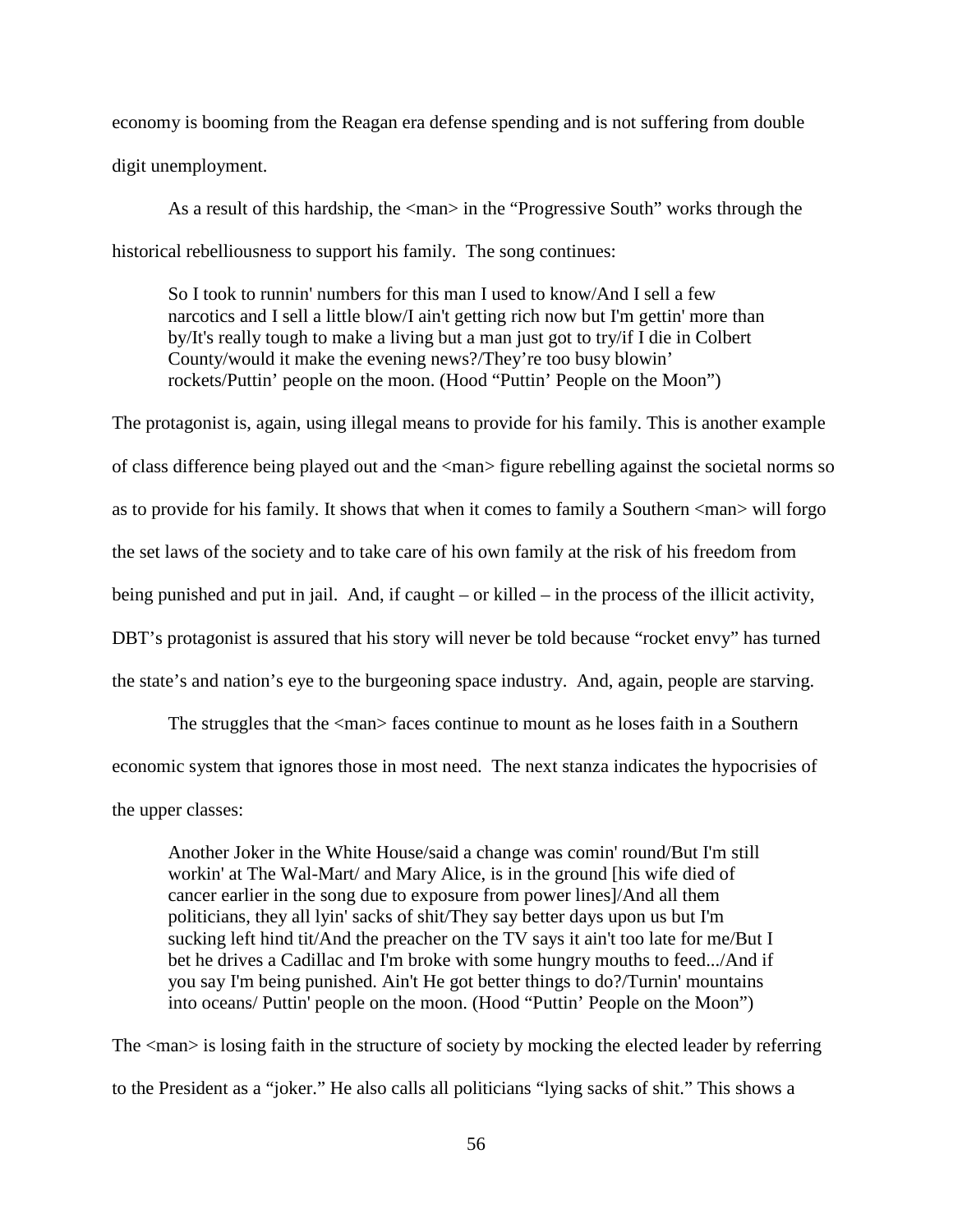economy is booming from the Reagan era defense spending and is not suffering from double digit unemployment.

As a result of this hardship, the <man> in the "Progressive South" works through the historical rebelliousness to support his family. The song continues:

> So I took to runnin' numbers for this man I used to know/And I sell a few narcotics and I sell a little blow/I ain't getting rich now but I'm gettin' more than by/It's really tough to make a living but a man just got to try/if I die in Colbert County/would it make the evening news?/They're too busy blowin' rockets/Puttin' people on the moon. (Hood "Puttin' People on the Moon")

The protagonist is, again, using illegal means to provide for his family. This is another example of class difference being played out and the <man> figure rebelling against the societal norms so as to provide for his family. It shows that when it comes to family a Southern <man> will forgo the set laws of the society and to take care of his own family at the risk of his freedom from being punished and put in jail. And, if caught – or killed – in the process of the illicit activity, DBT's protagonist is assured that his story will never be told because "rocket envy" has turned the state's and nation's eye to the burgeoning space industry. And, again, people are starving.

The struggles that the <man> faces continue to mount as he loses faith in a Southern economic system that ignores those in most need. The next stanza indicates the hypocrisies of the upper classes:

> Another Joker in the White House/said a change was comin' round/But I'm still workin' at The Wal-Mart/ and Mary Alice, is in the ground [his wife died of cancer earlier in the song due to exposure from power lines]/And all them politicians, they all lyin' sacks of shit/They say better days upon us but I'm sucking left hind tit/And the preacher on the TV says it ain't too late for me/But I bet he drives a Cadillac and I'm broke with some hungry mouths to feed.../And if you say I'm being punished. Ain't He got better things to do?/Turnin' mountains into oceans/ Puttin' people on the moon. (Hood "Puttin' People on the Moon")

The <man> is losing faith in the structure of society by mocking the elected leader by referring to the President as a "joker." He also calls all politicians "lying sacks of shit." This shows a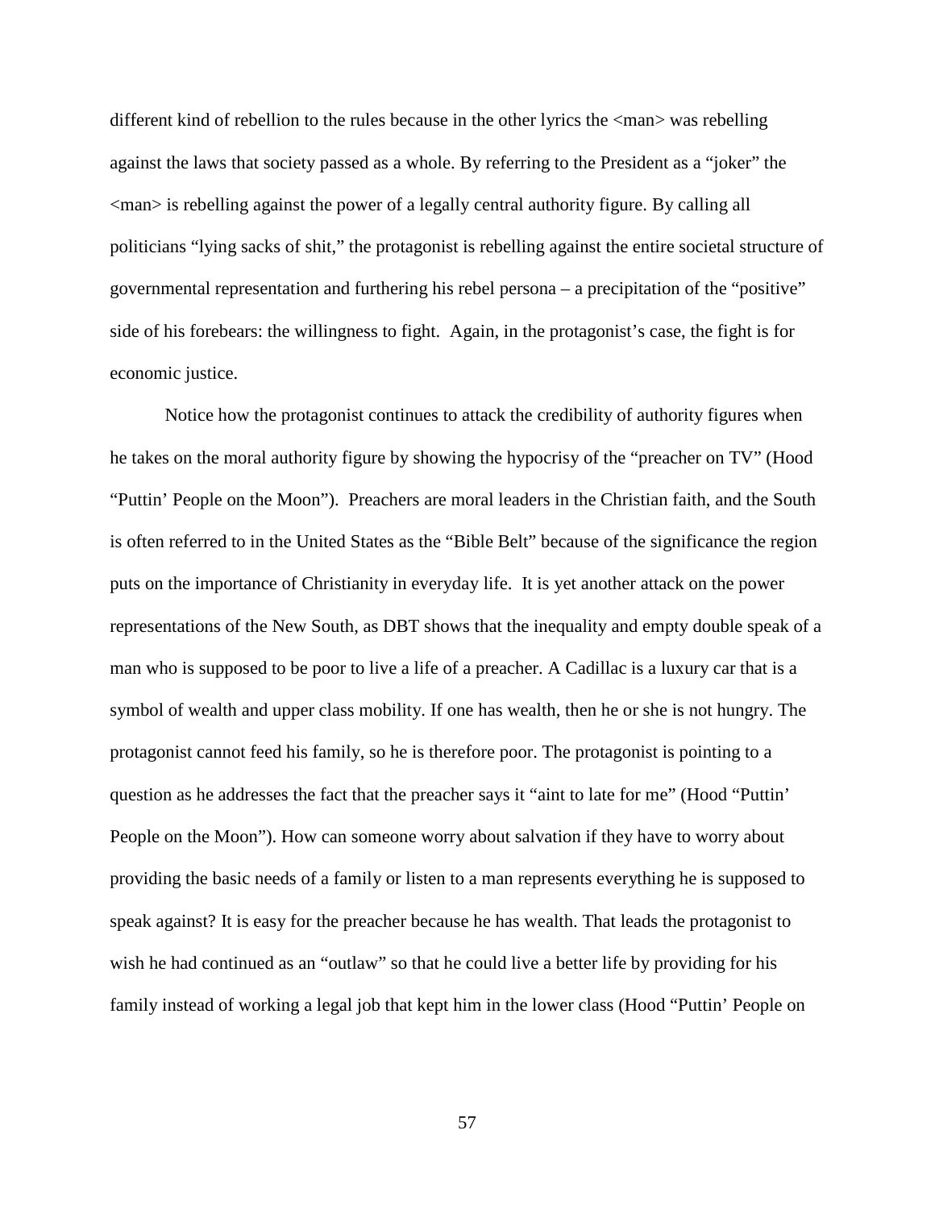different kind of rebellion to the rules because in the other lyrics the <man> was rebelling against the laws that society passed as a whole. By referring to the President as a "joker" the <man> is rebelling against the power of a legally central authority figure. By calling all politicians "lying sacks of shit," the protagonist is rebelling against the entire societal structure of governmental representation and furthering his rebel persona – a precipitation of the "positive" side of his forebears: the willingness to fight. Again, in the protagonist's case, the fight is for economic justice.

Notice how the protagonist continues to attack the credibility of authority figures when he takes on the moral authority figure by showing the hypocrisy of the "preacher on TV" (Hood "Puttin' People on the Moon"). Preachers are moral leaders in the Christian faith, and the South is often referred to in the United States as the "Bible Belt" because of the significance the region puts on the importance of Christianity in everyday life. It is yet another attack on the power representations of the New South, as DBT shows that the inequality and empty double speak of a man who is supposed to be poor to live a life of a preacher. A Cadillac is a luxury car that is a symbol of wealth and upper class mobility. If one has wealth, then he or she is not hungry. The protagonist cannot feed his family, so he is therefore poor. The protagonist is pointing to a question as he addresses the fact that the preacher says it "aint to late for me" (Hood "Puttin' People on the Moon"). How can someone worry about salvation if they have to worry about providing the basic needs of a family or listen to a man represents everything he is supposed to speak against? It is easy for the preacher because he has wealth. That leads the protagonist to wish he had continued as an "outlaw" so that he could live a better life by providing for his family instead of working a legal job that kept him in the lower class (Hood "Puttin' People on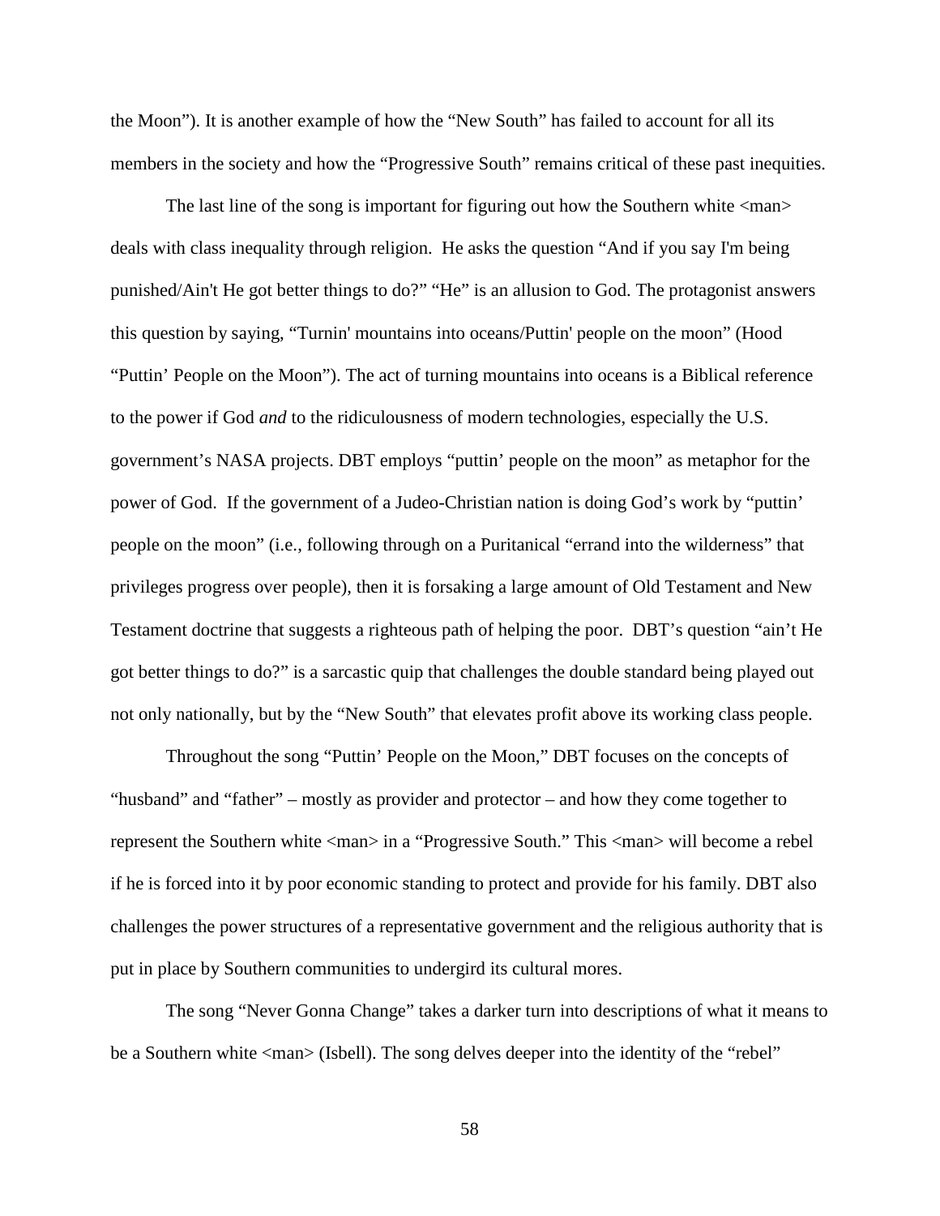the Moon"). It is another example of how the "New South" has failed to account for all its members in the society and how the "Progressive South" remains critical of these past inequities.

The last line of the song is important for figuring out how the Southern white <man> deals with class inequality through religion. He asks the question "And if you say I'm being punished/Ain't He got better things to do?" "He" is an allusion to God. The protagonist answers this question by saying, "Turnin' mountains into oceans/Puttin' people on the moon" (Hood "Puttin' People on the Moon"). The act of turning mountains into oceans is a Biblical reference to the power if God *and* to the ridiculousness of modern technologies, especially the U.S. government's NASA projects. DBT employs "puttin' people on the moon" as metaphor for the power of God. If the government of a Judeo-Christian nation is doing God's work by "puttin' people on the moon" (i.e., following through on a Puritanical "errand into the wilderness" that privileges progress over people), then it is forsaking a large amount of Old Testament and New Testament doctrine that suggests a righteous path of helping the poor. DBT's question "ain't He got better things to do?" is a sarcastic quip that challenges the double standard being played out not only nationally, but by the "New South" that elevates profit above its working class people.

Throughout the song "Puttin' People on the Moon," DBT focuses on the concepts of "husband" and "father" – mostly as provider and protector – and how they come together to represent the Southern white <man> in a "Progressive South." This <man> will become a rebel if he is forced into it by poor economic standing to protect and provide for his family. DBT also challenges the power structures of a representative government and the religious authority that is put in place by Southern communities to undergird its cultural mores.

The song "Never Gonna Change" takes a darker turn into descriptions of what it means to be a Southern white <man> (Isbell). The song delves deeper into the identity of the "rebel"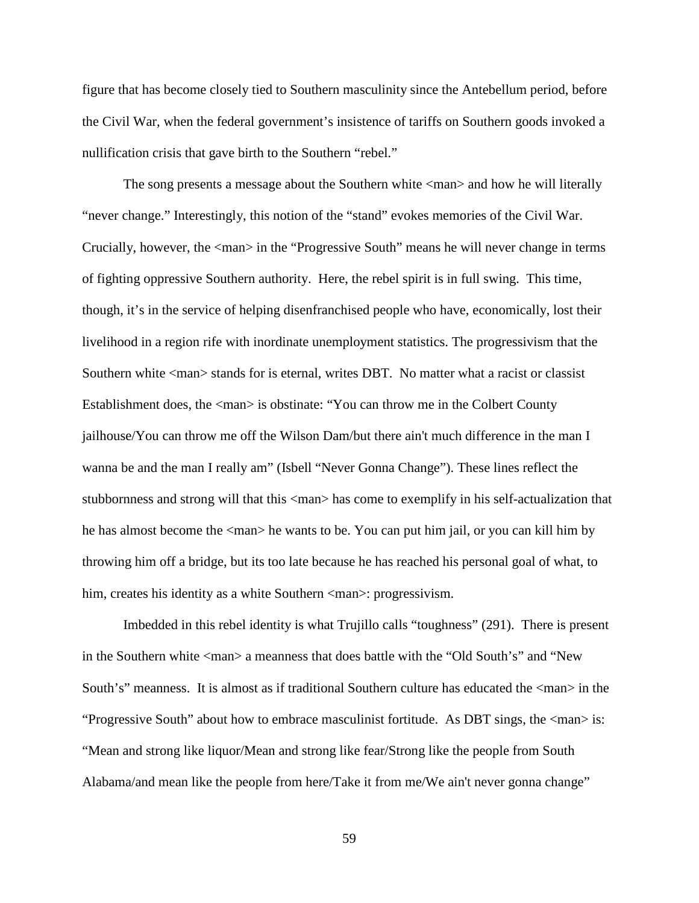figure that has become closely tied to Southern masculinity since the Antebellum period, before the Civil War, when the federal government's insistence of tariffs on Southern goods invoked a nullification crisis that gave birth to the Southern "rebel."

The song presents a message about the Southern white <man> and how he will literally "never change." Interestingly, this notion of the "stand" evokes memories of the Civil War. Crucially, however, the <man> in the "Progressive South" means he will never change in terms of fighting oppressive Southern authority. Here, the rebel spirit is in full swing. This time, though, it's in the service of helping disenfranchised people who have, economically, lost their livelihood in a region rife with inordinate unemployment statistics. The progressivism that the Southern white <man> stands for is eternal, writes DBT. No matter what a racist or classist Establishment does, the <man> is obstinate: "You can throw me in the Colbert County jailhouse/You can throw me off the Wilson Dam/but there ain't much difference in the man I wanna be and the man I really am" (Isbell "Never Gonna Change"). These lines reflect the stubbornness and strong will that this <man> has come to exemplify in his self-actualization that he has almost become the <man> he wants to be. You can put him jail, or you can kill him by throwing him off a bridge, but its too late because he has reached his personal goal of what, to him, creates his identity as a white Southern <man>: progressivism.

Imbedded in this rebel identity is what Trujillo calls "toughness" (291). There is present in the Southern white <man> a meanness that does battle with the "Old South's" and "New South's" meanness. It is almost as if traditional Southern culture has educated the <man> in the "Progressive South" about how to embrace masculinist fortitude. As DBT sings, the <man> is: "Mean and strong like liquor/Mean and strong like fear/Strong like the people from South Alabama/and mean like the people from here/Take it from me/We ain't never gonna change"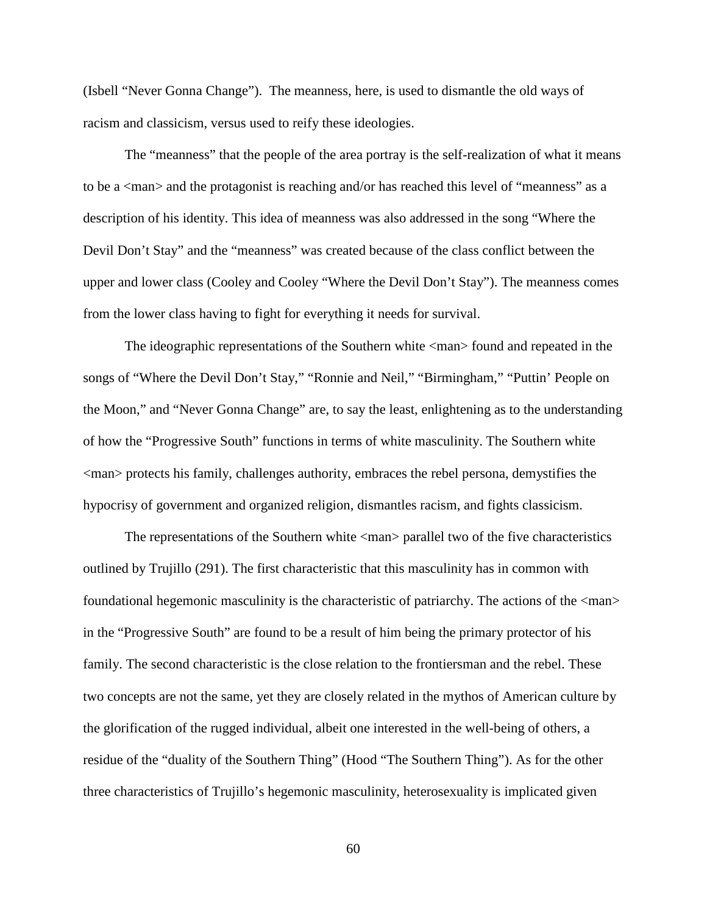(Isbell "Never Gonna Change"). The meanness, here, is used to dismantle the old ways of racism and classicism, versus used to reify these ideologies.

The "meanness" that the people of the area portray is the self-realization of what it means to be a <man> and the protagonist is reaching and/or has reached this level of "meanness" as a description of his identity. This idea of meanness was also addressed in the song "Where the Devil Don't Stay" and the "meanness" was created because of the class conflict between the upper and lower class (Cooley and Cooley "Where the Devil Don't Stay"). The meanness comes from the lower class having to fight for everything it needs for survival.

The ideographic representations of the Southern white <man> found and repeated in the songs of "Where the Devil Don't Stay," "Ronnie and Neil," "Birmingham," "Puttin' People on the Moon," and "Never Gonna Change" are, to say the least, enlightening as to the understanding of how the "Progressive South" functions in terms of white masculinity. The Southern white <man> protects his family, challenges authority, embraces the rebel persona, demystifies the hypocrisy of government and organized religion, dismantles racism, and fights classicism.

The representations of the Southern white <man> parallel two of the five characteristics outlined by Trujillo (291). The first characteristic that this masculinity has in common with foundational hegemonic masculinity is the characteristic of patriarchy. The actions of the <man> in the "Progressive South" are found to be a result of him being the primary protector of his family. The second characteristic is the close relation to the frontiersman and the rebel. These two concepts are not the same, yet they are closely related in the mythos of American culture by the glorification of the rugged individual, albeit one interested in the well-being of others, a residue of the "duality of the Southern Thing" (Hood "The Southern Thing"). As for the other three characteristics of Trujillo's hegemonic masculinity, heterosexuality is implicated given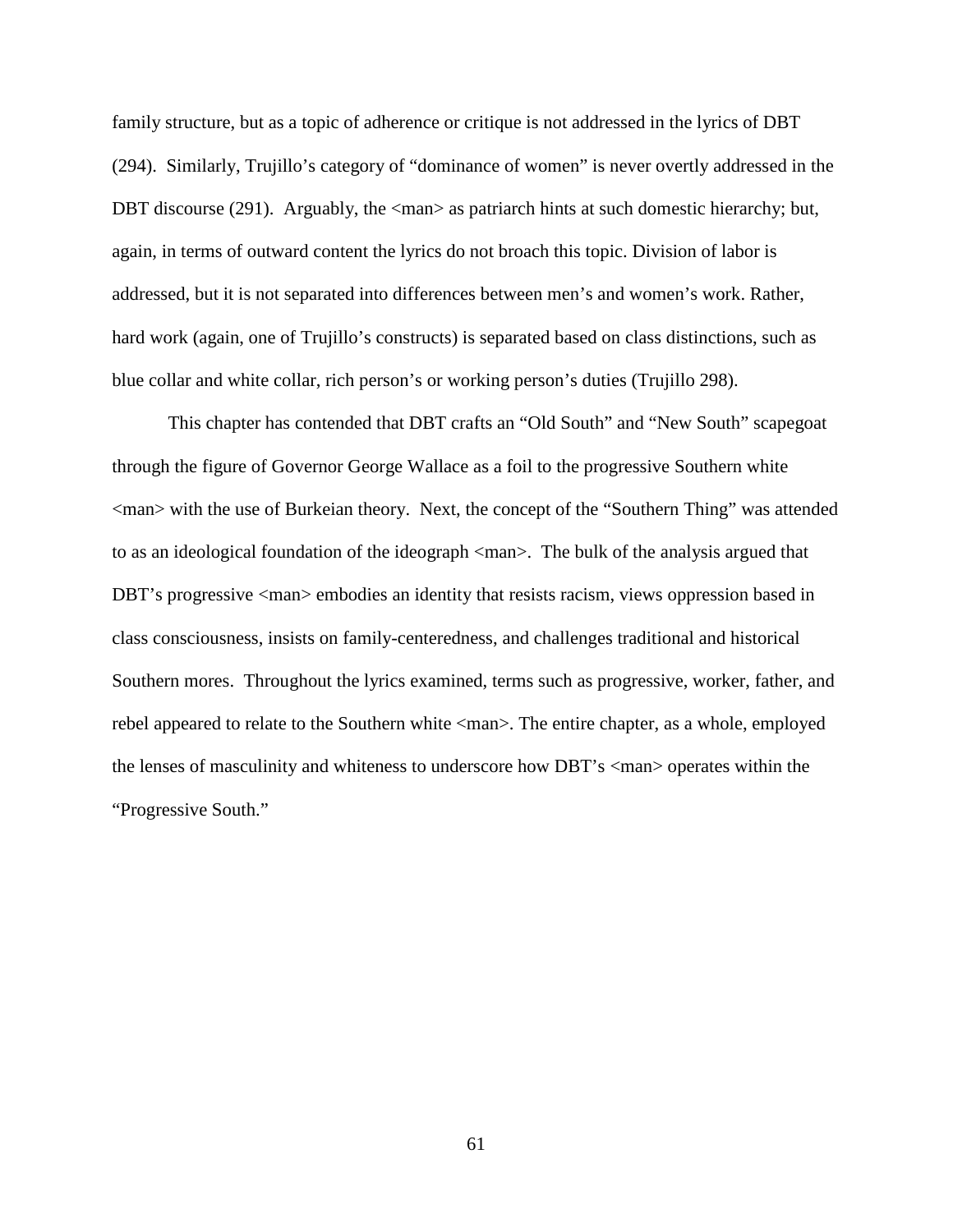family structure, but as a topic of adherence or critique is not addressed in the lyrics of DBT (294). Similarly, Trujillo's category of "dominance of women" is never overtly addressed in the DBT discourse (291). Arguably, the <man> as patriarch hints at such domestic hierarchy; but, again, in terms of outward content the lyrics do not broach this topic. Division of labor is addressed, but it is not separated into differences between men's and women's work. Rather, hard work (again, one of Trujillo's constructs) is separated based on class distinctions, such as blue collar and white collar, rich person's or working person's duties (Trujillo 298).

This chapter has contended that DBT crafts an "Old South" and "New South" scapegoat through the figure of Governor George Wallace as a foil to the progressive Southern white <man> with the use of Burkeian theory. Next, the concept of the "Southern Thing" was attended to as an ideological foundation of the ideograph <man>. The bulk of the analysis argued that DBT's progressive <man> embodies an identity that resists racism, views oppression based in class consciousness, insists on family-centeredness, and challenges traditional and historical Southern mores. Throughout the lyrics examined, terms such as progressive, worker, father, and rebel appeared to relate to the Southern white <man>. The entire chapter, as a whole, employed the lenses of masculinity and whiteness to underscore how DBT's <man> operates within the "Progressive South."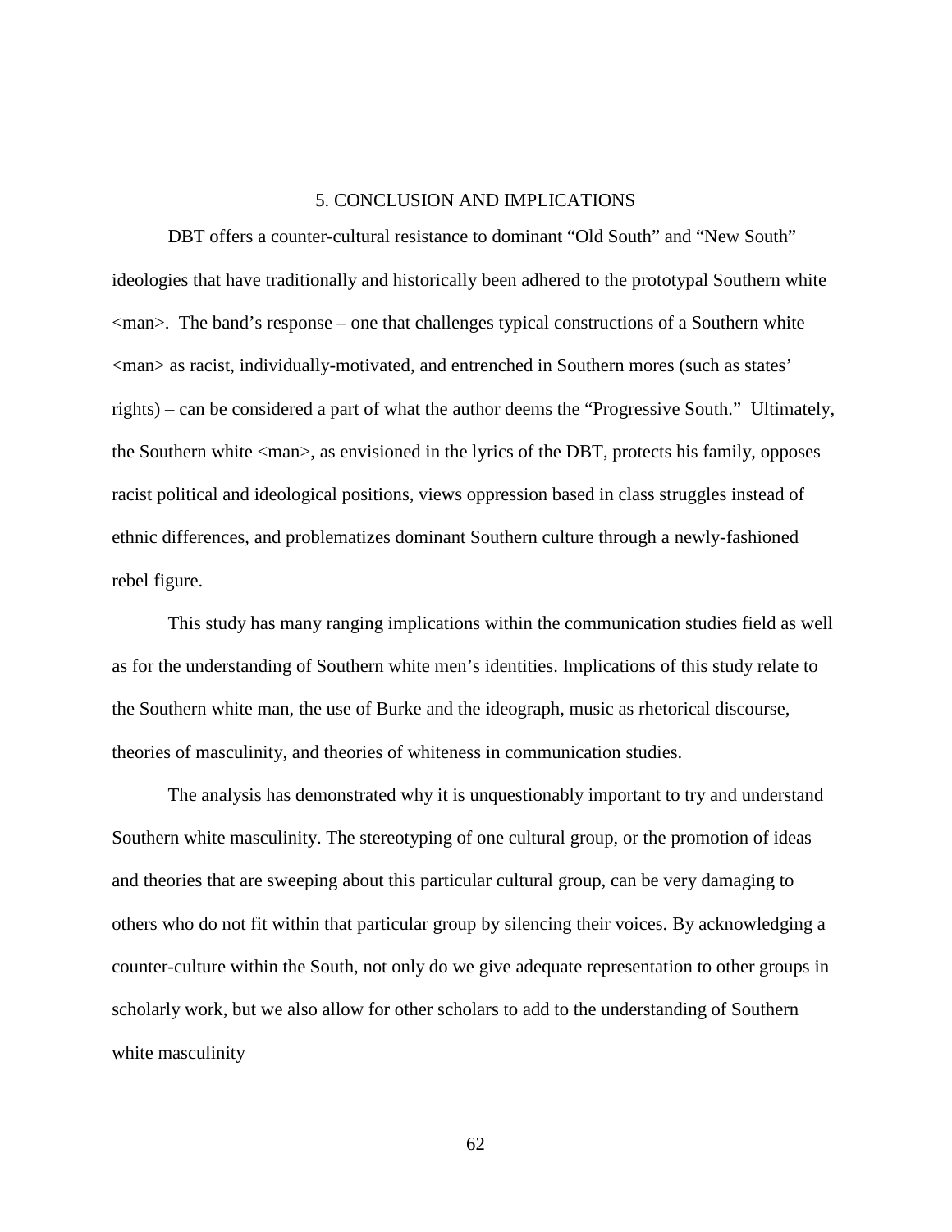# 5. CONCLUSION AND IMPLICATIONS

DBT offers a counter-cultural resistance to dominant "Old South" and "New South" ideologies that have traditionally and historically been adhered to the prototypal Southern white <man>. The band's response – one that challenges typical constructions of a Southern white <man> as racist, individually-motivated, and entrenched in Southern mores (such as states' rights) – can be considered a part of what the author deems the "Progressive South." Ultimately, the Southern white <man>, as envisioned in the lyrics of the DBT, protects his family, opposes racist political and ideological positions, views oppression based in class struggles instead of ethnic differences, and problematizes dominant Southern culture through a newly-fashioned rebel figure.

This study has many ranging implications within the communication studies field as well as for the understanding of Southern white men's identities. Implications of this study relate to the Southern white man, the use of Burke and the ideograph, music as rhetorical discourse, theories of masculinity, and theories of whiteness in communication studies.

The analysis has demonstrated why it is unquestionably important to try and understand Southern white masculinity. The stereotyping of one cultural group, or the promotion of ideas and theories that are sweeping about this particular cultural group, can be very damaging to others who do not fit within that particular group by silencing their voices. By acknowledging a counter-culture within the South, not only do we give adequate representation to other groups in scholarly work, but we also allow for other scholars to add to the understanding of Southern white masculinity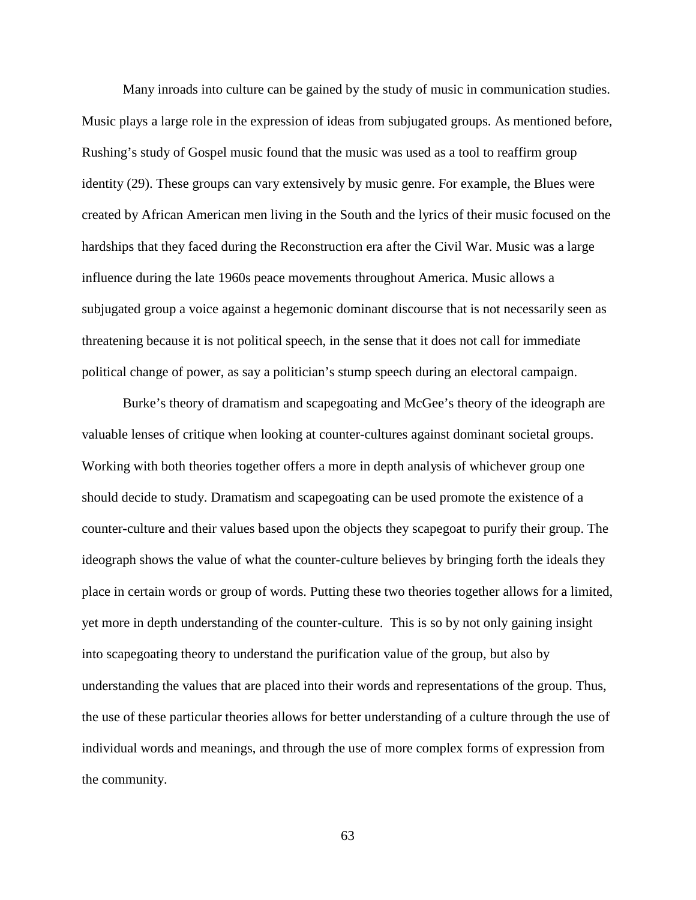Many inroads into culture can be gained by the study of music in communication studies. Music plays a large role in the expression of ideas from subjugated groups. As mentioned before, Rushing's study of Gospel music found that the music was used as a tool to reaffirm group identity (29). These groups can vary extensively by music genre. For example, the Blues were created by African American men living in the South and the lyrics of their music focused on the hardships that they faced during the Reconstruction era after the Civil War. Music was a large influence during the late 1960s peace movements throughout America. Music allows a subjugated group a voice against a hegemonic dominant discourse that is not necessarily seen as threatening because it is not political speech, in the sense that it does not call for immediate political change of power, as say a politician's stump speech during an electoral campaign.

Burke's theory of dramatism and scapegoating and McGee's theory of the ideograph are valuable lenses of critique when looking at counter-cultures against dominant societal groups. Working with both theories together offers a more in depth analysis of whichever group one should decide to study. Dramatism and scapegoating can be used promote the existence of a counter-culture and their values based upon the objects they scapegoat to purify their group. The ideograph shows the value of what the counter-culture believes by bringing forth the ideals they place in certain words or group of words. Putting these two theories together allows for a limited, yet more in depth understanding of the counter-culture. This is so by not only gaining insight into scapegoating theory to understand the purification value of the group, but also by understanding the values that are placed into their words and representations of the group. Thus, the use of these particular theories allows for better understanding of a culture through the use of individual words and meanings, and through the use of more complex forms of expression from the community.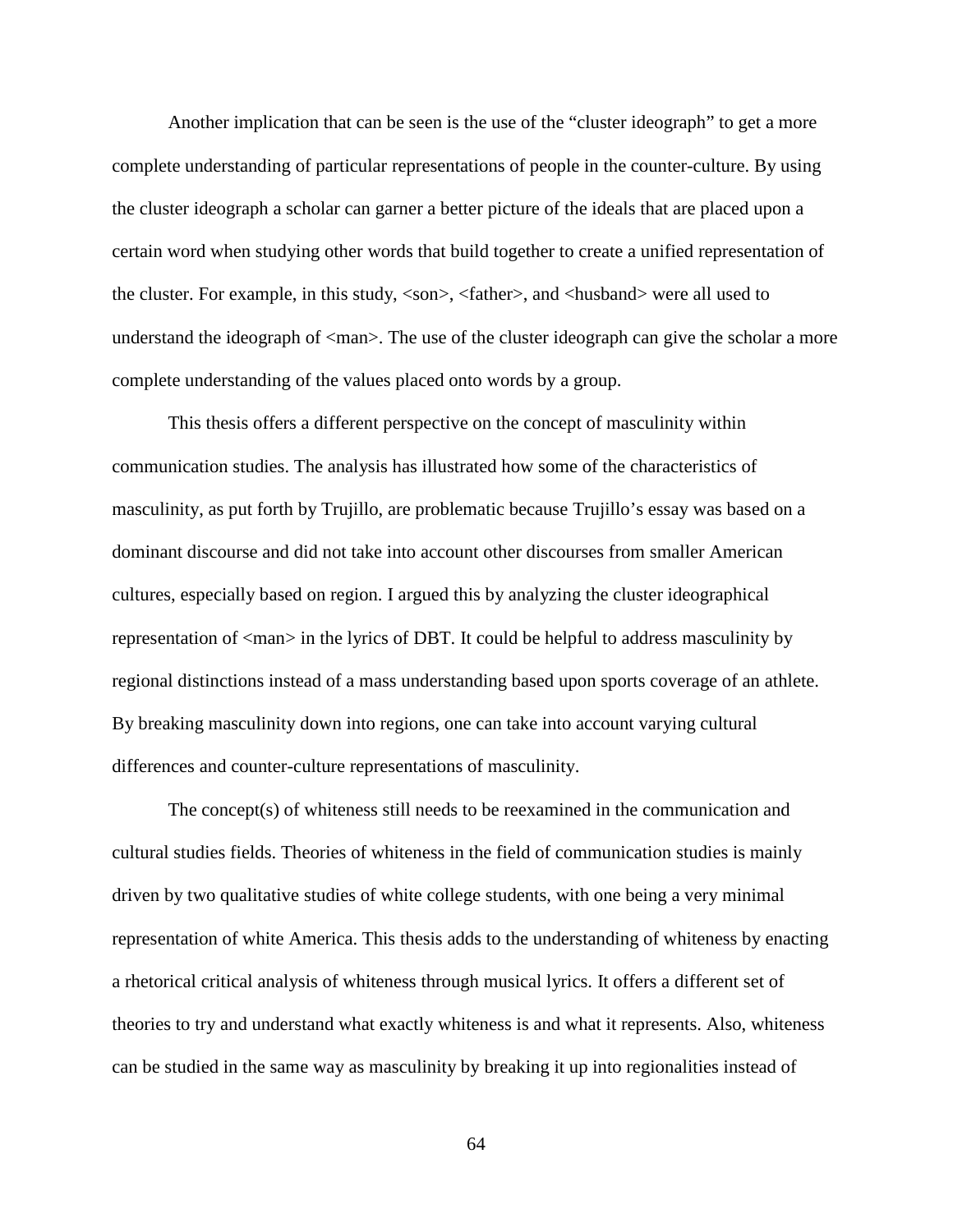Another implication that can be seen is the use of the "cluster ideograph" to get a more complete understanding of particular representations of people in the counter-culture. By using the cluster ideograph a scholar can garner a better picture of the ideals that are placed upon a certain word when studying other words that build together to create a unified representation of the cluster. For example, in this study, <son>, <father>, and <husband> were all used to understand the ideograph of <man>. The use of the cluster ideograph can give the scholar a more complete understanding of the values placed onto words by a group.

This thesis offers a different perspective on the concept of masculinity within communication studies. The analysis has illustrated how some of the characteristics of masculinity, as put forth by Trujillo, are problematic because Trujillo's essay was based on a dominant discourse and did not take into account other discourses from smaller American cultures, especially based on region. I argued this by analyzing the cluster ideographical representation of <man> in the lyrics of DBT. It could be helpful to address masculinity by regional distinctions instead of a mass understanding based upon sports coverage of an athlete. By breaking masculinity down into regions, one can take into account varying cultural differences and counter-culture representations of masculinity.

The concept(s) of whiteness still needs to be reexamined in the communication and cultural studies fields. Theories of whiteness in the field of communication studies is mainly driven by two qualitative studies of white college students, with one being a very minimal representation of white America. This thesis adds to the understanding of whiteness by enacting a rhetorical critical analysis of whiteness through musical lyrics. It offers a different set of theories to try and understand what exactly whiteness is and what it represents. Also, whiteness can be studied in the same way as masculinity by breaking it up into regionalities instead of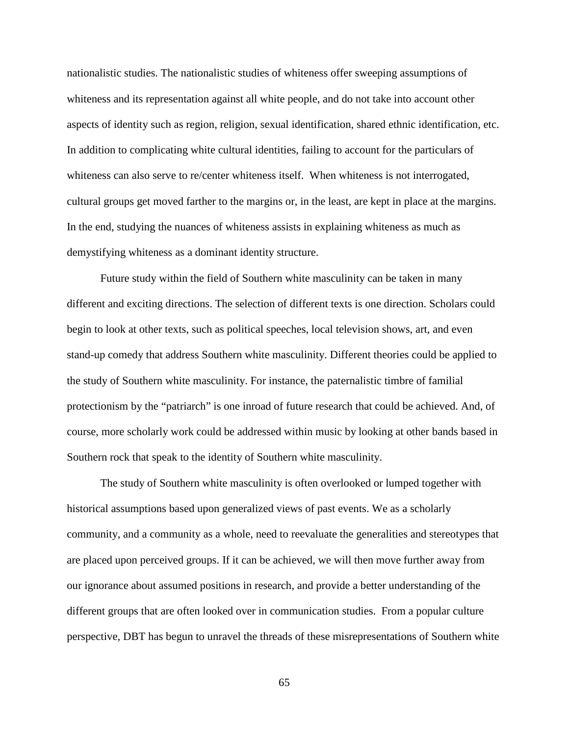nationalistic studies. The nationalistic studies of whiteness offer sweeping assumptions of whiteness and its representation against all white people, and do not take into account other aspects of identity such as region, religion, sexual identification, shared ethnic identification, etc. In addition to complicating white cultural identities, failing to account for the particulars of whiteness can also serve to re/center whiteness itself. When whiteness is not interrogated, cultural groups get moved farther to the margins or, in the least, are kept in place at the margins. In the end, studying the nuances of whiteness assists in explaining whiteness as much as demystifying whiteness as a dominant identity structure.

Future study within the field of Southern white masculinity can be taken in many different and exciting directions. The selection of different texts is one direction. Scholars could begin to look at other texts, such as political speeches, local television shows, art, and even stand-up comedy that address Southern white masculinity. Different theories could be applied to the study of Southern white masculinity. For instance, the paternalistic timbre of familial protectionism by the "patriarch" is one inroad of future research that could be achieved. And, of course, more scholarly work could be addressed within music by looking at other bands based in Southern rock that speak to the identity of Southern white masculinity.

The study of Southern white masculinity is often overlooked or lumped together with historical assumptions based upon generalized views of past events. We as a scholarly community, and a community as a whole, need to reevaluate the generalities and stereotypes that are placed upon perceived groups. If it can be achieved, we will then move further away from our ignorance about assumed positions in research, and provide a better understanding of the different groups that are often looked over in communication studies. From a popular culture perspective, DBT has begun to unravel the threads of these misrepresentations of Southern white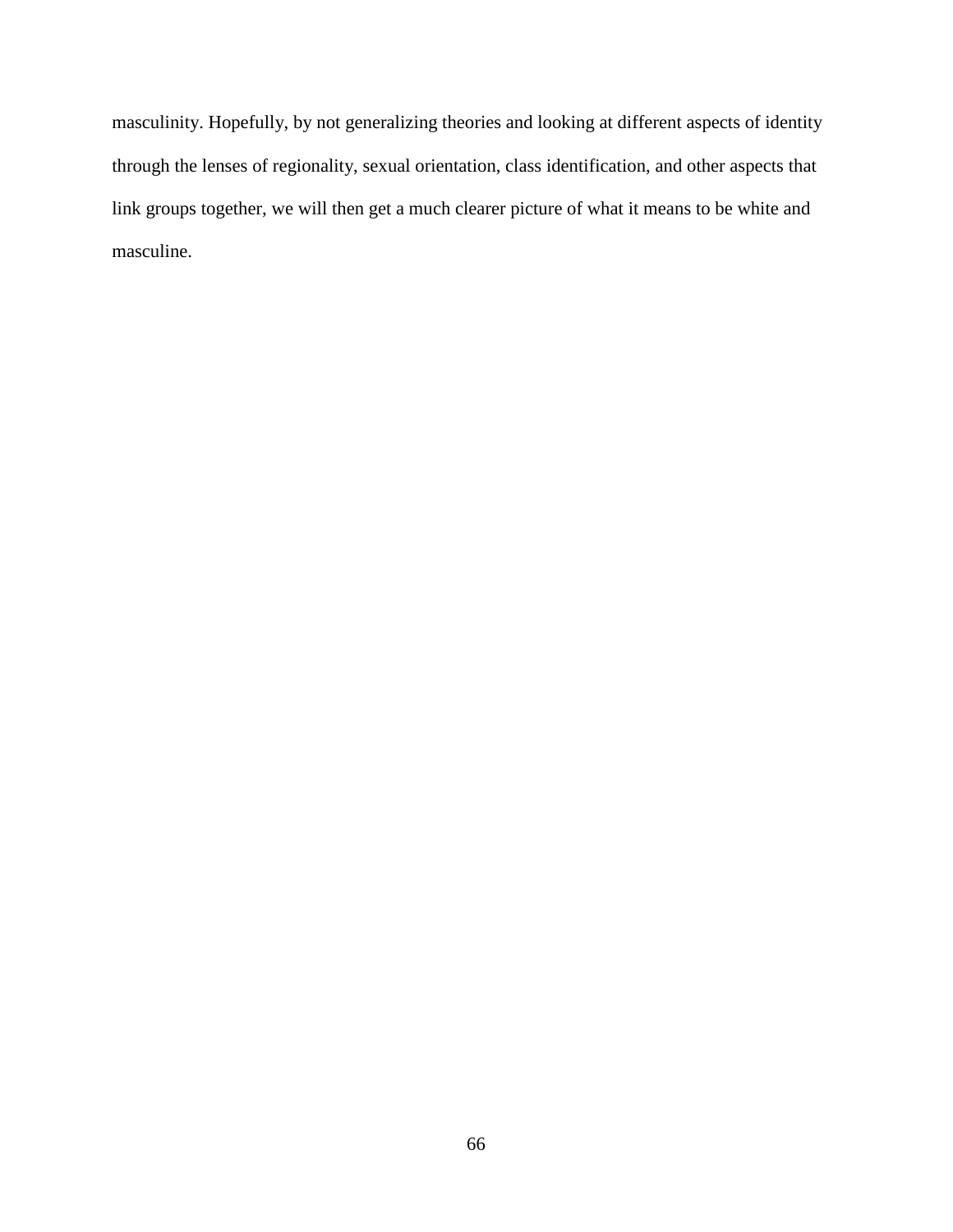masculinity. Hopefully, by not generalizing theories and looking at different aspects of identity through the lenses of regionality, sexual orientation, class identification, and other aspects that link groups together, we will then get a much clearer picture of what it means to be white and masculine.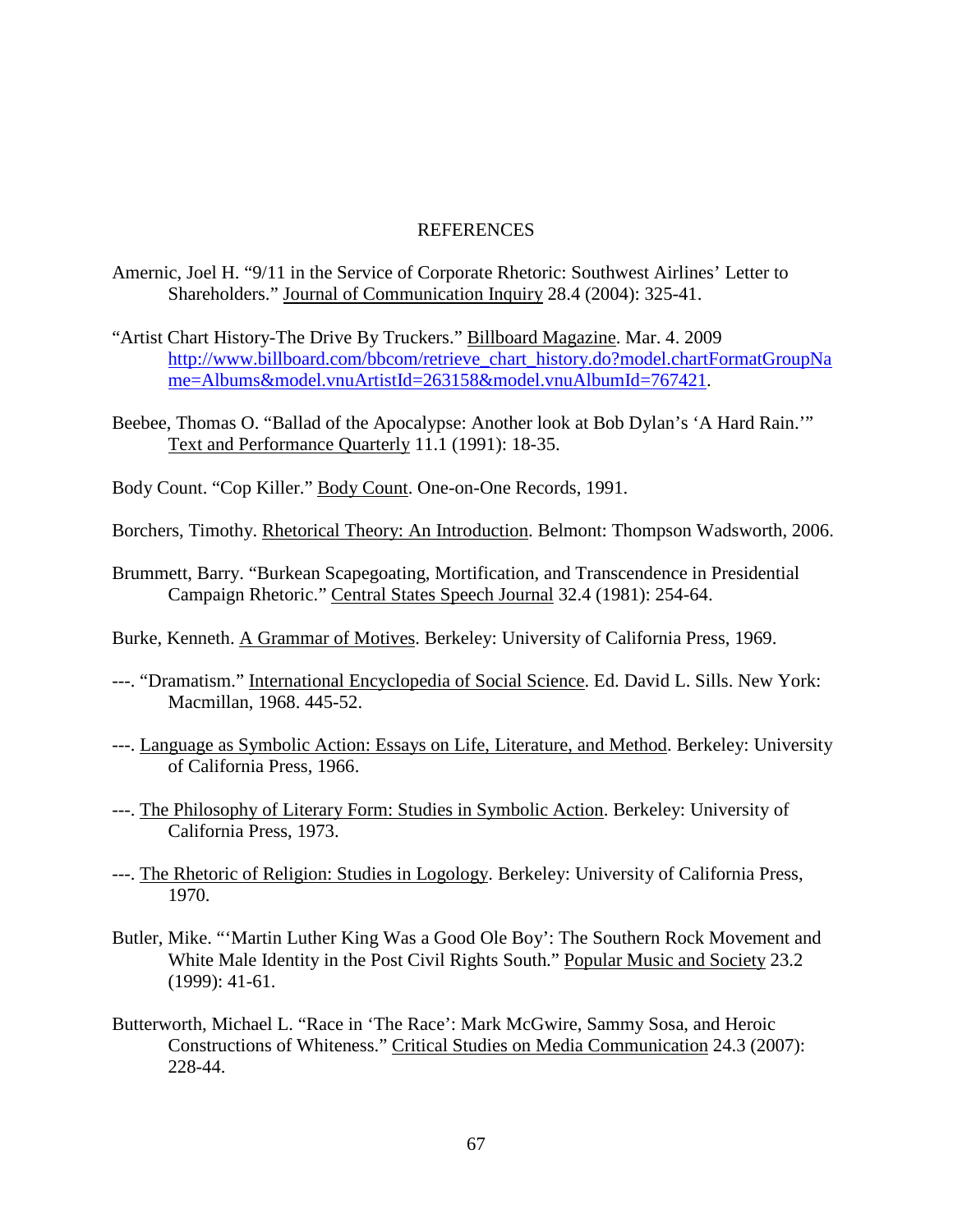# REFERENCES

Amernic, Joel H. "9/11 in the Service of Corporate Rhetoric: Southwest Airlines' Letter to Shareholders." Journal of Communication Inquiry 28.4 (2004): 325-41.

"Artist Chart History-The Drive By Truckers." Billboard Magazine. Mar. 4. 2009 http://www.billboard.com/bbcom/retrieve_chart_history.do?model.chartFormatGroupName=Albums&model.vnuArtistId=263158&model.vnuAlbumId=767421.

Beebee, Thomas O. "Ballad of the Apocalypse: Another look at Bob Dylan's 'A Hard Rain.'" Text and Performance Quarterly 11.1 (1991): 18-35.

Body Count. "Cop Killer." Body Count. One-on-One Records, 1991.

Borchers, Timothy. Rhetorical Theory: An Introduction. Belmont: Thompson Wadsworth, 2006.

Brummett, Barry. "Burkean Scapegoating, Mortification, and Transcendence in Presidential Campaign Rhetoric." Central States Speech Journal 32.4 (1981): 254-64.

Burke, Kenneth. A Grammar of Motives. Berkeley: University of California Press, 1969.

---. "Dramatism." International Encyclopedia of Social Science. Ed. David L. Sills. New York: Macmillan, 1968. 445-52.

---. Language as Symbolic Action: Essays on Life, Literature, and Method. Berkeley: University of California Press, 1966.

---. The Philosophy of Literary Form: Studies in Symbolic Action. Berkeley: University of California Press, 1973.

---. The Rhetoric of Religion: Studies in Logology. Berkeley: University of California Press, 1970.

Butler, Mike. "'Martin Luther King Was a Good Ole Boy': The Southern Rock Movement and White Male Identity in the Post Civil Rights South." Popular Music and Society 23.2 (1999): 41-61.

Butterworth, Michael L. "Race in 'The Race': Mark McGwire, Sammy Sosa, and Heroic Constructions of Whiteness." Critical Studies on Media Communication 24.3 (2007): 228-44.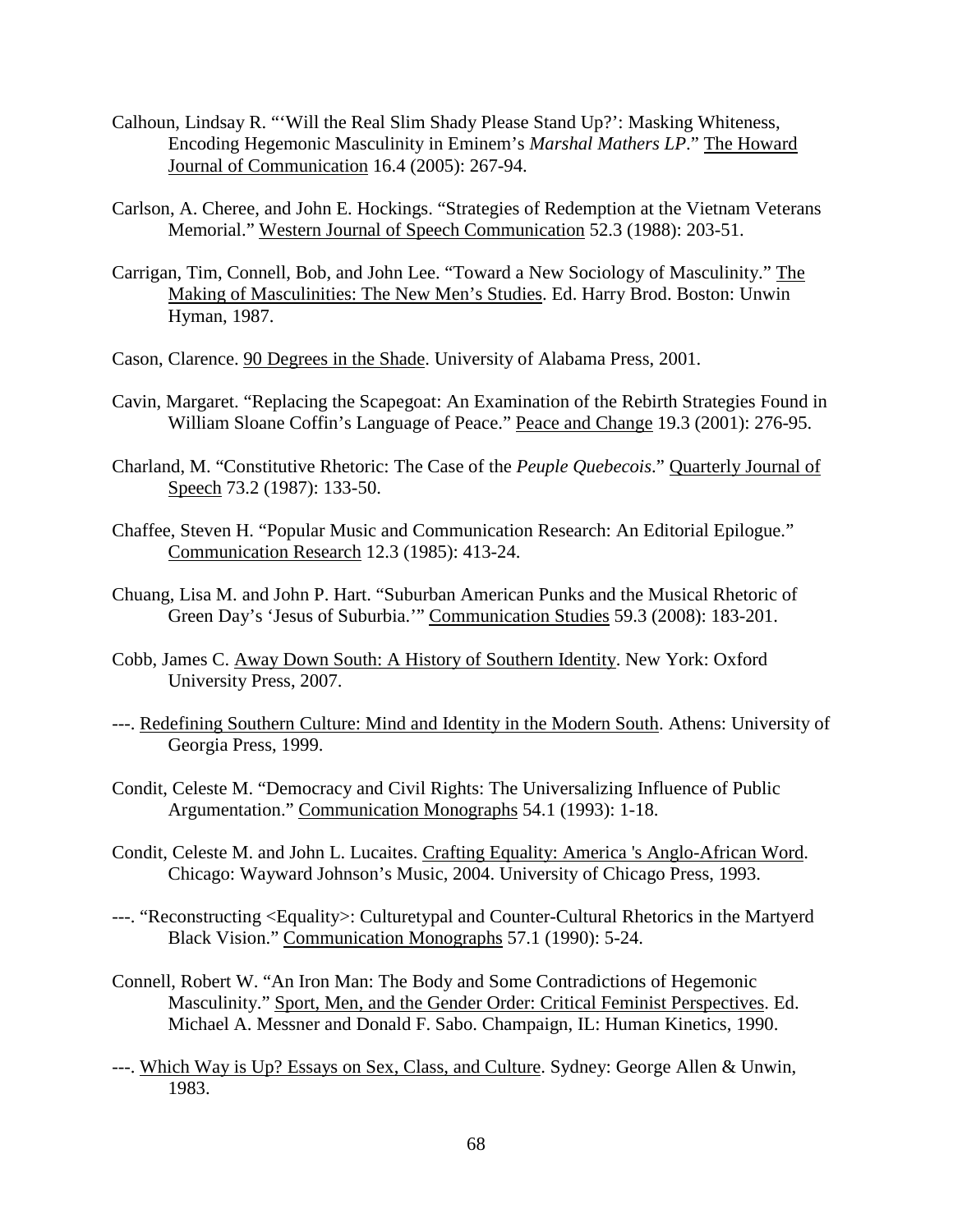Calhoun, Lindsay R. "'Will the Real Slim Shady Please Stand Up?': Masking Whiteness, Encoding Hegemonic Masculinity in Eminem's *Marshal Mathers LP*." The Howard Journal of Communication 16.4 (2005): 267-94.

Carlson, A. Cheree, and John E. Hockings. "Strategies of Redemption at the Vietnam Veterans Memorial." Western Journal of Speech Communication 52.3 (1988): 203-51.

Carrigan, Tim, Connell, Bob, and John Lee. "Toward a New Sociology of Masculinity." The Making of Masculinities: The New Men's Studies. Ed. Harry Brod. Boston: Unwin Hyman, 1987.

Cason, Clarence. 90 Degrees in the Shade. University of Alabama Press, 2001.

Cavin, Margaret. "Replacing the Scapegoat: An Examination of the Rebirth Strategies Found in William Sloane Coffin's Language of Peace." Peace and Change 19.3 (2001): 276-95.

Charland, M. "Constitutive Rhetoric: The Case of the *Peuple Quebecois*." Quarterly Journal of Speech 73.2 (1987): 133-50.

Chaffee, Steven H. "Popular Music and Communication Research: An Editorial Epilogue." Communication Research 12.3 (1985): 413-24.

Chuang, Lisa M. and John P. Hart. "Suburban American Punks and the Musical Rhetoric of Green Day's 'Jesus of Suburbia.'" Communication Studies 59.3 (2008): 183-201.

Cobb, James C. Away Down South: A History of Southern Identity. New York: Oxford University Press, 2007.

---. Redefining Southern Culture: Mind and Identity in the Modern South. Athens: University of Georgia Press, 1999.

Condit, Celeste M. "Democracy and Civil Rights: The Universalizing Influence of Public Argumentation." Communication Monographs 54.1 (1993): 1-18.

Condit, Celeste M. and John L. Lucaites. Crafting Equality: America 's Anglo-African Word. Chicago: Wayward Johnson's Music, 2004. University of Chicago Press, 1993.

---. "Reconstructing <Equality>: Culturetypal and Counter-Cultural Rhetorics in the Martyerd Black Vision." Communication Monographs 57.1 (1990): 5-24.

Connell, Robert W. "An Iron Man: The Body and Some Contradictions of Hegemonic Masculinity." Sport, Men, and the Gender Order: Critical Feminist Perspectives. Ed. Michael A. Messner and Donald F. Sabo. Champaign, IL: Human Kinetics, 1990.

---. Which Way is Up? Essays on Sex, Class, and Culture. Sydney: George Allen & Unwin, 1983.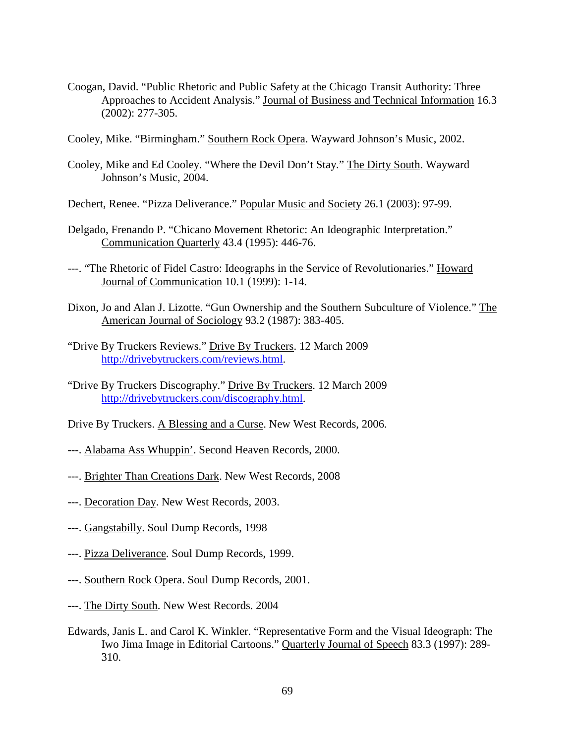Coogan, David. “Public Rhetoric and Public Safety at the Chicago Transit Authority: Three Approaches to Accident Analysis.” Journal of Business and Technical Information 16.3 (2002): 277-305.

Cooley, Mike. “Birmingham.” Southern Rock Opera. Wayward Johnson’s Music, 2002.

Cooley, Mike and Ed Cooley. “Where the Devil Don’t Stay.” The Dirty South. Wayward Johnson’s Music, 2004.

Dechert, Renee. “Pizza Deliverance.” Popular Music and Society 26.1 (2003): 97-99.

Delgado, Frenando P. “Chicano Movement Rhetoric: An Ideographic Interpretation.” Communication Quarterly 43.4 (1995): 446-76.

---. “The Rhetoric of Fidel Castro: Ideographs in the Service of Revolutionaries.” Howard Journal of Communication 10.1 (1999): 1-14.

Dixon, Jo and Alan J. Lizotte. “Gun Ownership and the Southern Subculture of Violence.” The American Journal of Sociology 93.2 (1987): 383-405.

“Drive By Truckers Reviews.” Drive By Truckers. 12 March 2009 http://drivebytruckers.com/reviews.html.

“Drive By Truckers Discography.” Drive By Truckers. 12 March 2009 http://drivebytruckers.com/discography.html.

Drive By Truckers. A Blessing and a Curse. New West Records, 2006.

---. Alabama Ass Whuppin’. Second Heaven Records, 2000.

---. Brighter Than Creations Dark. New West Records, 2008

---. Decoration Day. New West Records, 2003.

---. Gangstabilly. Soul Dump Records, 1998

---. Pizza Deliverance. Soul Dump Records, 1999.

---. Southern Rock Opera. Soul Dump Records, 2001.

---. The Dirty South. New West Records. 2004

Edwards, Janis L. and Carol K. Winkler. “Representative Form and the Visual Ideograph: The Iwo Jima Image in Editorial Cartoons.” Quarterly Journal of Speech 83.3 (1997): 289-310.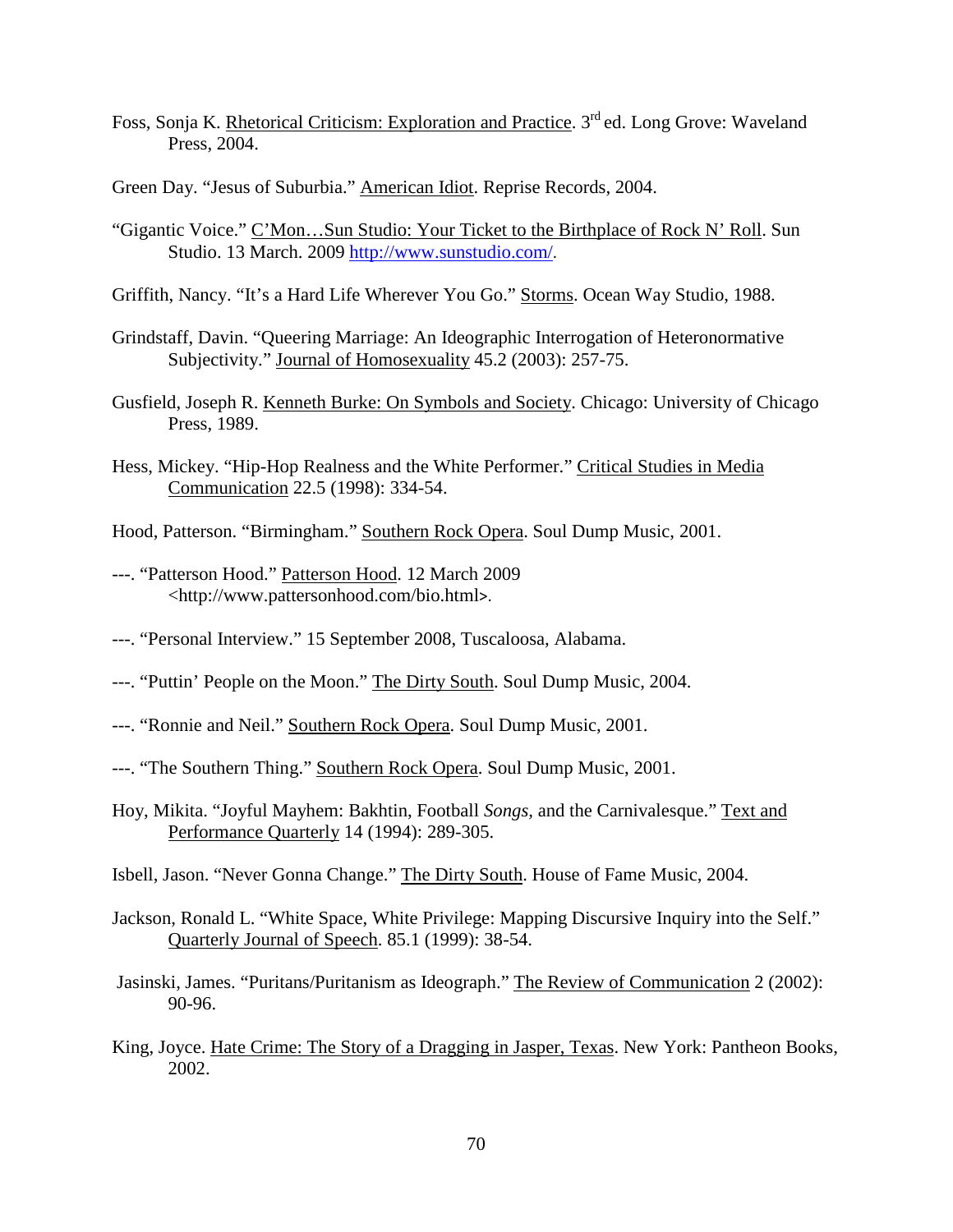Foss, Sonja K. Rhetorical Criticism: Exploration and Practice. 3rd ed. Long Grove: Waveland Press, 2004.

Green Day. "Jesus of Suburbia." American Idiot. Reprise Records, 2004.

"Gigantic Voice." C'Mon…Sun Studio: Your Ticket to the Birthplace of Rock N' Roll. Sun Studio. 13 March. 2009 http://www.sunstudio.com/.

Griffith, Nancy. "It's a Hard Life Wherever You Go." Storms. Ocean Way Studio, 1988.

Grindstaff, Davin. "Queering Marriage: An Ideographic Interrogation of Heteronormative Subjectivity." Journal of Homosexuality 45.2 (2003): 257-75.

Gusfield, Joseph R. Kenneth Burke: On Symbols and Society. Chicago: University of Chicago Press, 1989.

Hess, Mickey. "Hip-Hop Realness and the White Performer." Critical Studies in Media Communication 22.5 (1998): 334-54.

Hood, Patterson. "Birmingham." Southern Rock Opera. Soul Dump Music, 2001.

---. "Patterson Hood." Patterson Hood. 12 March 2009 <http://www.pattersonhood.com/bio.html>.

---. "Personal Interview." 15 September 2008, Tuscaloosa, Alabama.

---. "Puttin' People on the Moon." The Dirty South. Soul Dump Music, 2004.

---. "Ronnie and Neil." Southern Rock Opera. Soul Dump Music, 2001.

---. "The Southern Thing." Southern Rock Opera. Soul Dump Music, 2001.

Hoy, Mikita. "Joyful Mayhem: Bakhtin, Football *Songs*, and the Carnivalesque." Text and Performance Quarterly 14 (1994): 289-305.

Isbell, Jason. "Never Gonna Change." The Dirty South. House of Fame Music, 2004.

Jackson, Ronald L. "White Space, White Privilege: Mapping Discursive Inquiry into the Self." Quarterly Journal of Speech. 85.1 (1999): 38-54.

Jasinski, James. "Puritans/Puritanism as Ideograph." The Review of Communication 2 (2002): 90-96.

King, Joyce. Hate Crime: The Story of a Dragging in Jasper, Texas. New York: Pantheon Books, 2002.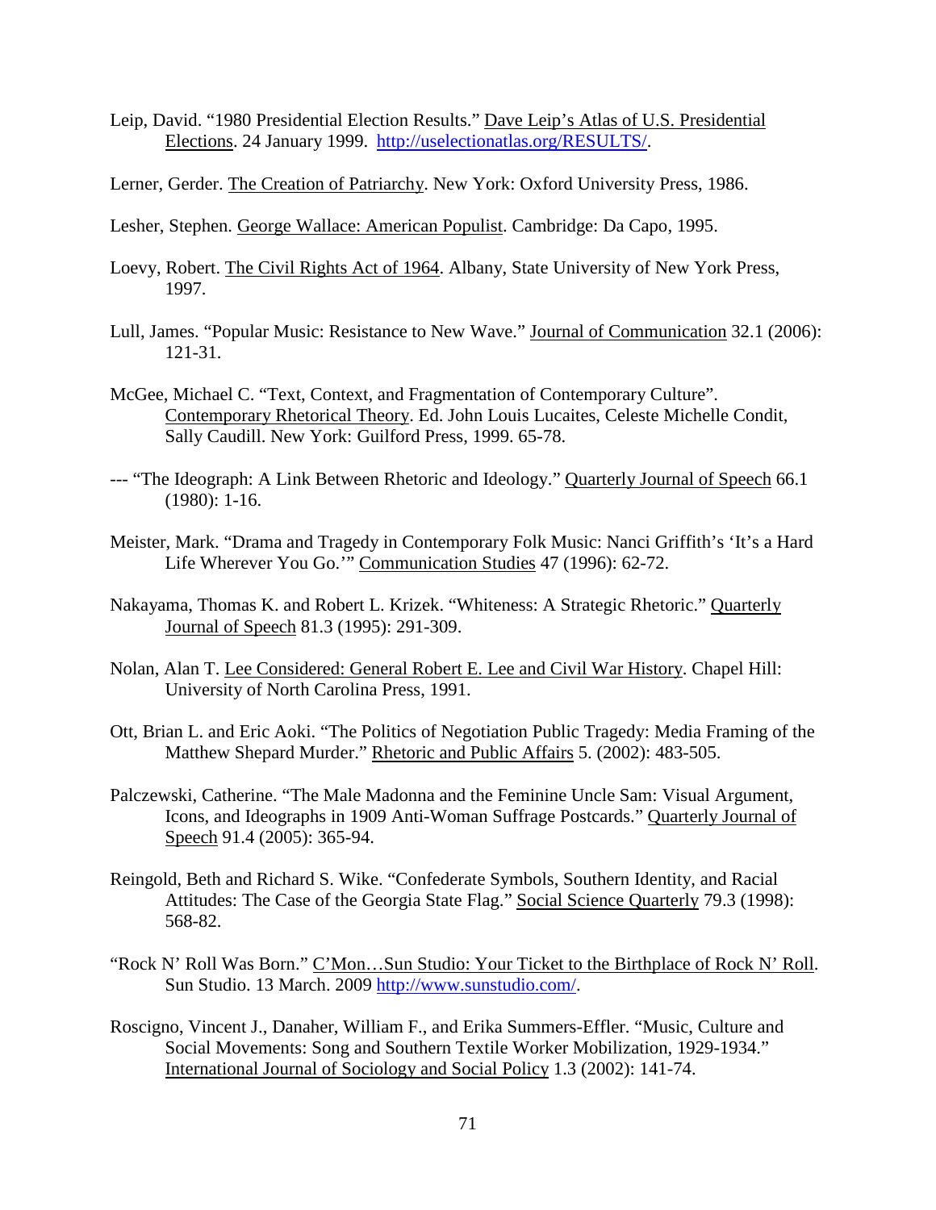Leip, David. "1980 Presidential Election Results." Dave Leip's Atlas of U.S. Presidential Elections. 24 January 1999. http://uselectionatlas.org/RESULTS/.

Lerner, Gerder. The Creation of Patriarchy. New York: Oxford University Press, 1986.

Lesher, Stephen. George Wallace: American Populist. Cambridge: Da Capo, 1995.

Loevy, Robert. The Civil Rights Act of 1964. Albany, State University of New York Press, 1997.

Lull, James. "Popular Music: Resistance to New Wave." Journal of Communication 32.1 (2006): 121-31.

McGee, Michael C. "Text, Context, and Fragmentation of Contemporary Culture". Contemporary Rhetorical Theory. Ed. John Louis Lucaites, Celeste Michelle Condit, Sally Caudill. New York: Guilford Press, 1999. 65-78.

--- "The Ideograph: A Link Between Rhetoric and Ideology." Quarterly Journal of Speech 66.1 (1980): 1-16.

Meister, Mark. "Drama and Tragedy in Contemporary Folk Music: Nanci Griffith's 'It's a Hard Life Wherever You Go.'" Communication Studies 47 (1996): 62-72.

Nakayama, Thomas K. and Robert L. Krizek. "Whiteness: A Strategic Rhetoric." Quarterly Journal of Speech 81.3 (1995): 291-309.

Nolan, Alan T. Lee Considered: General Robert E. Lee and Civil War History. Chapel Hill: University of North Carolina Press, 1991.

Ott, Brian L. and Eric Aoki. "The Politics of Negotiation Public Tragedy: Media Framing of the Matthew Shepard Murder." Rhetoric and Public Affairs 5. (2002): 483-505.

Palczewski, Catherine. "The Male Madonna and the Feminine Uncle Sam: Visual Argument, Icons, and Ideographs in 1909 Anti-Woman Suffrage Postcards." Quarterly Journal of Speech 91.4 (2005): 365-94.

Reingold, Beth and Richard S. Wike. "Confederate Symbols, Southern Identity, and Racial Attitudes: The Case of the Georgia State Flag." Social Science Quarterly 79.3 (1998): 568-82.

"Rock N' Roll Was Born." C'Mon…Sun Studio: Your Ticket to the Birthplace of Rock N' Roll. Sun Studio. 13 March. 2009 http://www.sunstudio.com/.

Roscigno, Vincent J., Danaher, William F., and Erika Summers-Effler. "Music, Culture and Social Movements: Song and Southern Textile Worker Mobilization, 1929-1934." International Journal of Sociology and Social Policy 1.3 (2002): 141-74.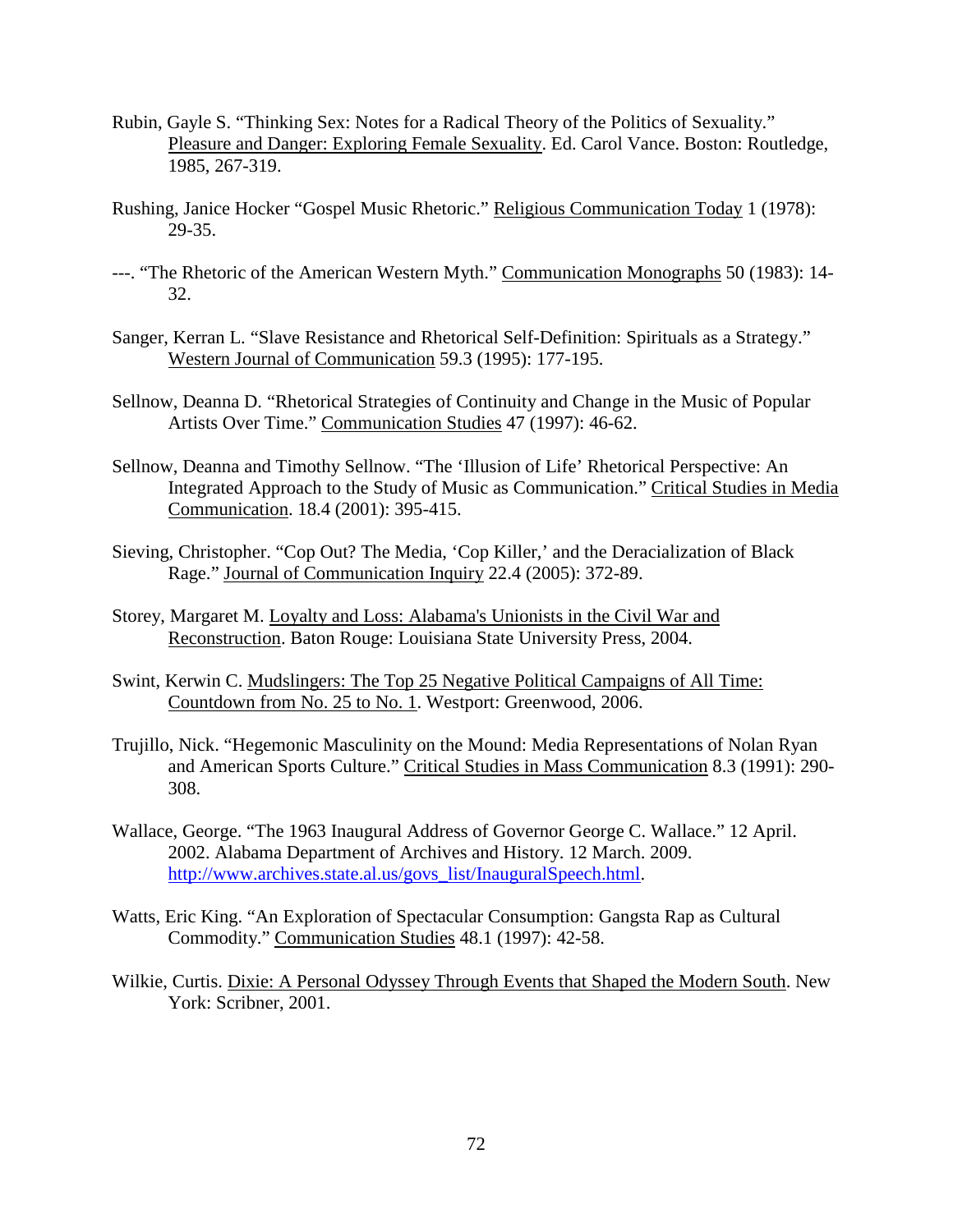Rubin, Gayle S. "Thinking Sex: Notes for a Radical Theory of the Politics of Sexuality." Pleasure and Danger: Exploring Female Sexuality. Ed. Carol Vance. Boston: Routledge, 1985, 267-319.

Rushing, Janice Hocker "Gospel Music Rhetoric." Religious Communication Today 1 (1978): 29-35.

---. "The Rhetoric of the American Western Myth." Communication Monographs 50 (1983): 14-32.

Sanger, Kerran L. "Slave Resistance and Rhetorical Self-Definition: Spirituals as a Strategy." Western Journal of Communication 59.3 (1995): 177-195.

Sellnow, Deanna D. "Rhetorical Strategies of Continuity and Change in the Music of Popular Artists Over Time." Communication Studies 47 (1997): 46-62.

Sellnow, Deanna and Timothy Sellnow. "The 'Illusion of Life' Rhetorical Perspective: An Integrated Approach to the Study of Music as Communication." Critical Studies in Media Communication. 18.4 (2001): 395-415.

Sieving, Christopher. "Cop Out? The Media, 'Cop Killer,' and the Deracialization of Black Rage." Journal of Communication Inquiry 22.4 (2005): 372-89.

Storey, Margaret M. Loyalty and Loss: Alabama's Unionists in the Civil War and Reconstruction. Baton Rouge: Louisiana State University Press, 2004.

Swint, Kerwin C. Mudslingers: The Top 25 Negative Political Campaigns of All Time: Countdown from No. 25 to No. 1. Westport: Greenwood, 2006.

Trujillo, Nick. "Hegemonic Masculinity on the Mound: Media Representations of Nolan Ryan and American Sports Culture." Critical Studies in Mass Communication 8.3 (1991): 290-308.

Wallace, George. "The 1963 Inaugural Address of Governor George C. Wallace." 12 April. 2002. Alabama Department of Archives and History. 12 March. 2009. http://www.archives.state.al.us/govs_list/InauguralSpeech.html.

Watts, Eric King. "An Exploration of Spectacular Consumption: Gangsta Rap as Cultural Commodity." Communication Studies 48.1 (1997): 42-58.

Wilkie, Curtis. Dixie: A Personal Odyssey Through Events that Shaped the Modern South. New York: Scribner, 2001.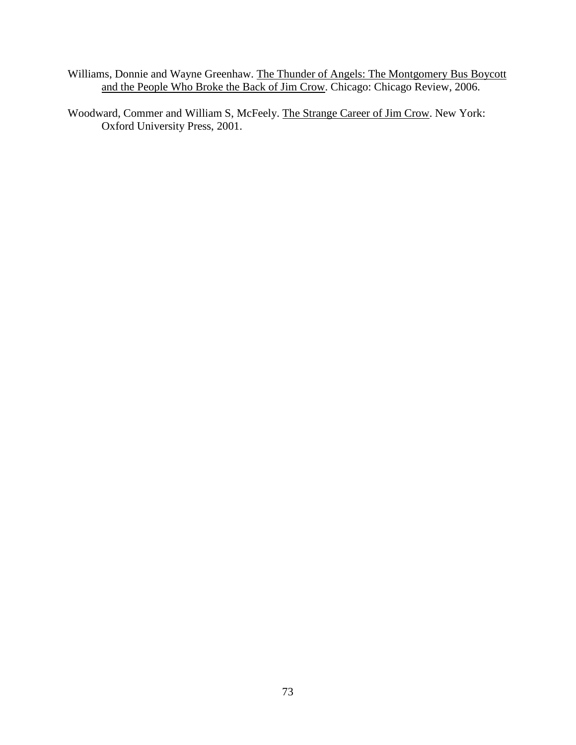Williams, Donnie and Wayne Greenhaw. The Thunder of Angels: The Montgomery Bus Boycott and the People Who Broke the Back of Jim Crow. Chicago: Chicago Review, 2006.

Woodward, Commer and William S, McFeely. The Strange Career of Jim Crow. New York: Oxford University Press, 2001.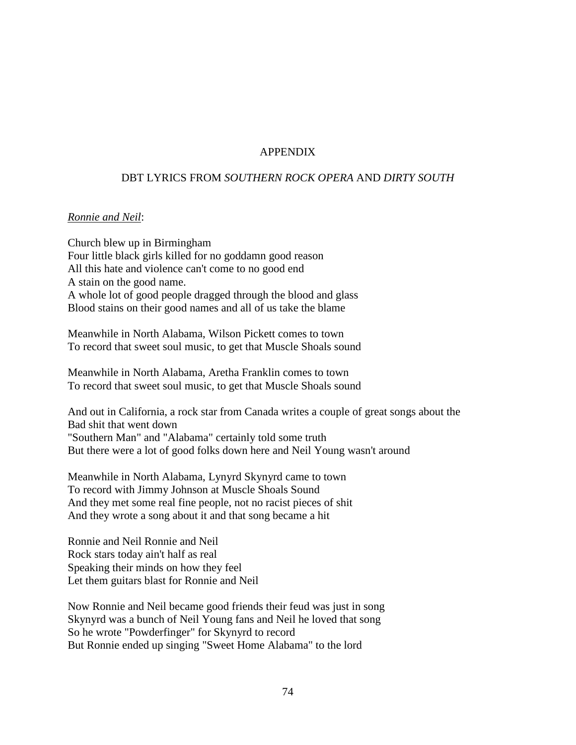# APPENDIX

## DBT LYRICS FROM *SOUTHERN ROCK OPERA* AND *DIRTY SOUTH*

<u>*Ronnie and Neil*</u>:

Church blew up in Birmingham
Four little black girls killed for no goddamn good reason
All this hate and violence can't come to no good end
A stain on the good name.
A whole lot of good people dragged through the blood and glass
Blood stains on their good names and all of us take the blame

Meanwhile in North Alabama, Wilson Pickett comes to town
To record that sweet soul music, to get that Muscle Shoals sound

Meanwhile in North Alabama, Aretha Franklin comes to town
To record that sweet soul music, to get that Muscle Shoals sound

And out in California, a rock star from Canada writes a couple of great songs about the
Bad shit that went down
"Southern Man" and "Alabama" certainly told some truth
But there were a lot of good folks down here and Neil Young wasn't around

Meanwhile in North Alabama, Lynyrd Skynyrd came to town
To record with Jimmy Johnson at Muscle Shoals Sound
And they met some real fine people, not no racist pieces of shit
And they wrote a song about it and that song became a hit

Ronnie and Neil Ronnie and Neil
Rock stars today ain't half as real
Speaking their minds on how they feel
Let them guitars blast for Ronnie and Neil

Now Ronnie and Neil became good friends their feud was just in song
Skynyrd was a bunch of Neil Young fans and Neil he loved that song
So he wrote "Powderfinger" for Skynyrd to record
But Ronnie ended up singing "Sweet Home Alabama" to the lord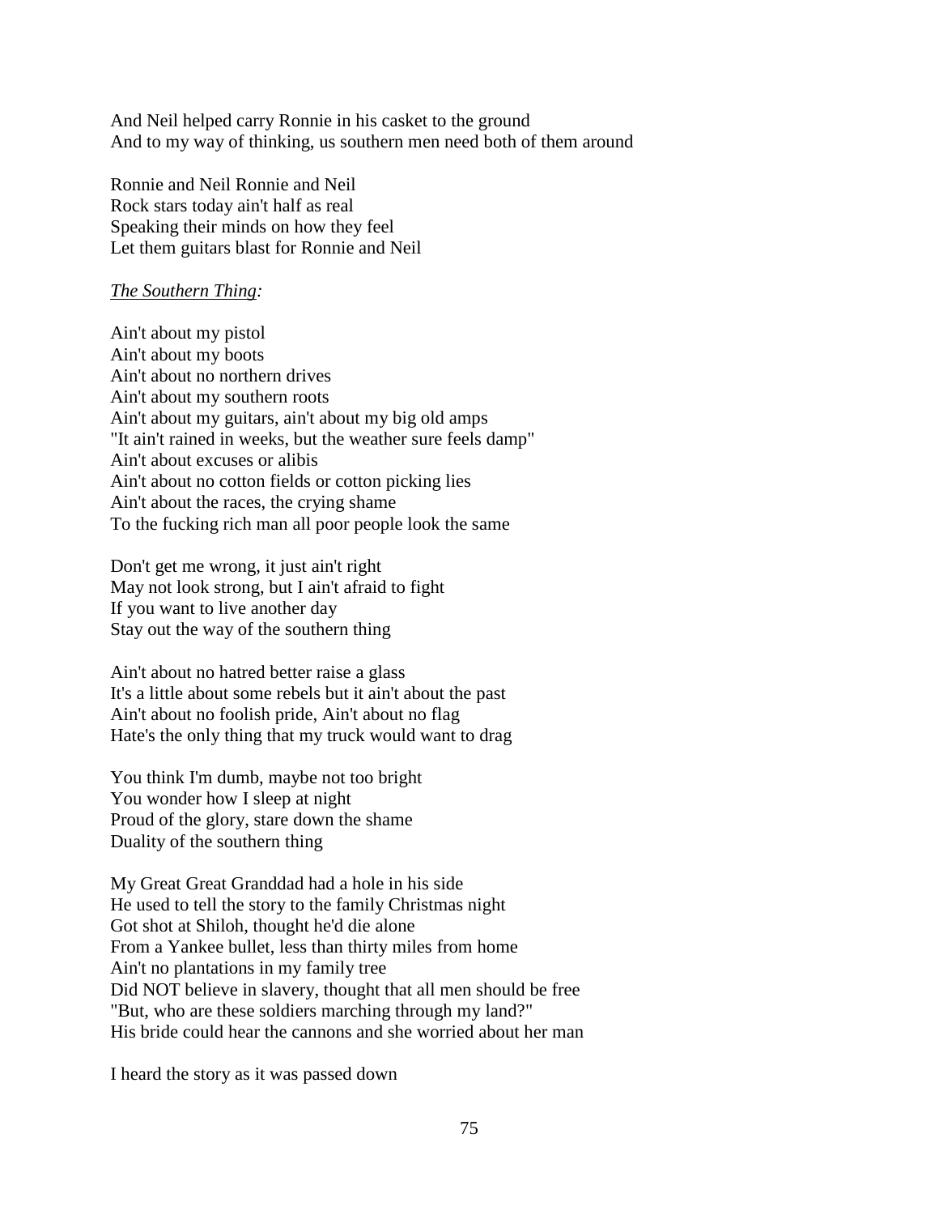And Neil helped carry Ronnie in his casket to the ground
And to my way of thinking, us southern men need both of them around

Ronnie and Neil Ronnie and Neil
Rock stars today ain't half as real
Speaking their minds on how they feel
Let them guitars blast for Ronnie and Neil

*The Southern Thing:*

Ain't about my pistol
Ain't about my boots
Ain't about no northern drives
Ain't about my southern roots
Ain't about my guitars, ain't about my big old amps
"It ain't rained in weeks, but the weather sure feels damp"
Ain't about excuses or alibis
Ain't about no cotton fields or cotton picking lies
Ain't about the races, the crying shame
To the fucking rich man all poor people look the same

Don't get me wrong, it just ain't right
May not look strong, but I ain't afraid to fight
If you want to live another day
Stay out the way of the southern thing

Ain't about no hatred better raise a glass
It's a little about some rebels but it ain't about the past
Ain't about no foolish pride, Ain't about no flag
Hate's the only thing that my truck would want to drag

You think I'm dumb, maybe not too bright
You wonder how I sleep at night
Proud of the glory, stare down the shame
Duality of the southern thing

My Great Great Granddad had a hole in his side
He used to tell the story to the family Christmas night
Got shot at Shiloh, thought he'd die alone
From a Yankee bullet, less than thirty miles from home
Ain't no plantations in my family tree
Did NOT believe in slavery, thought that all men should be free
"But, who are these soldiers marching through my land?"
His bride could hear the cannons and she worried about her man

I heard the story as it was passed down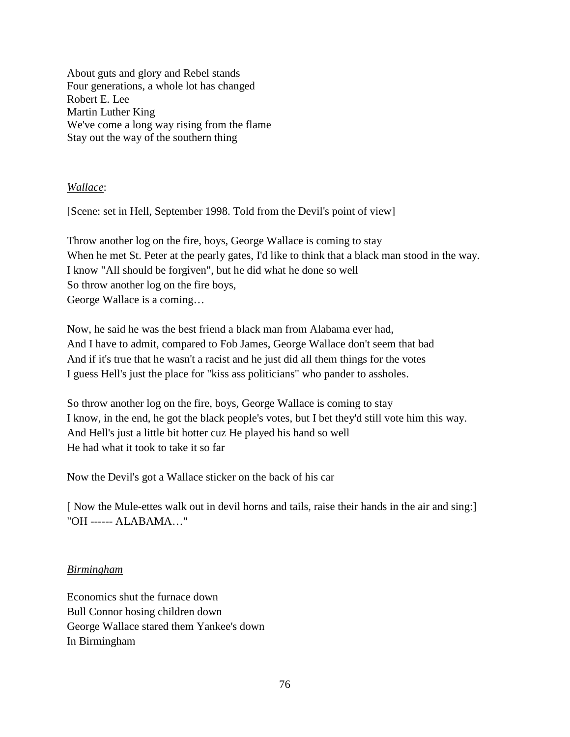About guts and glory and Rebel stands
Four generations, a whole lot has changed
Robert E. Lee
Martin Luther King
We've come a long way rising from the flame
Stay out the way of the southern thing

_Wallace_:

[Scene: set in Hell, September 1998. Told from the Devil's point of view]

Throw another log on the fire, boys, George Wallace is coming to stay
When he met St. Peter at the pearly gates, I'd like to think that a black man stood in the way.
I know "All should be forgiven", but he did what he done so well
So throw another log on the fire boys,
George Wallace is a coming…

Now, he said he was the best friend a black man from Alabama ever had,
And I have to admit, compared to Fob James, George Wallace don't seem that bad
And if it's true that he wasn't a racist and he just did all them things for the votes
I guess Hell's just the place for "kiss ass politicians" who pander to assholes.

So throw another log on the fire, boys, George Wallace is coming to stay
I know, in the end, he got the black people's votes, but I bet they'd still vote him this way.
And Hell's just a little bit hotter cuz He played his hand so well
He had what it took to take it so far

Now the Devil's got a Wallace sticker on the back of his car

[ Now the Mule-ettes walk out in devil horns and tails, raise their hands in the air and sing:]
"OH ------ ALABAMA…"

_Birmingham_

Economics shut the furnace down
Bull Connor hosing children down
George Wallace stared them Yankee's down
In Birmingham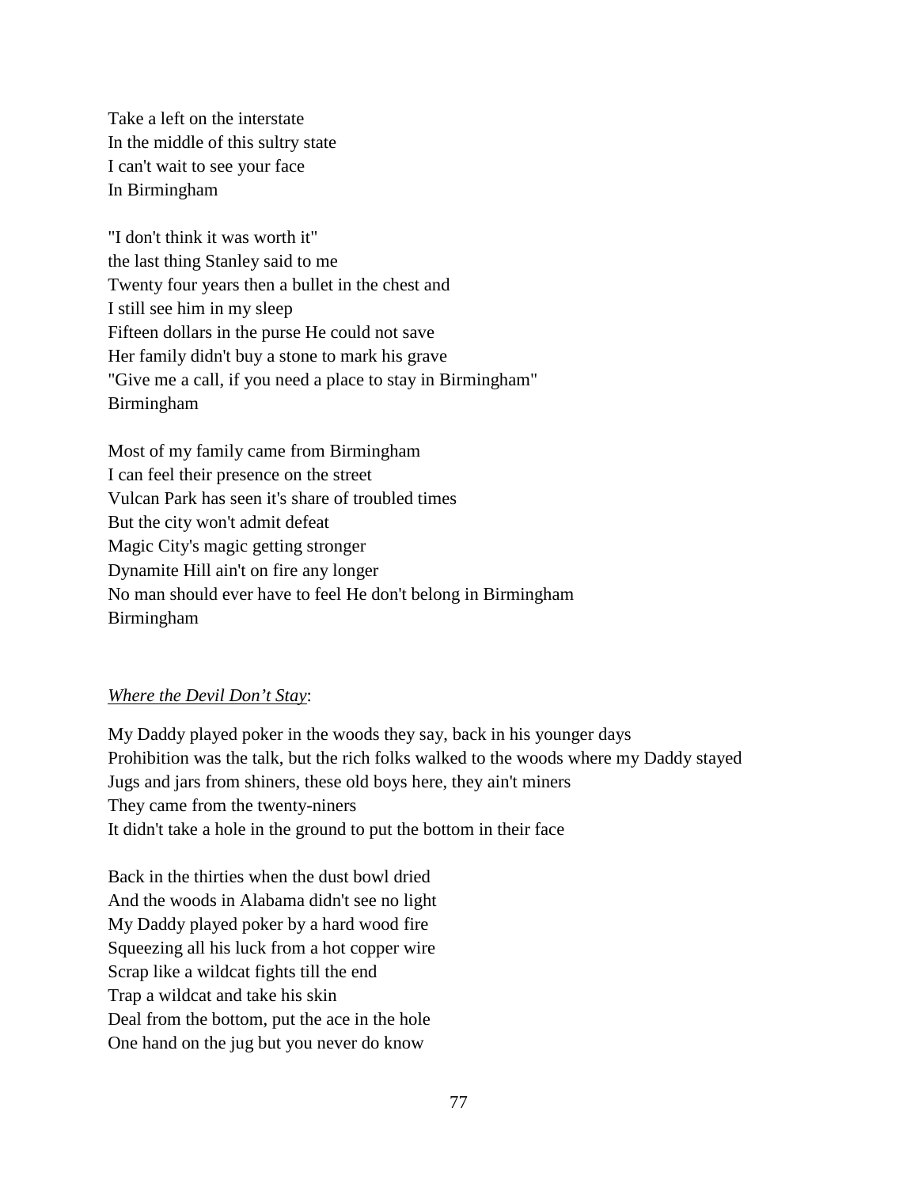Take a left on the interstate
In the middle of this sultry state
I can't wait to see your face
In Birmingham

"I don't think it was worth it"
the last thing Stanley said to me
Twenty four years then a bullet in the chest and
I still see him in my sleep
Fifteen dollars in the purse He could not save
Her family didn't buy a stone to mark his grave
"Give me a call, if you need a place to stay in Birmingham"
Birmingham

Most of my family came from Birmingham
I can feel their presence on the street
Vulcan Park has seen it's share of troubled times
But the city won't admit defeat
Magic City's magic getting stronger
Dynamite Hill ain't on fire any longer
No man should ever have to feel He don't belong in Birmingham
Birmingham

*Where the Devil Don't Stay*:

My Daddy played poker in the woods they say, back in his younger days
Prohibition was the talk, but the rich folks walked to the woods where my Daddy stayed
Jugs and jars from shiners, these old boys here, they ain't miners
They came from the twenty-niners
It didn't take a hole in the ground to put the bottom in their face

Back in the thirties when the dust bowl dried
And the woods in Alabama didn't see no light
My Daddy played poker by a hard wood fire
Squeezing all his luck from a hot copper wire
Scrap like a wildcat fights till the end
Trap a wildcat and take his skin
Deal from the bottom, put the ace in the hole
One hand on the jug but you never do know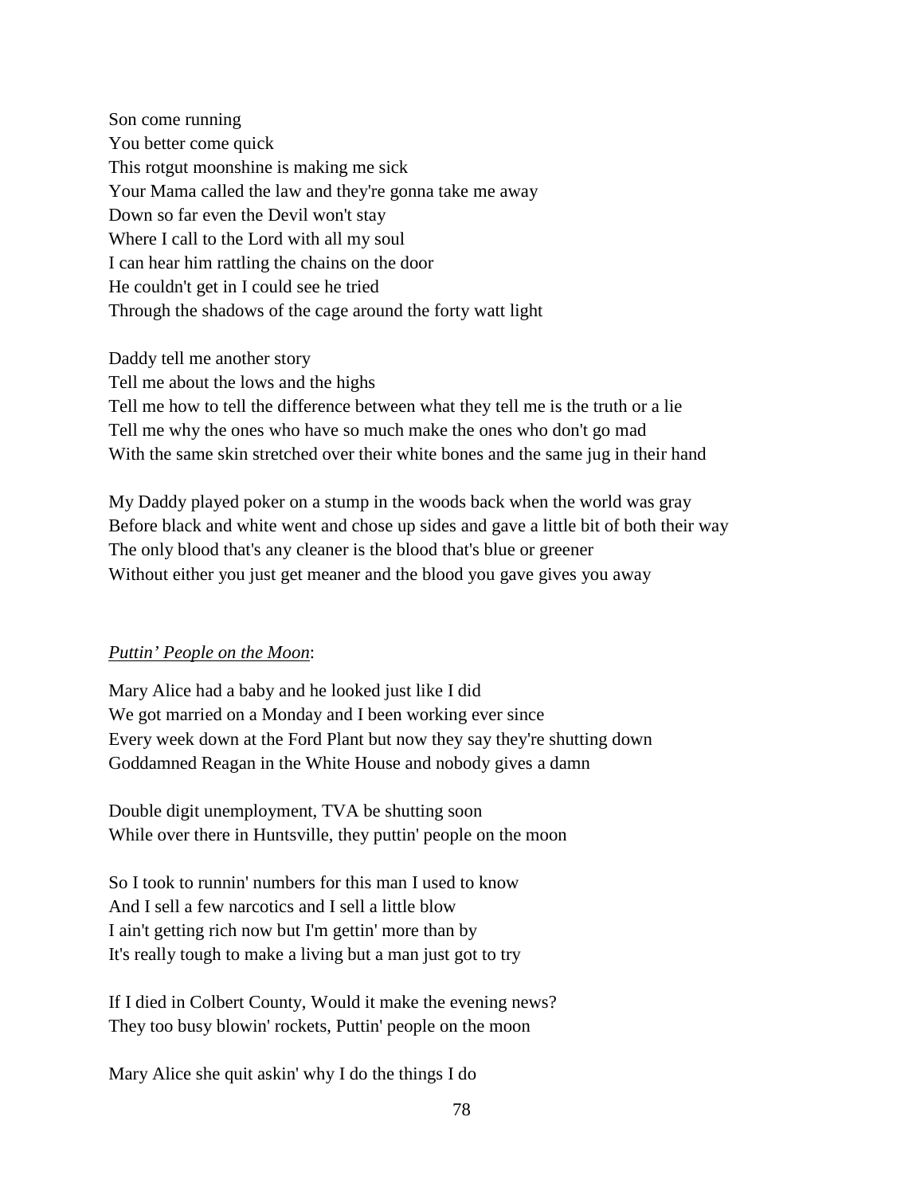Son come running
You better come quick
This rotgut moonshine is making me sick
Your Mama called the law and they're gonna take me away
Down so far even the Devil won't stay
Where I call to the Lord with all my soul
I can hear him rattling the chains on the door
He couldn't get in I could see he tried
Through the shadows of the cage around the forty watt light

Daddy tell me another story
Tell me about the lows and the highs
Tell me how to tell the difference between what they tell me is the truth or a lie
Tell me why the ones who have so much make the ones who don't go mad
With the same skin stretched over their white bones and the same jug in their hand

My Daddy played poker on a stump in the woods back when the world was gray
Before black and white went and chose up sides and gave a little bit of both their way
The only blood that's any cleaner is the blood that's blue or greener
Without either you just get meaner and the blood you gave gives you away

*Puttin' People on the Moon*:

Mary Alice had a baby and he looked just like I did
We got married on a Monday and I been working ever since
Every week down at the Ford Plant but now they say they're shutting down
Goddamned Reagan in the White House and nobody gives a damn

Double digit unemployment, TVA be shutting soon
While over there in Huntsville, they puttin' people on the moon

So I took to runnin' numbers for this man I used to know
And I sell a few narcotics and I sell a little blow
I ain't getting rich now but I'm gettin' more than by
It's really tough to make a living but a man just got to try

If I died in Colbert County, Would it make the evening news?
They too busy blowin' rockets, Puttin' people on the moon

Mary Alice she quit askin' why I do the things I do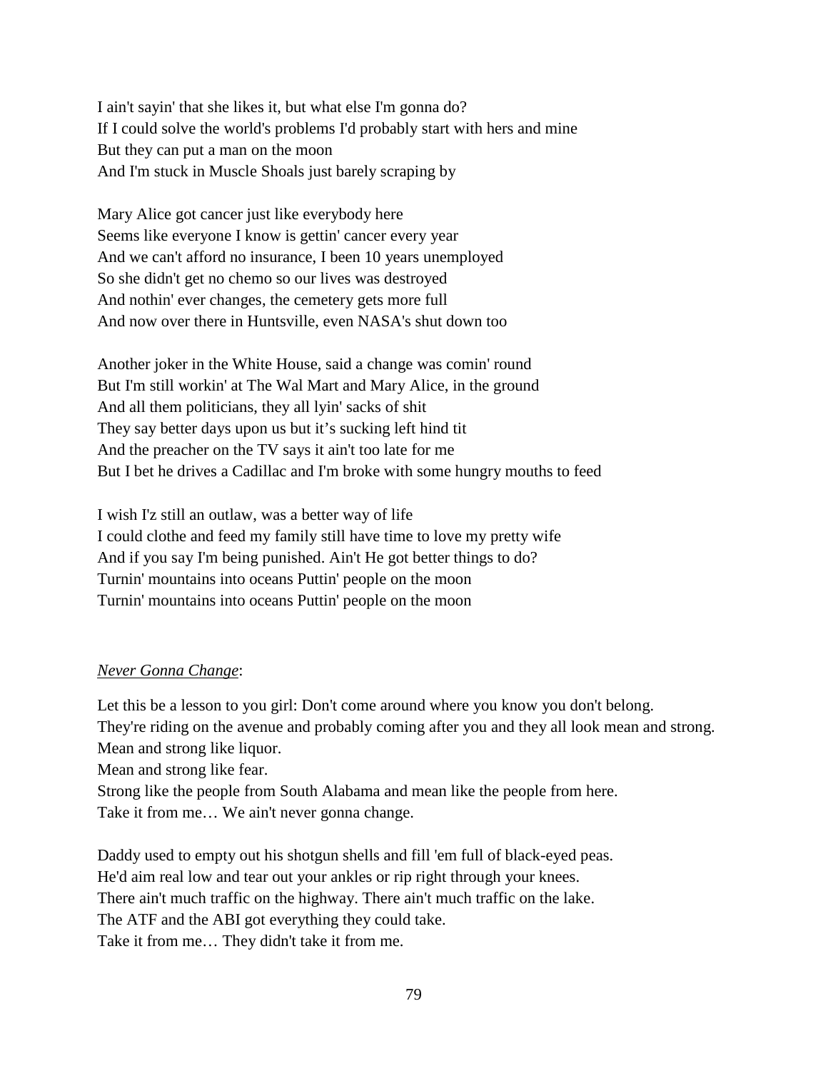I ain't sayin' that she likes it, but what else I'm gonna do?
If I could solve the world's problems I'd probably start with hers and mine
But they can put a man on the moon
And I'm stuck in Muscle Shoals just barely scraping by

Mary Alice got cancer just like everybody here
Seems like everyone I know is gettin' cancer every year
And we can't afford no insurance, I been 10 years unemployed
So she didn't get no chemo so our lives was destroyed
And nothin' ever changes, the cemetery gets more full
And now over there in Huntsville, even NASA's shut down too

Another joker in the White House, said a change was comin' round
But I'm still workin' at The Wal Mart and Mary Alice, in the ground
And all them politicians, they all lyin' sacks of shit
They say better days upon us but it's sucking left hind tit
And the preacher on the TV says it ain't too late for me
But I bet he drives a Cadillac and I'm broke with some hungry mouths to feed

I wish I'z still an outlaw, was a better way of life
I could clothe and feed my family still have time to love my pretty wife
And if you say I'm being punished. Ain't He got better things to do?
Turnin' mountains into oceans Puttin' people on the moon
Turnin' mountains into oceans Puttin' people on the moon

<u>*Never Gonna Change*</u>:

Let this be a lesson to you girl: Don't come around where you know you don't belong.
They're riding on the avenue and probably coming after you and they all look mean and strong.
Mean and strong like liquor.
Mean and strong like fear.
Strong like the people from South Alabama and mean like the people from here.
Take it from me… We ain't never gonna change.

Daddy used to empty out his shotgun shells and fill 'em full of black-eyed peas.
He'd aim real low and tear out your ankles or rip right through your knees.
There ain't much traffic on the highway. There ain't much traffic on the lake.
The ATF and the ABI got everything they could take.
Take it from me… They didn't take it from me.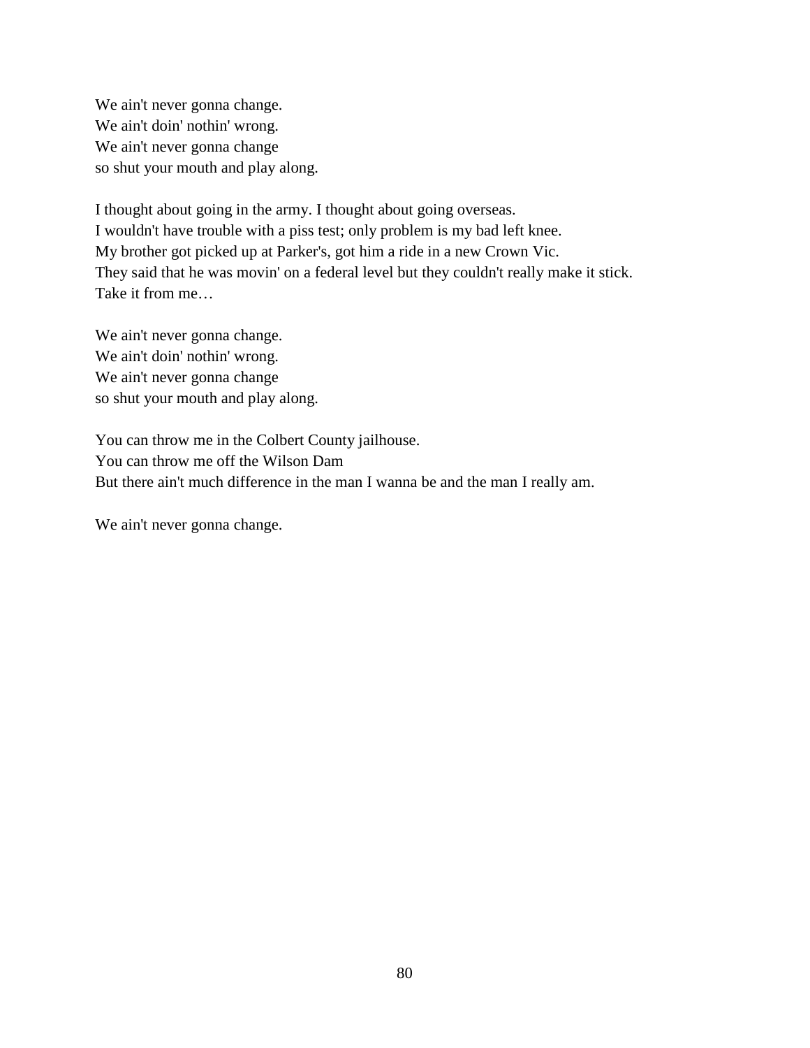We ain't never gonna change.  
We ain't doin' nothin' wrong.  
We ain't never gonna change  
so shut your mouth and play along.

I thought about going in the army. I thought about going overseas.  
I wouldn't have trouble with a piss test; only problem is my bad left knee.  
My brother got picked up at Parker's, got him a ride in a new Crown Vic.  
They said that he was movin' on a federal level but they couldn't really make it stick.  
Take it from me…

We ain't never gonna change.  
We ain't doin' nothin' wrong.  
We ain't never gonna change  
so shut your mouth and play along.

You can throw me in the Colbert County jailhouse.  
You can throw me off the Wilson Dam  
But there ain't much difference in the man I wanna be and the man I really am.

We ain't never gonna change.